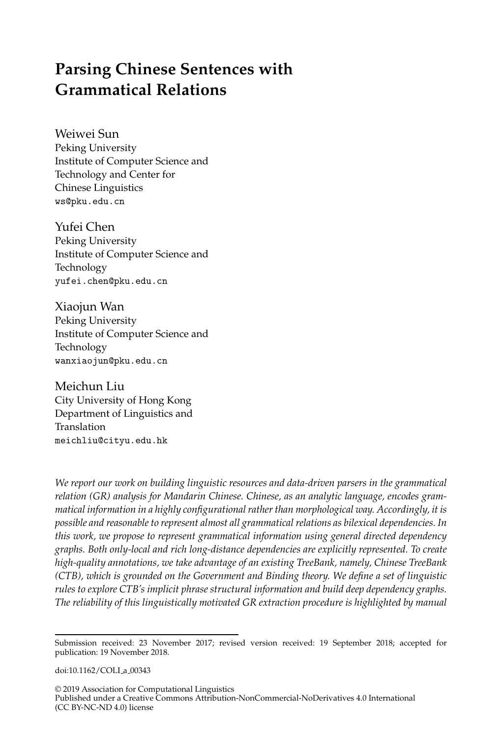# Parsing Chinese Sentences with Grammatical Relations

Weiwei Sun
Peking University
Institute of Computer Science and Technology and Center for Chinese Linguistics
ws@pku.edu.cn

Yufei Chen
Peking University
Institute of Computer Science and Technology
yufei.chen@pku.edu.cn

Xiaojun Wan
Peking University
Institute of Computer Science and Technology
wanxiaojun@pku.edu.cn

Meichun Liu
City University of Hong Kong
Department of Linguistics and Translation
meichliu@cityu.edu.hk

*We report our work on building linguistic resources and data-driven parsers in the grammatical relation (GR) analysis for Mandarin Chinese. Chinese, as an analytic language, encodes grammatical information in a highly configurational rather than morphological way. Accordingly, it is possible and reasonable to represent almost all grammatical relations as bilexical dependencies. In this work, we propose to represent grammatical information using general directed dependency graphs. Both only-local and rich long-distance dependencies are explicitly represented. To create high-quality annotations, we take advantage of an existing TreeBank, namely, Chinese TreeBank (CTB), which is grounded on the Government and Binding theory. We define a set of linguistic rules to explore CTB's implicit phrase structural information and build deep dependency graphs. The reliability of this linguistically motivated GR extraction procedure is highlighted by manual*

---

Submission received: 23 November 2017; revised version received: 19 September 2018; accepted for publication: 19 November 2018.

doi:10.1162/COLI_a_00343

© 2019 Association for Computational Linguistics
Published under a Creative Commons Attribution-NonCommercial-NoDerivatives 4.0 International (CC BY-NC-ND 4.0) license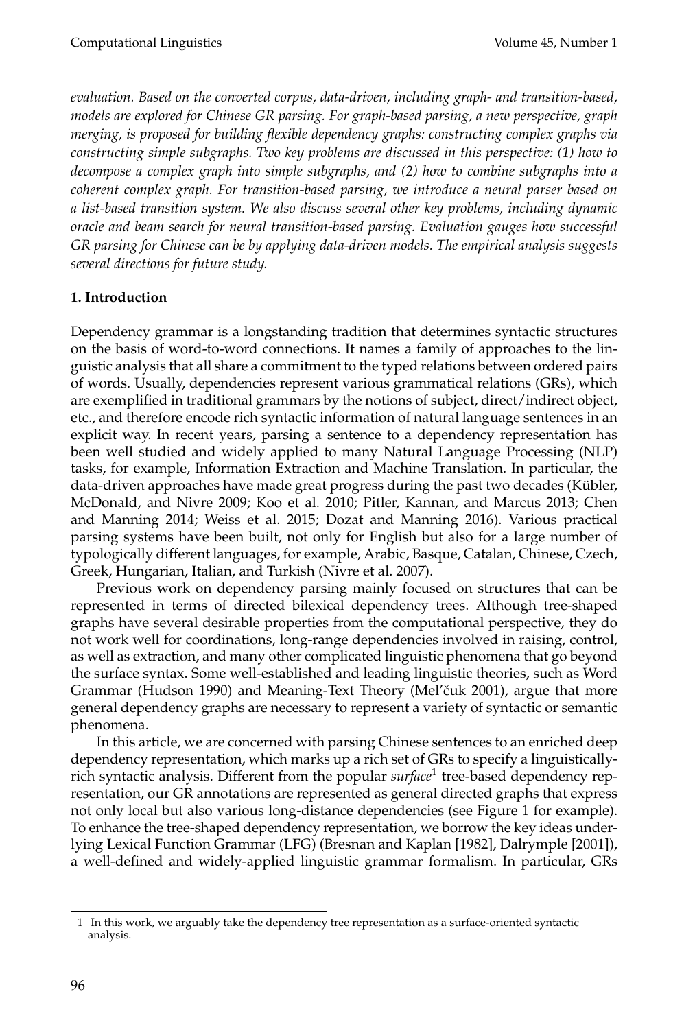*evaluation. Based on the converted corpus, data-driven, including graph- and transition-based, models are explored for Chinese GR parsing. For graph-based parsing, a new perspective, graph merging, is proposed for building flexible dependency graphs: constructing complex graphs via constructing simple subgraphs. Two key problems are discussed in this perspective: (1) how to decompose a complex graph into simple subgraphs, and (2) how to combine subgraphs into a coherent complex graph. For transition-based parsing, we introduce a neural parser based on a list-based transition system. We also discuss several other key problems, including dynamic oracle and beam search for neural transition-based parsing. Evaluation gauges how successful GR parsing for Chinese can be by applying data-driven models. The empirical analysis suggests several directions for future study.*

## 1. Introduction

Dependency grammar is a longstanding tradition that determines syntactic structures on the basis of word-to-word connections. It names a family of approaches to the linguistic analysis that all share a commitment to the typed relations between ordered pairs of words. Usually, dependencies represent various grammatical relations (GRs), which are exemplified in traditional grammars by the notions of subject, direct/indirect object, etc., and therefore encode rich syntactic information of natural language sentences in an explicit way. In recent years, parsing a sentence to a dependency representation has been well studied and widely applied to many Natural Language Processing (NLP) tasks, for example, Information Extraction and Machine Translation. In particular, the data-driven approaches have made great progress during the past two decades (Kübler, McDonald, and Nivre 2009; Koo et al. 2010; Pitler, Kannan, and Marcus 2013; Chen and Manning 2014; Weiss et al. 2015; Dozat and Manning 2016). Various practical parsing systems have been built, not only for English but also for a large number of typologically different languages, for example, Arabic, Basque, Catalan, Chinese, Czech, Greek, Hungarian, Italian, and Turkish (Nivre et al. 2007).

Previous work on dependency parsing mainly focused on structures that can be represented in terms of directed bilexical dependency trees. Although tree-shaped graphs have several desirable properties from the computational perspective, they do not work well for coordinations, long-range dependencies involved in raising, control, as well as extraction, and many other complicated linguistic phenomena that go beyond the surface syntax. Some well-established and leading linguistic theories, such as Word Grammar (Hudson 1990) and Meaning-Text Theory (Mel'čuk 2001), argue that more general dependency graphs are necessary to represent a variety of syntactic or semantic phenomena.

In this article, we are concerned with parsing Chinese sentences to an enriched deep dependency representation, which marks up a rich set of GRs to specify a linguistically-rich syntactic analysis. Different from the popular *surface*[1] tree-based dependency representation, our GR annotations are represented as general directed graphs that express not only local but also various long-distance dependencies (see Figure 1 for example). To enhance the tree-shaped dependency representation, we borrow the key ideas underlying Lexical Function Grammar (LFG) (Bresnan and Kaplan [1982], Dalrymple [2001]), a well-defined and widely-applied linguistic grammar formalism. In particular, GRs

---

1 In this work, we arguably take the dependency tree representation as a surface-oriented syntactic analysis.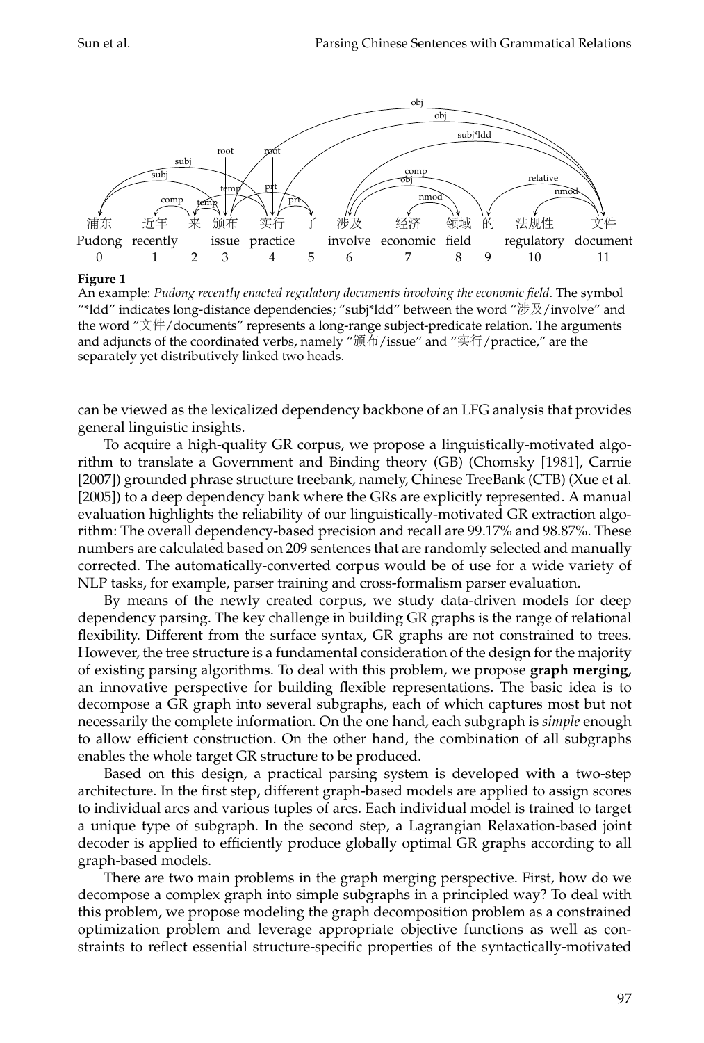**Figure 1**
An example: *Pudong recently enacted regulatory documents involving the economic field*. The symbol "*ldd" indicates long-distance dependencies; "subj*ldd" between the word "涉及/involve" and the word "文件/documents" represents a long-range subject-predicate relation. The arguments and adjuncts of the coordinated verbs, namely "颁布/issue" and "实行/practice," are the separately yet distributively linked two heads.

can be viewed as the lexicalized dependency backbone of an LFG analysis that provides general linguistic insights.

To acquire a high-quality GR corpus, we propose a linguistically-motivated algorithm to translate a Government and Binding theory (GB) (Chomsky [1981], Carnie [2007]) grounded phrase structure treebank, namely, Chinese TreeBank (CTB) (Xue et al. [2005]) to a deep dependency bank where the GRs are explicitly represented. A manual evaluation highlights the reliability of our linguistically-motivated GR extraction algorithm: The overall dependency-based precision and recall are 99.17% and 98.87%. These numbers are calculated based on 209 sentences that are randomly selected and manually corrected. The automatically-converted corpus would be of use for a wide variety of NLP tasks, for example, parser training and cross-formalism parser evaluation.

By means of the newly created corpus, we study data-driven models for deep dependency parsing. The key challenge in building GR graphs is the range of relational flexibility. Different from the surface syntax, GR graphs are not constrained to trees. However, the tree structure is a fundamental consideration of the design for the majority of existing parsing algorithms. To deal with this problem, we propose **graph merging**, an innovative perspective for building flexible representations. The basic idea is to decompose a GR graph into several subgraphs, each of which captures most but not necessarily the complete information. On the one hand, each subgraph is *simple* enough to allow efficient construction. On the other hand, the combination of all subgraphs enables the whole target GR structure to be produced.

Based on this design, a practical parsing system is developed with a two-step architecture. In the first step, different graph-based models are applied to assign scores to individual arcs and various tuples of arcs. Each individual model is trained to target a unique type of subgraph. In the second step, a Lagrangian Relaxation-based joint decoder is applied to efficiently produce globally optimal GR graphs according to all graph-based models.

There are two main problems in the graph merging perspective. First, how do we decompose a complex graph into simple subgraphs in a principled way? To deal with this problem, we propose modeling the graph decomposition problem as a constrained optimization problem and leverage appropriate objective functions as well as constraints to reflect essential structure-specific properties of the syntactically-motivated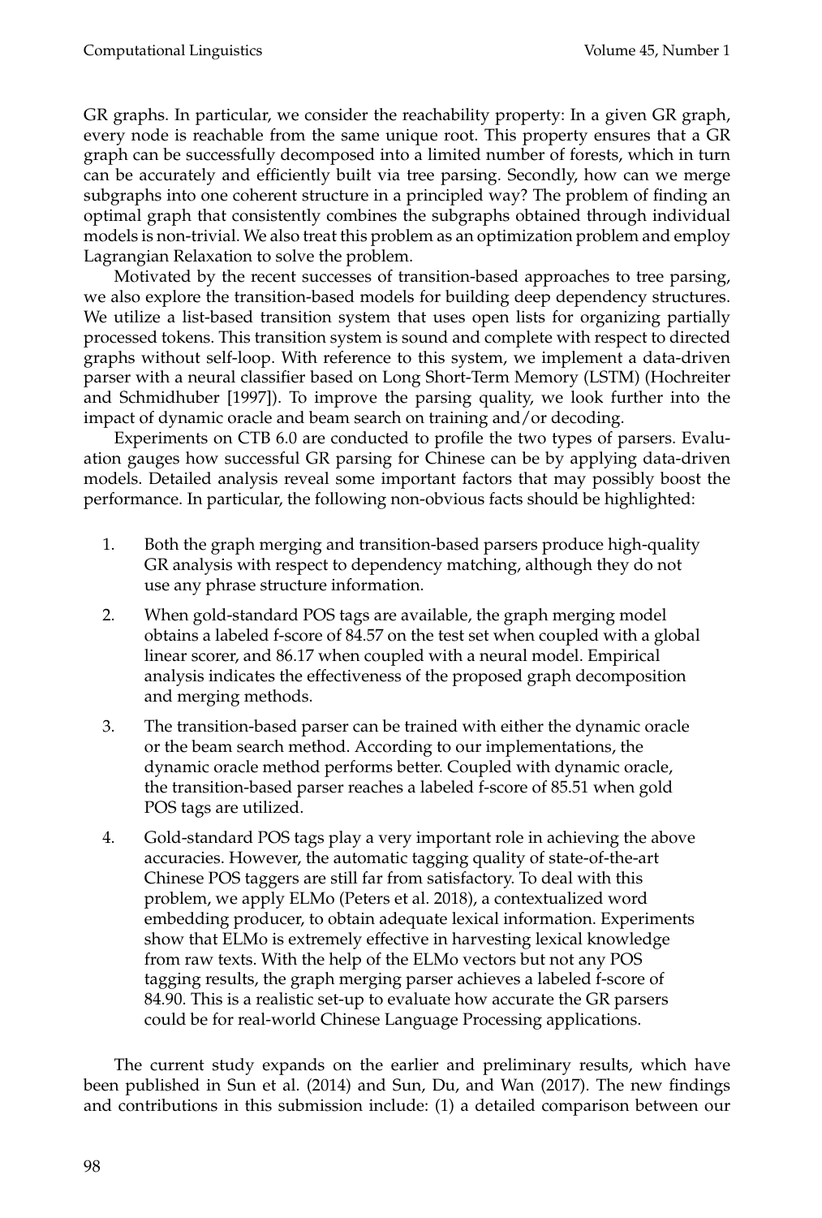GR graphs. In particular, we consider the reachability property: In a given GR graph, every node is reachable from the same unique root. This property ensures that a GR graph can be successfully decomposed into a limited number of forests, which in turn can be accurately and efficiently built via tree parsing. Secondly, how can we merge subgraphs into one coherent structure in a principled way? The problem of finding an optimal graph that consistently combines the subgraphs obtained through individual models is non-trivial. We also treat this problem as an optimization problem and employ Lagrangian Relaxation to solve the problem.

Motivated by the recent successes of transition-based approaches to tree parsing, we also explore the transition-based models for building deep dependency structures. We utilize a list-based transition system that uses open lists for organizing partially processed tokens. This transition system is sound and complete with respect to directed graphs without self-loop. With reference to this system, we implement a data-driven parser with a neural classifier based on Long Short-Term Memory (LSTM) (Hochreiter and Schmidhuber [1997]). To improve the parsing quality, we look further into the impact of dynamic oracle and beam search on training and/or decoding.

Experiments on CTB 6.0 are conducted to profile the two types of parsers. Evaluation gauges how successful GR parsing for Chinese can be by applying data-driven models. Detailed analysis reveal some important factors that may possibly boost the performance. In particular, the following non-obvious facts should be highlighted:

1. Both the graph merging and transition-based parsers produce high-quality GR analysis with respect to dependency matching, although they do not use any phrase structure information.
2. When gold-standard POS tags are available, the graph merging model obtains a labeled f-score of 84.57 on the test set when coupled with a global linear scorer, and 86.17 when coupled with a neural model. Empirical analysis indicates the effectiveness of the proposed graph decomposition and merging methods.
3. The transition-based parser can be trained with either the dynamic oracle or the beam search method. According to our implementations, the dynamic oracle method performs better. Coupled with dynamic oracle, the transition-based parser reaches a labeled f-score of 85.51 when gold POS tags are utilized.
4. Gold-standard POS tags play a very important role in achieving the above accuracies. However, the automatic tagging quality of state-of-the-art Chinese POS taggers are still far from satisfactory. To deal with this problem, we apply ELMo (Peters et al. 2018), a contextualized word embedding producer, to obtain adequate lexical information. Experiments show that ELMo is extremely effective in harvesting lexical knowledge from raw texts. With the help of the ELMo vectors but not any POS tagging results, the graph merging parser achieves a labeled f-score of 84.90. This is a realistic set-up to evaluate how accurate the GR parsers could be for real-world Chinese Language Processing applications.

The current study expands on the earlier and preliminary results, which have been published in Sun et al. (2014) and Sun, Du, and Wan (2017). The new findings and contributions in this submission include: (1) a detailed comparison between our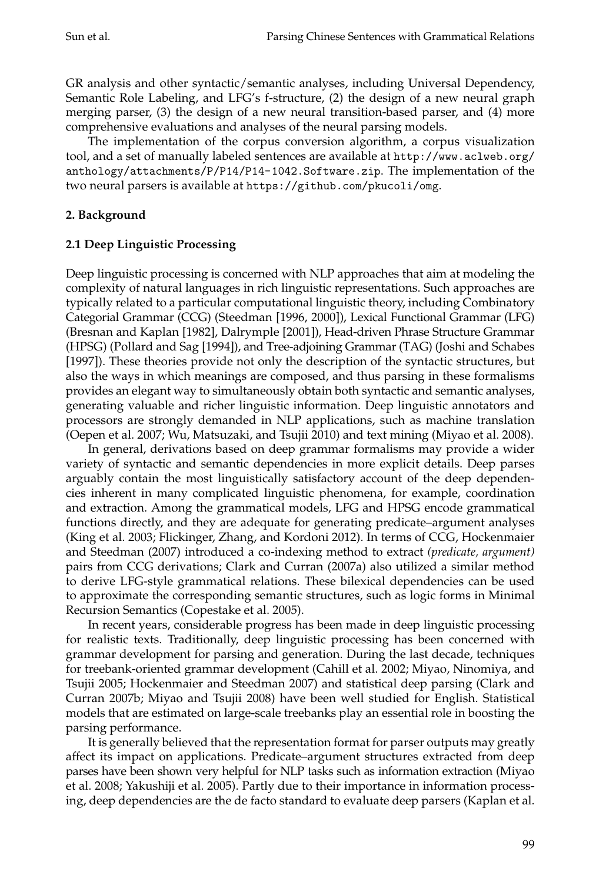GR analysis and other syntactic/semantic analyses, including Universal Dependency, Semantic Role Labeling, and LFG's f-structure, (2) the design of a new neural graph merging parser, (3) the design of a new neural transition-based parser, and (4) more comprehensive evaluations and analyses of the neural parsing models.

The implementation of the corpus conversion algorithm, a corpus visualization tool, and a set of manually labeled sentences are available at `http://www.aclweb.org/anthology/attachments/P/P14/P14-1042.Software.zip`. The implementation of the two neural parsers is available at `https://github.com/pkucoli/omg`.

## 2. Background

### 2.1 Deep Linguistic Processing

Deep linguistic processing is concerned with NLP approaches that aim at modeling the complexity of natural languages in rich linguistic representations. Such approaches are typically related to a particular computational linguistic theory, including Combinatory Categorial Grammar (CCG) (Steedman [1996, 2000]), Lexical Functional Grammar (LFG) (Bresnan and Kaplan [1982], Dalrymple [2001]), Head-driven Phrase Structure Grammar (HPSG) (Pollard and Sag [1994]), and Tree-adjoining Grammar (TAG) (Joshi and Schabes [1997]). These theories provide not only the description of the syntactic structures, but also the ways in which meanings are composed, and thus parsing in these formalisms provides an elegant way to simultaneously obtain both syntactic and semantic analyses, generating valuable and richer linguistic information. Deep linguistic annotators and processors are strongly demanded in NLP applications, such as machine translation (Oepen et al. 2007; Wu, Matsuzaki, and Tsujii 2010) and text mining (Miyao et al. 2008).

In general, derivations based on deep grammar formalisms may provide a wider variety of syntactic and semantic dependencies in more explicit details. Deep parses arguably contain the most linguistically satisfactory account of the deep dependencies inherent in many complicated linguistic phenomena, for example, coordination and extraction. Among the grammatical models, LFG and HPSG encode grammatical functions directly, and they are adequate for generating predicate–argument analyses (King et al. 2003; Flickinger, Zhang, and Kordoni 2012). In terms of CCG, Hockenmaier and Steedman (2007) introduced a co-indexing method to extract *(predicate, argument)* pairs from CCG derivations; Clark and Curran (2007a) also utilized a similar method to derive LFG-style grammatical relations. These bilexical dependencies can be used to approximate the corresponding semantic structures, such as logic forms in Minimal Recursion Semantics (Copestake et al. 2005).

In recent years, considerable progress has been made in deep linguistic processing for realistic texts. Traditionally, deep linguistic processing has been concerned with grammar development for parsing and generation. During the last decade, techniques for treebank-oriented grammar development (Cahill et al. 2002; Miyao, Ninomiya, and Tsujii 2005; Hockenmaier and Steedman 2007) and statistical deep parsing (Clark and Curran 2007b; Miyao and Tsujii 2008) have been well studied for English. Statistical models that are estimated on large-scale treebanks play an essential role in boosting the parsing performance.

It is generally believed that the representation format for parser outputs may greatly affect its impact on applications. Predicate–argument structures extracted from deep parses have been shown very helpful for NLP tasks such as information extraction (Miyao et al. 2008; Yakushiji et al. 2005). Partly due to their importance in information processing, deep dependencies are the de facto standard to evaluate deep parsers (Kaplan et al.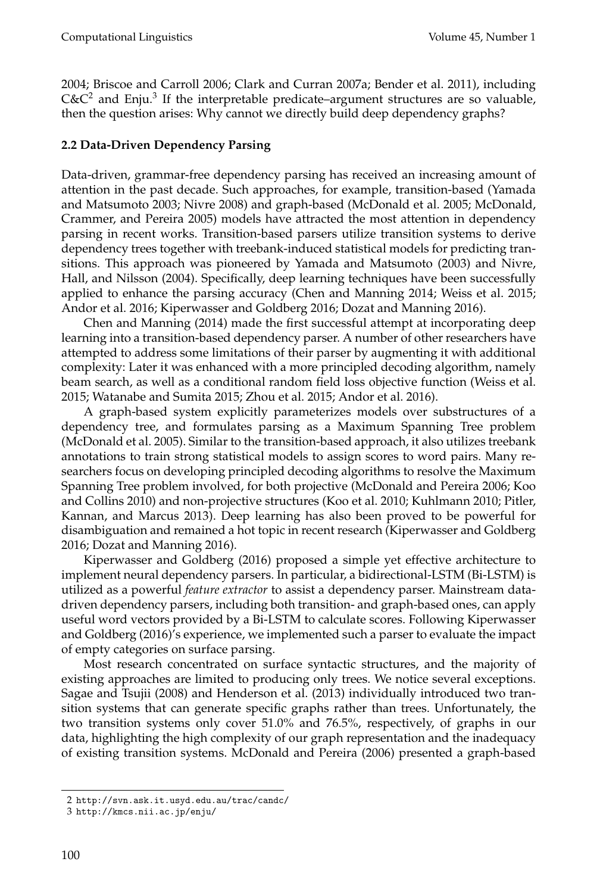2004; Briscoe and Carroll 2006; Clark and Curran 2007a; Bender et al. 2011), including C&C[2] and Enju.[3] If the interpretable predicate–argument structures are so valuable, then the question arises: Why cannot we directly build deep dependency graphs?

### 2.2 Data-Driven Dependency Parsing

Data-driven, grammar-free dependency parsing has received an increasing amount of attention in the past decade. Such approaches, for example, transition-based (Yamada and Matsumoto 2003; Nivre 2008) and graph-based (McDonald et al. 2005; McDonald, Crammer, and Pereira 2005) models have attracted the most attention in dependency parsing in recent works. Transition-based parsers utilize transition systems to derive dependency trees together with treebank-induced statistical models for predicting transitions. This approach was pioneered by Yamada and Matsumoto (2003) and Nivre, Hall, and Nilsson (2004). Specifically, deep learning techniques have been successfully applied to enhance the parsing accuracy (Chen and Manning 2014; Weiss et al. 2015; Andor et al. 2016; Kiperwasser and Goldberg 2016; Dozat and Manning 2016).

Chen and Manning (2014) made the first successful attempt at incorporating deep learning into a transition-based dependency parser. A number of other researchers have attempted to address some limitations of their parser by augmenting it with additional complexity: Later it was enhanced with a more principled decoding algorithm, namely beam search, as well as a conditional random field loss objective function (Weiss et al. 2015; Watanabe and Sumita 2015; Zhou et al. 2015; Andor et al. 2016).

A graph-based system explicitly parameterizes models over substructures of a dependency tree, and formulates parsing as a Maximum Spanning Tree problem (McDonald et al. 2005). Similar to the transition-based approach, it also utilizes treebank annotations to train strong statistical models to assign scores to word pairs. Many researchers focus on developing principled decoding algorithms to resolve the Maximum Spanning Tree problem involved, for both projective (McDonald and Pereira 2006; Koo and Collins 2010) and non-projective structures (Koo et al. 2010; Kuhlmann 2010; Pitler, Kannan, and Marcus 2013). Deep learning has also been proved to be powerful for disambiguation and remained a hot topic in recent research (Kiperwasser and Goldberg 2016; Dozat and Manning 2016).

Kiperwasser and Goldberg (2016) proposed a simple yet effective architecture to implement neural dependency parsers. In particular, a bidirectional-LSTM (Bi-LSTM) is utilized as a powerful *feature extractor* to assist a dependency parser. Mainstream data-driven dependency parsers, including both transition- and graph-based ones, can apply useful word vectors provided by a Bi-LSTM to calculate scores. Following Kiperwasser and Goldberg (2016)'s experience, we implemented such a parser to evaluate the impact of empty categories on surface parsing.

Most research concentrated on surface syntactic structures, and the majority of existing approaches are limited to producing only trees. We notice several exceptions. Sagae and Tsujii (2008) and Henderson et al. (2013) individually introduced two transition systems that can generate specific graphs rather than trees. Unfortunately, the two transition systems only cover 51.0% and 76.5%, respectively, of graphs in our data, highlighting the high complexity of our graph representation and the inadequacy of existing transition systems. McDonald and Pereira (2006) presented a graph-based

2 http://svn.ask.it.usyd.edu.au/trac/candc/

3 http://kmcs.nii.ac.jp/enju/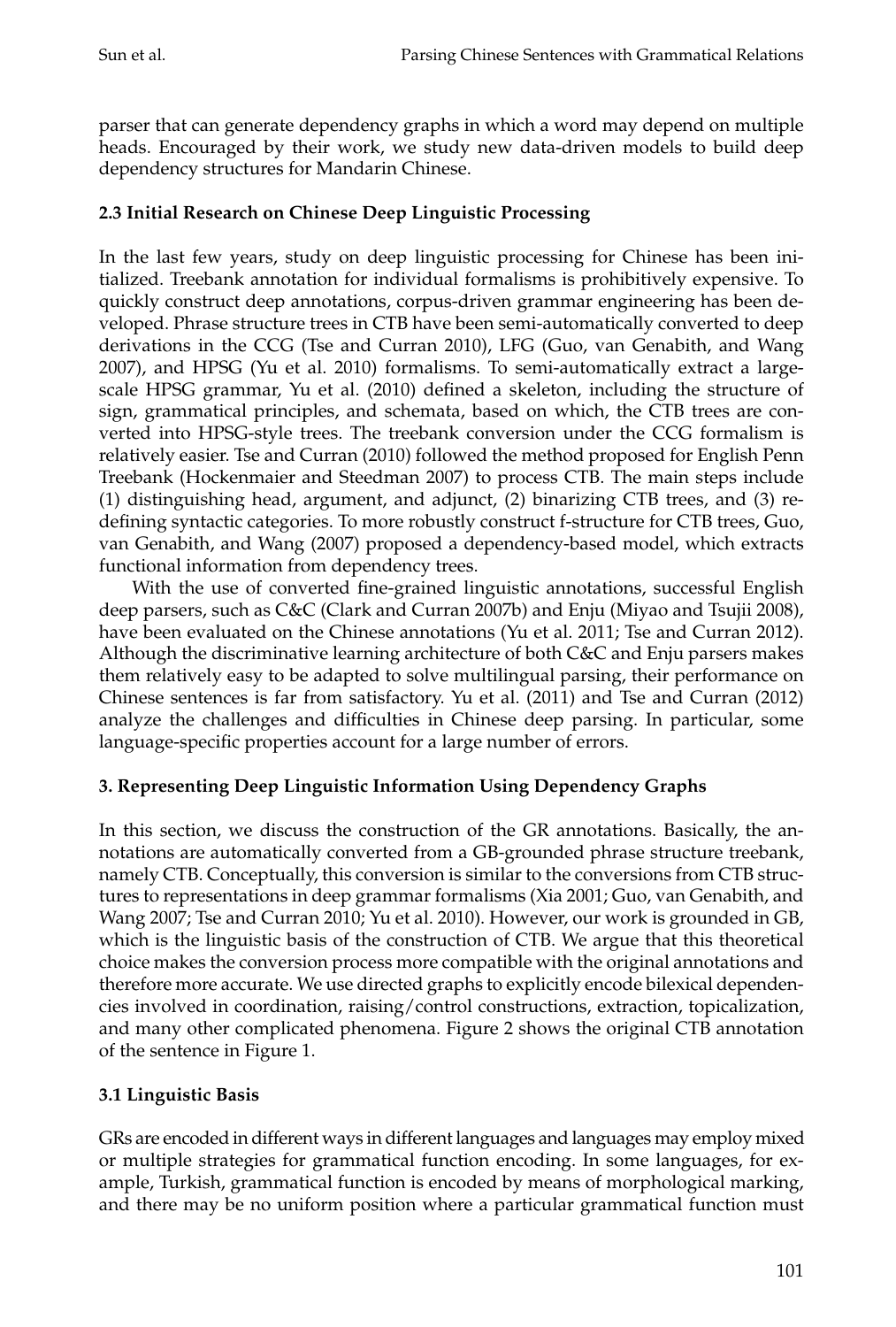parser that can generate dependency graphs in which a word may depend on multiple heads. Encouraged by their work, we study new data-driven models to build deep dependency structures for Mandarin Chinese.

### 2.3 Initial Research on Chinese Deep Linguistic Processing

In the last few years, study on deep linguistic processing for Chinese has been initialized. Treebank annotation for individual formalisms is prohibitively expensive. To quickly construct deep annotations, corpus-driven grammar engineering has been developed. Phrase structure trees in CTB have been semi-automatically converted to deep derivations in the CCG (Tse and Curran 2010), LFG (Guo, van Genabith, and Wang 2007), and HPSG (Yu et al. 2010) formalisms. To semi-automatically extract a large-scale HPSG grammar, Yu et al. (2010) defined a skeleton, including the structure of sign, grammatical principles, and schemata, based on which, the CTB trees are converted into HPSG-style trees. The treebank conversion under the CCG formalism is relatively easier. Tse and Curran (2010) followed the method proposed for English Penn Treebank (Hockenmaier and Steedman 2007) to process CTB. The main steps include (1) distinguishing head, argument, and adjunct, (2) binarizing CTB trees, and (3) redefining syntactic categories. To more robustly construct f-structure for CTB trees, Guo, van Genabith, and Wang (2007) proposed a dependency-based model, which extracts functional information from dependency trees.

With the use of converted fine-grained linguistic annotations, successful English deep parsers, such as C&C (Clark and Curran 2007b) and Enju (Miyao and Tsujii 2008), have been evaluated on the Chinese annotations (Yu et al. 2011; Tse and Curran 2012). Although the discriminative learning architecture of both C&C and Enju parsers makes them relatively easy to be adapted to solve multilingual parsing, their performance on Chinese sentences is far from satisfactory. Yu et al. (2011) and Tse and Curran (2012) analyze the challenges and difficulties in Chinese deep parsing. In particular, some language-specific properties account for a large number of errors.

## 3. Representing Deep Linguistic Information Using Dependency Graphs

In this section, we discuss the construction of the GR annotations. Basically, the annotations are automatically converted from a GB-grounded phrase structure treebank, namely CTB. Conceptually, this conversion is similar to the conversions from CTB structures to representations in deep grammar formalisms (Xia 2001; Guo, van Genabith, and Wang 2007; Tse and Curran 2010; Yu et al. 2010). However, our work is grounded in GB, which is the linguistic basis of the construction of CTB. We argue that this theoretical choice makes the conversion process more compatible with the original annotations and therefore more accurate. We use directed graphs to explicitly encode bilexical dependencies involved in coordination, raising/control constructions, extraction, topicalization, and many other complicated phenomena. Figure 2 shows the original CTB annotation of the sentence in Figure 1.

### 3.1 Linguistic Basis

GRs are encoded in different ways in different languages and languages may employ mixed or multiple strategies for grammatical function encoding. In some languages, for example, Turkish, grammatical function is encoded by means of morphological marking, and there may be no uniform position where a particular grammatical function must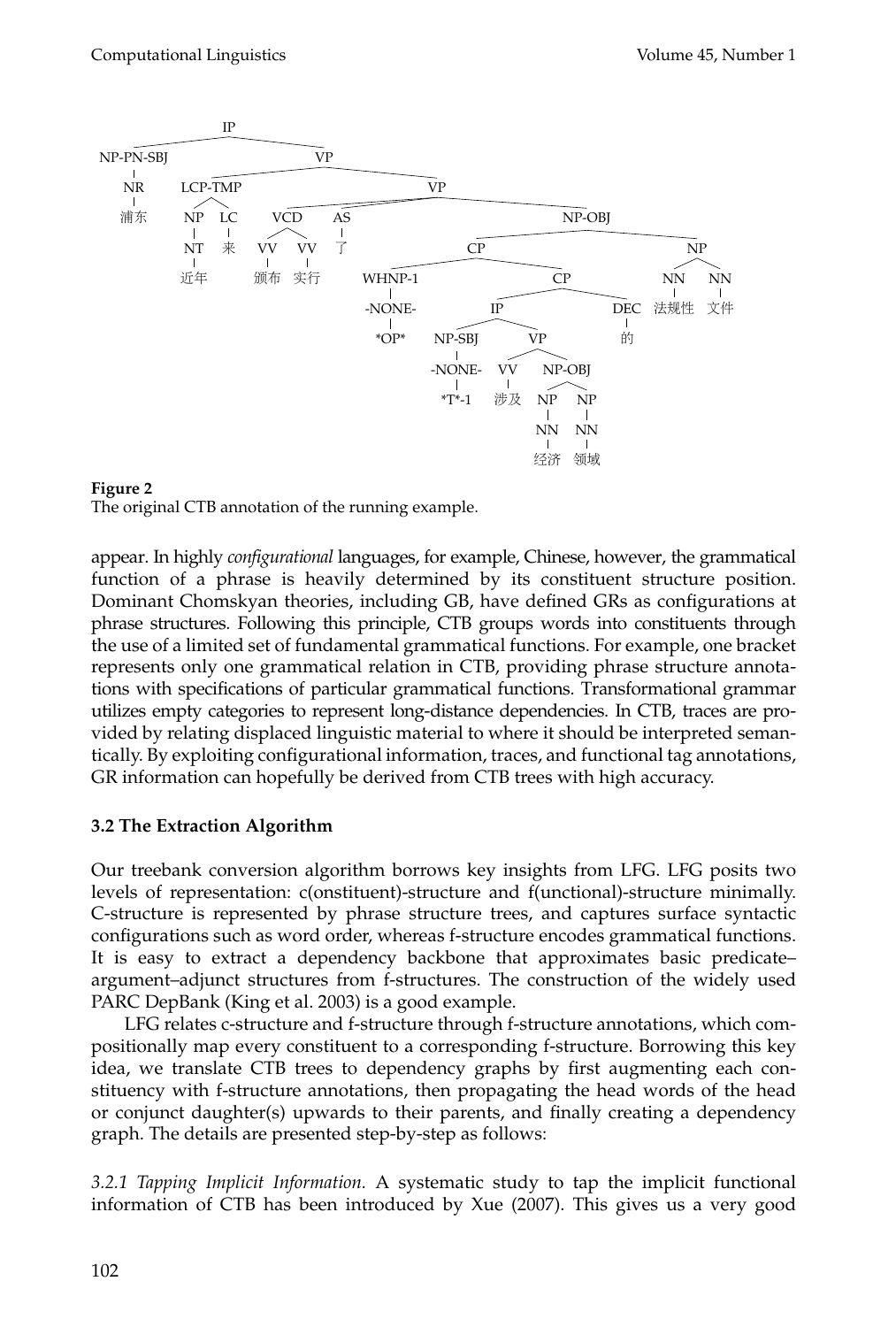```
(IP
  (NP-PN-SBJ (NR 浦东))
  (VP
    (LCP-TMP (NP (NT 近年)) (LC 来))
    (VP
      (VCD (VV 颁布) (VV 实行))
      (AS 了)
      (NP-OBJ
        (CP
          (WHNP-1 (-NONE- *OP*))
          (CP
            (IP
              (NP-SBJ (-NONE- *T*-1))
              (VP (VV 涉及)
                  (NP-OBJ (NP (NN 经济)) (NP (NN 领域)))))
            (DEC 的)))
        (NP (NN 法规性) (NN 文件))))))
```

**Figure 2**
The original CTB annotation of the running example.

appear. In highly *configurational* languages, for example, Chinese, however, the grammatical function of a phrase is heavily determined by its constituent structure position. Dominant Chomskyan theories, including GB, have defined GRs as configurations at phrase structures. Following this principle, CTB groups words into constituents through the use of a limited set of fundamental grammatical functions. For example, one bracket represents only one grammatical relation in CTB, providing phrase structure annotations with specifications of particular grammatical functions. Transformational grammar utilizes empty categories to represent long-distance dependencies. In CTB, traces are provided by relating displaced linguistic material to where it should be interpreted semantically. By exploiting configurational information, traces, and functional tag annotations, GR information can hopefully be derived from CTB trees with high accuracy.

### 3.2 The Extraction Algorithm

Our treebank conversion algorithm borrows key insights from LFG. LFG posits two levels of representation: c(onstituent)-structure and f(unctional)-structure minimally. C-structure is represented by phrase structure trees, and captures surface syntactic configurations such as word order, whereas f-structure encodes grammatical functions. It is easy to extract a dependency backbone that approximates basic predicate–argument–adjunct structures from f-structures. The construction of the widely used PARC DepBank (King et al. 2003) is a good example.

LFG relates c-structure and f-structure through f-structure annotations, which compositionally map every constituent to a corresponding f-structure. Borrowing this key idea, we translate CTB trees to dependency graphs by first augmenting each constituency with f-structure annotations, then propagating the head words of the head or conjunct daughter(s) upwards to their parents, and finally creating a dependency graph. The details are presented step-by-step as follows:

*3.2.1 Tapping Implicit Information.* A systematic study to tap the implicit functional information of CTB has been introduced by Xue (2007). This gives us a very good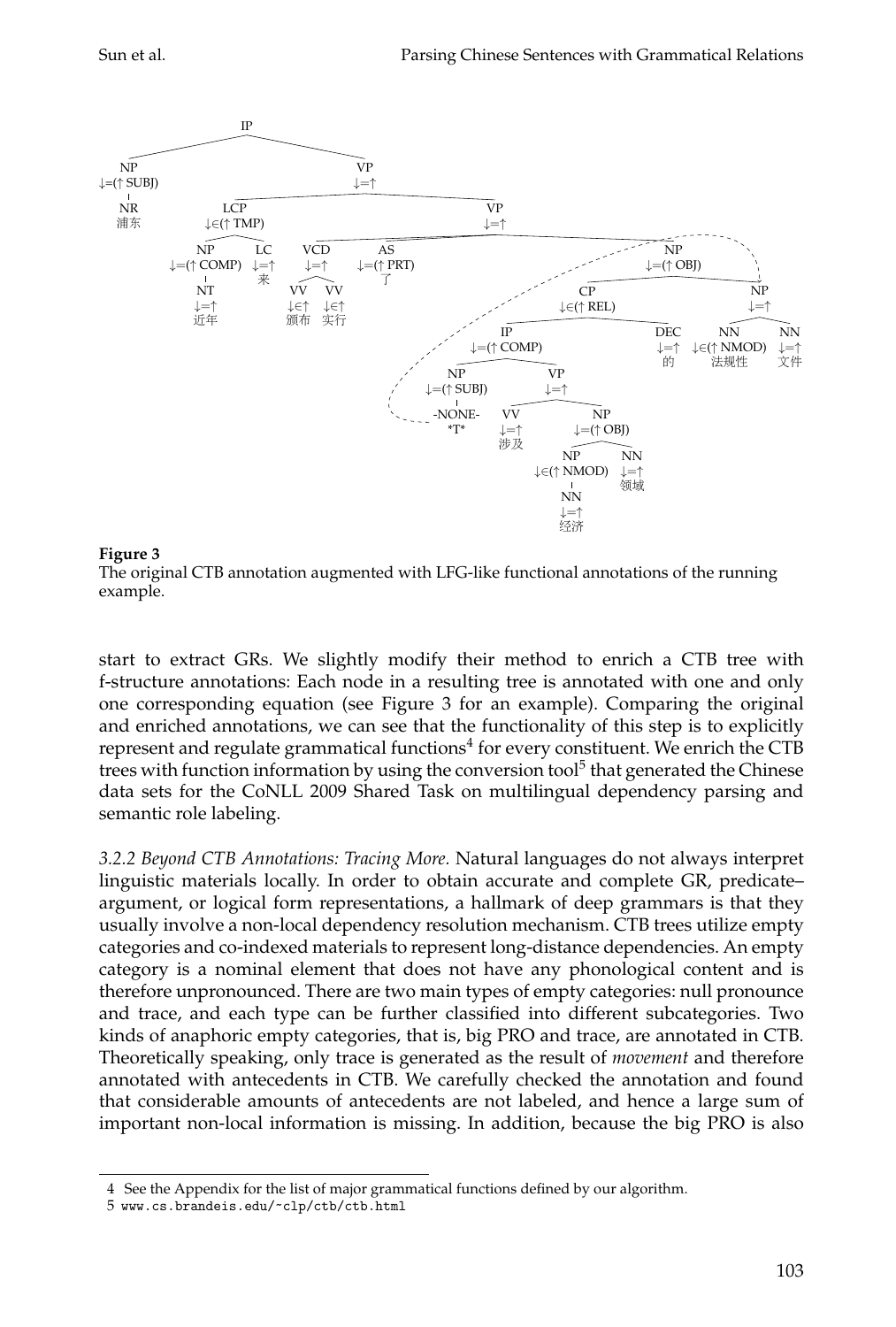**Figure 3**
The original CTB annotation augmented with LFG-like functional annotations of the running example.

start to extract GRs. We slightly modify their method to enrich a CTB tree with f-structure annotations: Each node in a resulting tree is annotated with one and only one corresponding equation (see Figure 3 for an example). Comparing the original and enriched annotations, we can see that the functionality of this step is to explicitly represent and regulate grammatical functions[4] for every constituent. We enrich the CTB trees with function information by using the conversion tool[5] that generated the Chinese data sets for the CoNLL 2009 Shared Task on multilingual dependency parsing and semantic role labeling.

*3.2.2 Beyond CTB Annotations: Tracing More.* Natural languages do not always interpret linguistic materials locally. In order to obtain accurate and complete GR, predicate–argument, or logical form representations, a hallmark of deep grammars is that they usually involve a non-local dependency resolution mechanism. CTB trees utilize empty categories and co-indexed materials to represent long-distance dependencies. An empty category is a nominal element that does not have any phonological content and is therefore unpronounced. There are two main types of empty categories: null pronounce and trace, and each type can be further classified into different subcategories. Two kinds of anaphoric empty categories, that is, big PRO and trace, are annotated in CTB. Theoretically speaking, only trace is generated as the result of *movement* and therefore annotated with antecedents in CTB. We carefully checked the annotation and found that considerable amounts of antecedents are not labeled, and hence a large sum of important non-local information is missing. In addition, because the big PRO is also

4 See the Appendix for the list of major grammatical functions defined by our algorithm.

5 www.cs.brandeis.edu/~clp/ctb/ctb.html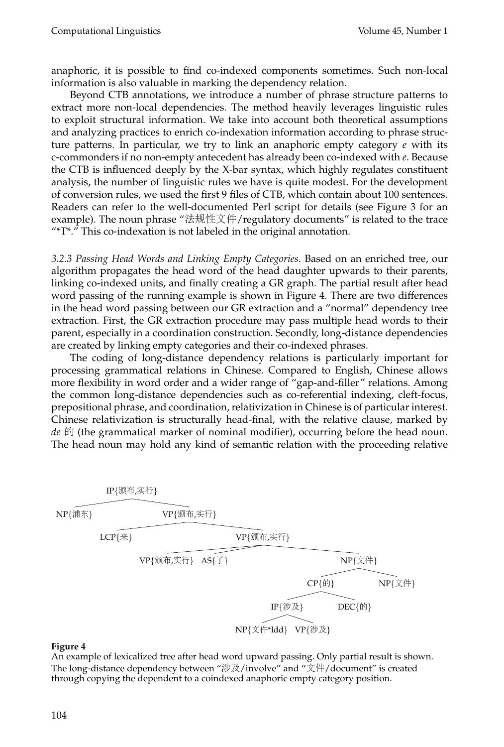anaphoric, it is possible to find co-indexed components sometimes. Such non-local information is also valuable in marking the dependency relation.

Beyond CTB annotations, we introduce a number of phrase structure patterns to extract more non-local dependencies. The method heavily leverages linguistic rules to exploit structural information. We take into account both theoretical assumptions and analyzing practices to enrich co-indexation information according to phrase structure patterns. In particular, we try to link an anaphoric empty category *e* with its c-commonders if no non-empty antecedent has already been co-indexed with *e*. Because the CTB is influenced deeply by the X-bar syntax, which highly regulates constituent analysis, the number of linguistic rules we have is quite modest. For the development of conversion rules, we used the first 9 files of CTB, which contain about 100 sentences. Readers can refer to the well-documented Perl script for details (see Figure 3 for an example). The noun phrase "法规性文件/regulatory documents" is related to the trace "*T*." This co-indexation is not labeled in the original annotation.

*3.2.3 Passing Head Words and Linking Empty Categories.* Based on an enriched tree, our algorithm propagates the head word of the head daughter upwards to their parents, linking co-indexed units, and finally creating a GR graph. The partial result after head word passing of the running example is shown in Figure 4. There are two differences in the head word passing between our GR extraction and a "normal" dependency tree extraction. First, the GR extraction procedure may pass multiple head words to their parent, especially in a coordination construction. Secondly, long-distance dependencies are created by linking empty categories and their co-indexed phrases.

The coding of long-distance dependency relations is particularly important for processing grammatical relations in Chinese. Compared to English, Chinese allows more flexibility in word order and a wider range of "gap-and-filler" relations. Among the common long-distance dependencies such as co-referential indexing, cleft-focus, prepositional phrase, and coordination, relativization in Chinese is of particular interest. Chinese relativization is structurally head-final, with the relative clause, marked by *de* 的 (the grammatical marker of nominal modifier), occurring before the head noun. The head noun may hold any kind of semantic relation with the proceeding relative

```
IP{颁布,实行}
├── NP{浦东}
└── VP{颁布,实行}
    ├── LCP{来}
    └── VP{颁布,实行}
        ├── VP{颁布,实行}
        ├── AS{了}
        └── NP{文件}
            ├── CP{的}
            │   ├── IP{涉及}
            │   │   ├── NP{文件*ldd}
            │   │   └── VP{涉及}
            │   └── DEC{的}
            └── NP{文件}
```

**Figure 4**
An example of lexicalized tree after head word upward passing. Only partial result is shown. The long-distance dependency between "涉及/involve" and "文件/document" is created through copying the dependent to a coindexed anaphoric empty category position.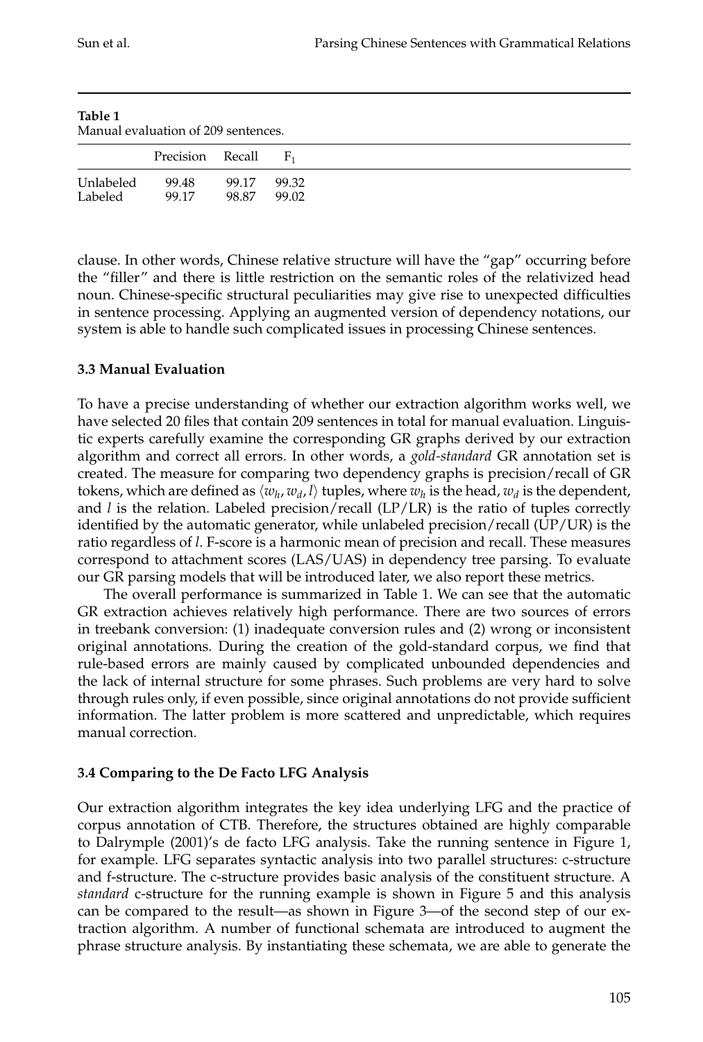**Table 1**
Manual evaluation of 209 sentences.

| | Precision | Recall | $F_1$ |
|---|---|---|---|
| Unlabeled | 99.48 | 99.17 | 99.32 |
| Labeled | 99.17 | 98.87 | 99.02 |

clause. In other words, Chinese relative structure will have the "gap" occurring before the "filler" and there is little restriction on the semantic roles of the relativized head noun. Chinese-specific structural peculiarities may give rise to unexpected difficulties in sentence processing. Applying an augmented version of dependency notations, our system is able to handle such complicated issues in processing Chinese sentences.

### 3.3 Manual Evaluation

To have a precise understanding of whether our extraction algorithm works well, we have selected 20 files that contain 209 sentences in total for manual evaluation. Linguistic experts carefully examine the corresponding GR graphs derived by our extraction algorithm and correct all errors. In other words, a *gold-standard* GR annotation set is created. The measure for comparing two dependency graphs is precision/recall of GR tokens, which are defined as $\langle w_h, w_d, l \rangle$ tuples, where $w_h$ is the head, $w_d$ is the dependent, and $l$ is the relation. Labeled precision/recall (LP/LR) is the ratio of tuples correctly identified by the automatic generator, while unlabeled precision/recall (UP/UR) is the ratio regardless of $l$. F-score is a harmonic mean of precision and recall. These measures correspond to attachment scores (LAS/UAS) in dependency tree parsing. To evaluate our GR parsing models that will be introduced later, we also report these metrics.

The overall performance is summarized in Table 1. We can see that the automatic GR extraction achieves relatively high performance. There are two sources of errors in treebank conversion: (1) inadequate conversion rules and (2) wrong or inconsistent original annotations. During the creation of the gold-standard corpus, we find that rule-based errors are mainly caused by complicated unbounded dependencies and the lack of internal structure for some phrases. Such problems are very hard to solve through rules only, if even possible, since original annotations do not provide sufficient information. The latter problem is more scattered and unpredictable, which requires manual correction.

### 3.4 Comparing to the De Facto LFG Analysis

Our extraction algorithm integrates the key idea underlying LFG and the practice of corpus annotation of CTB. Therefore, the structures obtained are highly comparable to Dalrymple (2001)'s de facto LFG analysis. Take the running sentence in Figure 1, for example. LFG separates syntactic analysis into two parallel structures: c-structure and f-structure. The c-structure provides basic analysis of the constituent structure. A *standard* c-structure for the running example is shown in Figure 5 and this analysis can be compared to the result—as shown in Figure 3—of the second step of our extraction algorithm. A number of functional schemata are introduced to augment the phrase structure analysis. By instantiating these schemata, we are able to generate the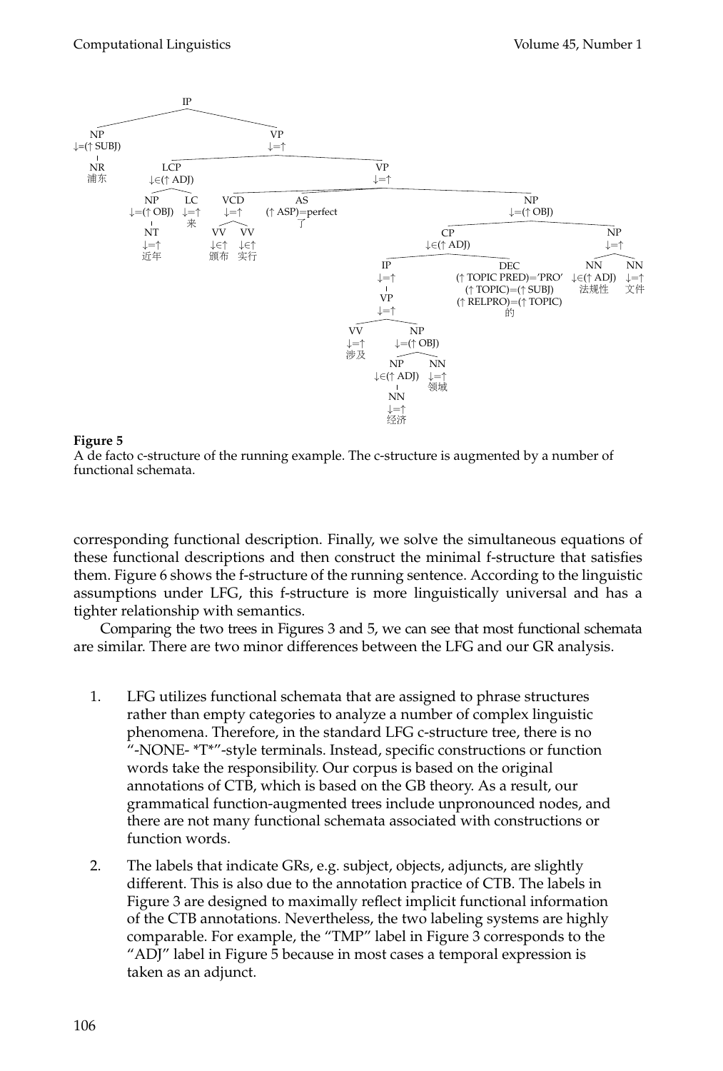**Figure 5**
A de facto c-structure of the running example. The c-structure is augmented by a number of functional schemata.

corresponding functional description. Finally, we solve the simultaneous equations of these functional descriptions and then construct the minimal f-structure that satisfies them. Figure 6 shows the f-structure of the running sentence. According to the linguistic assumptions under LFG, this f-structure is more linguistically universal and has a tighter relationship with semantics.

Comparing the two trees in Figures 3 and 5, we can see that most functional schemata are similar. There are two minor differences between the LFG and our GR analysis.

1. LFG utilizes functional schemata that are assigned to phrase structures rather than empty categories to analyze a number of complex linguistic phenomena. Therefore, in the standard LFG c-structure tree, there is no "-NONE- *T*"-style terminals. Instead, specific constructions or function words take the responsibility. Our corpus is based on the original annotations of CTB, which is based on the GB theory. As a result, our grammatical function-augmented trees include unpronounced nodes, and there are not many functional schemata associated with constructions or function words.

2. The labels that indicate GRs, e.g. subject, objects, adjuncts, are slightly different. This is also due to the annotation practice of CTB. The labels in Figure 3 are designed to maximally reflect implicit functional information of the CTB annotations. Nevertheless, the two labeling systems are highly comparable. For example, the "TMP" label in Figure 3 corresponds to the "ADJ" label in Figure 5 because in most cases a temporal expression is taken as an adjunct.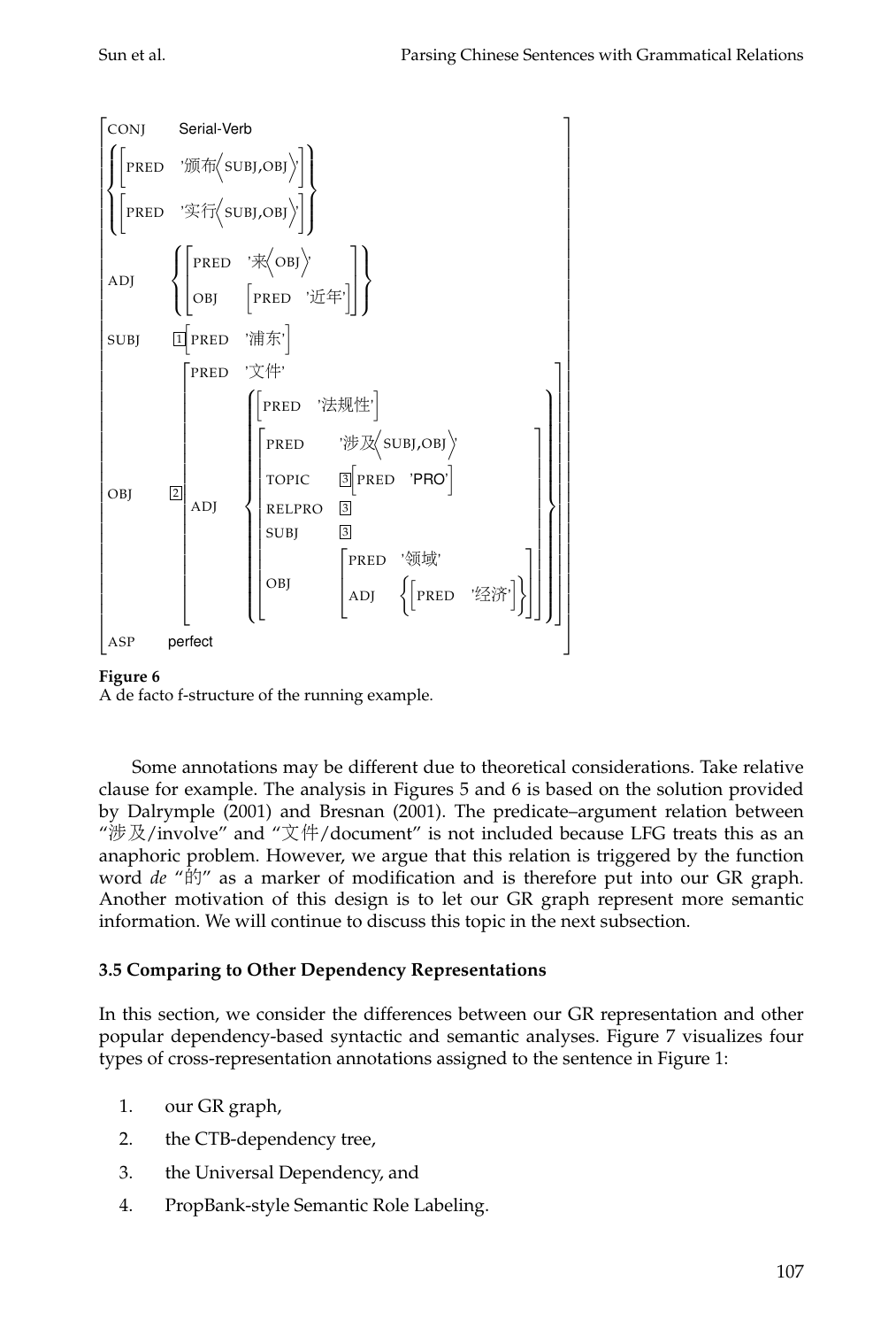```
[ CONJ   Serial-Verb                                                     ]
[ { [ PRED  '颁布⟨SUBJ,OBJ⟩' ] }                                          ]
[ { [ PRED  '实行⟨SUBJ,OBJ⟩' ] }                                          ]
[ ADJ    { [ PRED  '来⟨OBJ⟩'          ] }                                 ]
[        { [ OBJ   [ PRED  '近年' ]   ] }                                 ]
[ SUBJ   [1][ PRED  '浦东' ]                                              ]
[ OBJ    [2][ PRED  '文件'                                              ] ]
[           [ ADJ  { [ PRED  '法规性' ]                                 } ] ]
[           [      { [ PRED     '涉及⟨SUBJ,OBJ⟩'                      ] } ] ]
[           [      { [ TOPIC    [3][ PRED  'PRO' ]                     ] } ] ]
[           [      { [ RELPRO   [3]                                    ] } ] ]
[           [      { [ SUBJ     [3]                                    ] } ] ]
[           [      { [ OBJ      [ PRED  '领域'                       ] ] } ] ]
[           [      { [          [ ADJ   { [ PRED  '经济' ] }         ] ] } ] ]
[ ASP    perfect                                                         ]
```

**Figure 6**
A de facto f-structure of the running example.

Some annotations may be different due to theoretical considerations. Take relative clause for example. The analysis in Figures 5 and 6 is based on the solution provided by Dalrymple (2001) and Bresnan (2001). The predicate–argument relation between "涉及/involve" and "文件/document" is not included because LFG treats this as an anaphoric problem. However, we argue that this relation is triggered by the function word *de* "的" as a marker of modification and is therefore put into our GR graph. Another motivation of this design is to let our GR graph represent more semantic information. We will continue to discuss this topic in the next subsection.

### 3.5 Comparing to Other Dependency Representations

In this section, we consider the differences between our GR representation and other popular dependency-based syntactic and semantic analyses. Figure 7 visualizes four types of cross-representation annotations assigned to the sentence in Figure 1:

1. our GR graph,
2. the CTB-dependency tree,
3. the Universal Dependency, and
4. PropBank-style Semantic Role Labeling.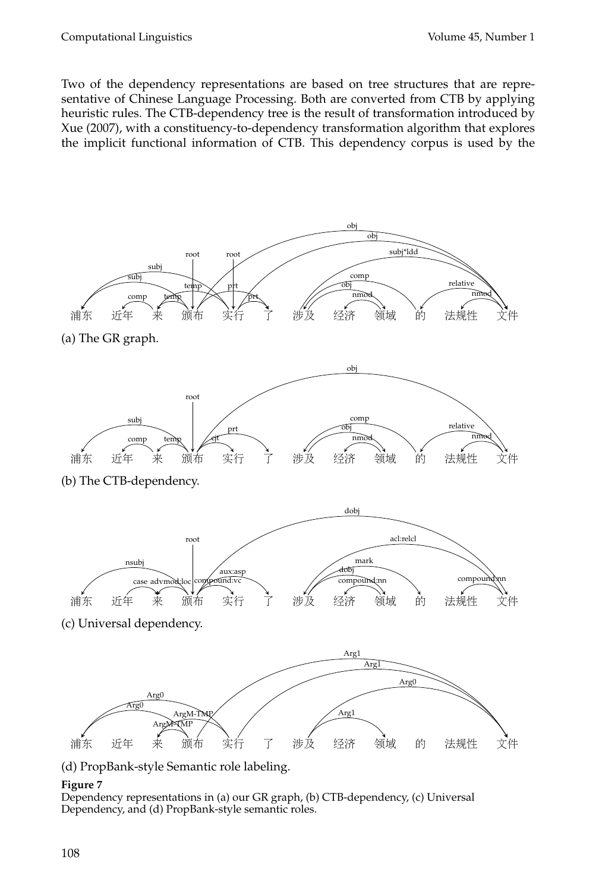Two of the dependency representations are based on tree structures that are representative of Chinese Language Processing. Both are converted from CTB by applying heuristic rules. The CTB-dependency tree is the result of transformation introduced by Xue (2007), with a constituency-to-dependency transformation algorithm that explores the implicit functional information of CTB. This dependency corpus is used by the

浦东 近年 来 颁布 实行 了 涉及 经济 领域 的 法规性 文件

(a) The GR graph.

浦东 近年 来 颁布 实行 了 涉及 经济 领域 的 法规性 文件

(b) The CTB-dependency.

浦东 近年 来 颁布 实行 了 涉及 经济 领域 的 法规性 文件

(c) Universal dependency.

浦东 近年 来 颁布 实行 了 涉及 经济 领域 的 法规性 文件

(d) PropBank-style Semantic role labeling.

**Figure 7**
Dependency representations in (a) our GR graph, (b) CTB-dependency, (c) Universal Dependency, and (d) PropBank-style semantic roles.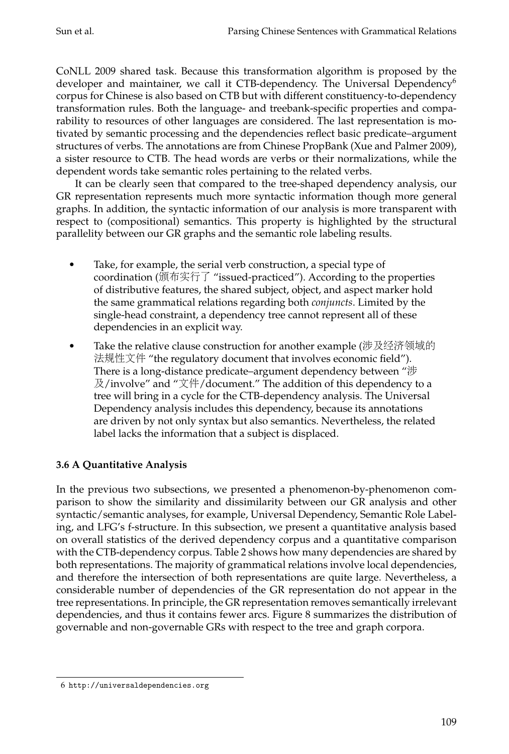CoNLL 2009 shared task. Because this transformation algorithm is proposed by the developer and maintainer, we call it CTB-dependency. The Universal Dependency[6] corpus for Chinese is also based on CTB but with different constituency-to-dependency transformation rules. Both the language- and treebank-specific properties and comparability to resources of other languages are considered. The last representation is motivated by semantic processing and the dependencies reflect basic predicate–argument structures of verbs. The annotations are from Chinese PropBank (Xue and Palmer 2009), a sister resource to CTB. The head words are verbs or their normalizations, while the dependent words take semantic roles pertaining to the related verbs.

It can be clearly seen that compared to the tree-shaped dependency analysis, our GR representation represents much more syntactic information though more general graphs. In addition, the syntactic information of our analysis is more transparent with respect to (compositional) semantics. This property is highlighted by the structural parallelity between our GR graphs and the semantic role labeling results.

- Take, for example, the serial verb construction, a special type of coordination (颁布实行了 "issued-practiced"). According to the properties of distributive features, the shared subject, object, and aspect marker hold the same grammatical relations regarding both *conjuncts*. Limited by the single-head constraint, a dependency tree cannot represent all of these dependencies in an explicit way.
- Take the relative clause construction for another example (涉及经济领域的法规性文件 "the regulatory document that involves economic field"). There is a long-distance predicate–argument dependency between "涉及/involve" and "文件/document." The addition of this dependency to a tree will bring in a cycle for the CTB-dependency analysis. The Universal Dependency analysis includes this dependency, because its annotations are driven by not only syntax but also semantics. Nevertheless, the related label lacks the information that a subject is displaced.

### 3.6 A Quantitative Analysis

In the previous two subsections, we presented a phenomenon-by-phenomenon comparison to show the similarity and dissimilarity between our GR analysis and other syntactic/semantic analyses, for example, Universal Dependency, Semantic Role Labeling, and LFG's f-structure. In this subsection, we present a quantitative analysis based on overall statistics of the derived dependency corpus and a quantitative comparison with the CTB-dependency corpus. Table 2 shows how many dependencies are shared by both representations. The majority of grammatical relations involve local dependencies, and therefore the intersection of both representations are quite large. Nevertheless, a considerable number of dependencies of the GR representation do not appear in the tree representations. In principle, the GR representation removes semantically irrelevant dependencies, and thus it contains fewer arcs. Figure 8 summarizes the distribution of governable and non-governable GRs with respect to the tree and graph corpora.

6 http://universaldependencies.org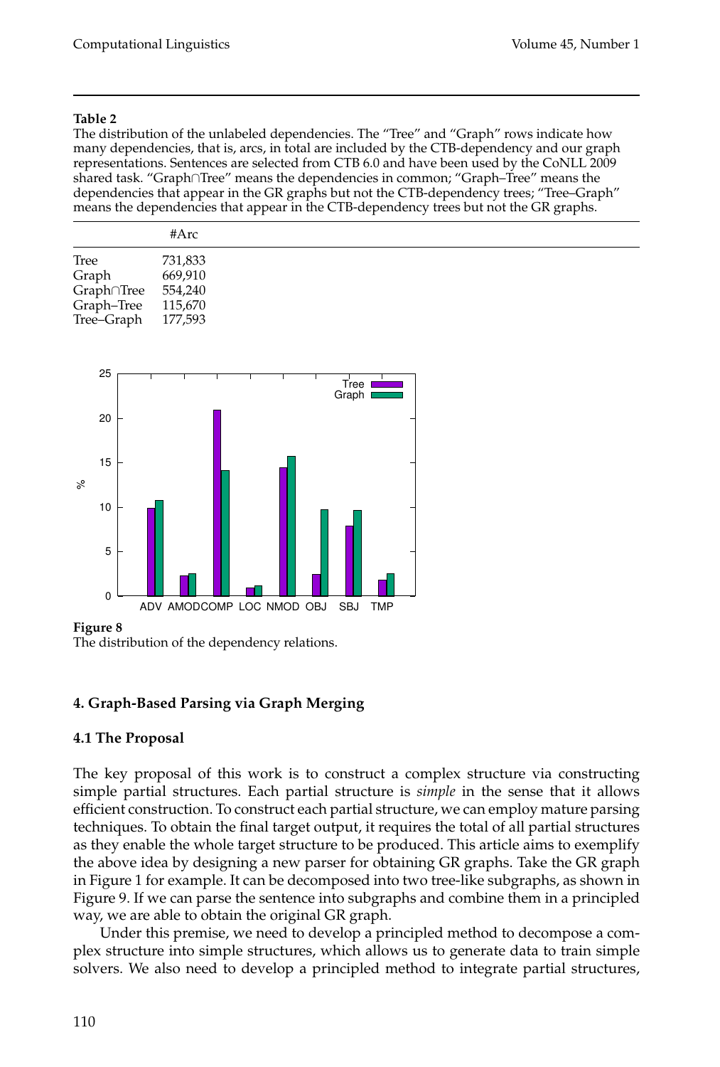**Table 2**

The distribution of the unlabeled dependencies. The "Tree" and "Graph" rows indicate how many dependencies, that is, arcs, in total are included by the CTB-dependency and our graph representations. Sentences are selected from CTB 6.0 and have been used by the CoNLL 2009 shared task. "Graph∩Tree" means the dependencies in common; "Graph–Tree" means the dependencies that appear in the GR graphs but not the CTB-dependency trees; "Tree–Graph" means the dependencies that appear in the CTB-dependency trees but not the GR graphs.

| | #Arc |
|---|---|
| Tree | 731,833 |
| Graph | 669,910 |
| Graph∩Tree | 554,240 |
| Graph–Tree | 115,670 |
| Tree–Graph | 177,593 |

**Figure 8**

The distribution of the dependency relations.

## 4. Graph-Based Parsing via Graph Merging

### 4.1 The Proposal

The key proposal of this work is to construct a complex structure via constructing simple partial structures. Each partial structure is *simple* in the sense that it allows efficient construction. To construct each partial structure, we can employ mature parsing techniques. To obtain the final target output, it requires the total of all partial structures as they enable the whole target structure to be produced. This article aims to exemplify the above idea by designing a new parser for obtaining GR graphs. Take the GR graph in Figure 1 for example. It can be decomposed into two tree-like subgraphs, as shown in Figure 9. If we can parse the sentence into subgraphs and combine them in a principled way, we are able to obtain the original GR graph.

Under this premise, we need to develop a principled method to decompose a complex structure into simple structures, which allows us to generate data to train simple solvers. We also need to develop a principled method to integrate partial structures,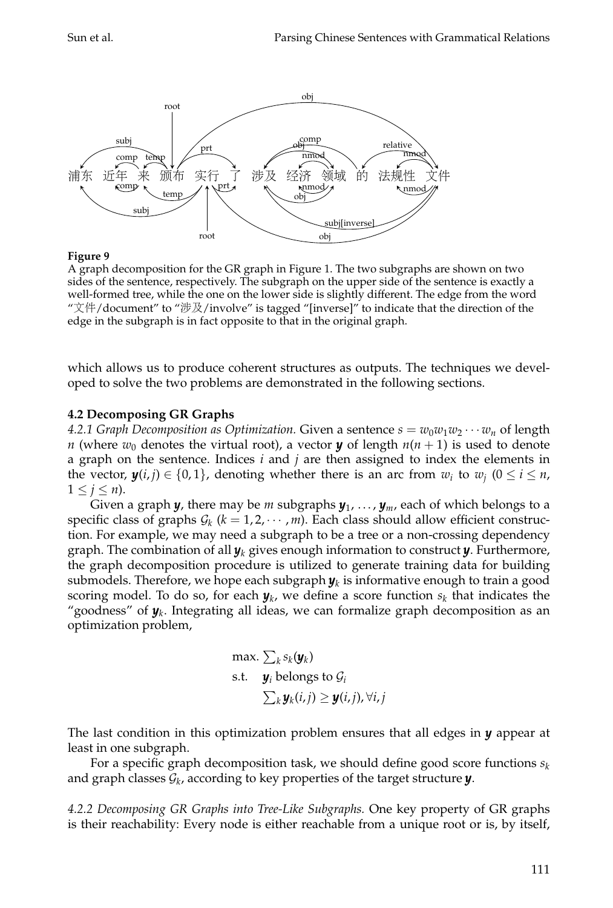**Figure 9**
A graph decomposition for the GR graph in Figure 1. The two subgraphs are shown on two sides of the sentence, respectively. The subgraph on the upper side of the sentence is exactly a well-formed tree, while the one on the lower side is slightly different. The edge from the word "文件/document" to "涉及/involve" is tagged "[inverse]" to indicate that the direction of the edge in the subgraph is in fact opposite to that in the original graph.

which allows us to produce coherent structures as outputs. The techniques we developed to solve the two problems are demonstrated in the following sections.

### 4.2 Decomposing GR Graphs

*4.2.1 Graph Decomposition as Optimization.* Given a sentence $s = w_0 w_1 w_2 \cdots w_n$ of length $n$ (where $w_0$ denotes the virtual root), a vector $\boldsymbol{y}$ of length $n(n+1)$ is used to denote a graph on the sentence. Indices $i$ and $j$ are then assigned to index the elements in the vector, $\boldsymbol{y}(i,j) \in \{0,1\}$, denoting whether there is an arc from $w_i$ to $w_j$ ($0 \leq i \leq n$, $1 \leq j \leq n$).

Given a graph $\boldsymbol{y}$, there may be $m$ subgraphs $\boldsymbol{y}_1, \ldots, \boldsymbol{y}_m$, each of which belongs to a specific class of graphs $\mathcal{G}_k$ ($k = 1, 2, \cdots, m$). Each class should allow efficient construction. For example, we may need a subgraph to be a tree or a non-crossing dependency graph. The combination of all $\boldsymbol{y}_k$ gives enough information to construct $\boldsymbol{y}$. Furthermore, the graph decomposition procedure is utilized to generate training data for building submodels. Therefore, we hope each subgraph $\boldsymbol{y}_k$ is informative enough to train a good scoring model. To do so, for each $\boldsymbol{y}_k$, we define a score function $s_k$ that indicates the "goodness" of $\boldsymbol{y}_k$. Integrating all ideas, we can formalize graph decomposition as an optimization problem,

$$
\begin{aligned}
\text{max.} \quad & \textstyle\sum_k s_k(\boldsymbol{y}_k) \\
\text{s.t.} \quad & \boldsymbol{y}_i \text{ belongs to } \mathcal{G}_i \\
& \textstyle\sum_k \boldsymbol{y}_k(i,j) \geq \boldsymbol{y}(i,j), \forall i,j
\end{aligned}
$$

The last condition in this optimization problem ensures that all edges in $\boldsymbol{y}$ appear at least in one subgraph.

For a specific graph decomposition task, we should define good score functions $s_k$ and graph classes $\mathcal{G}_k$, according to key properties of the target structure $\boldsymbol{y}$.

*4.2.2 Decomposing GR Graphs into Tree-Like Subgraphs.* One key property of GR graphs is their reachability: Every node is either reachable from a unique root or is, by itself,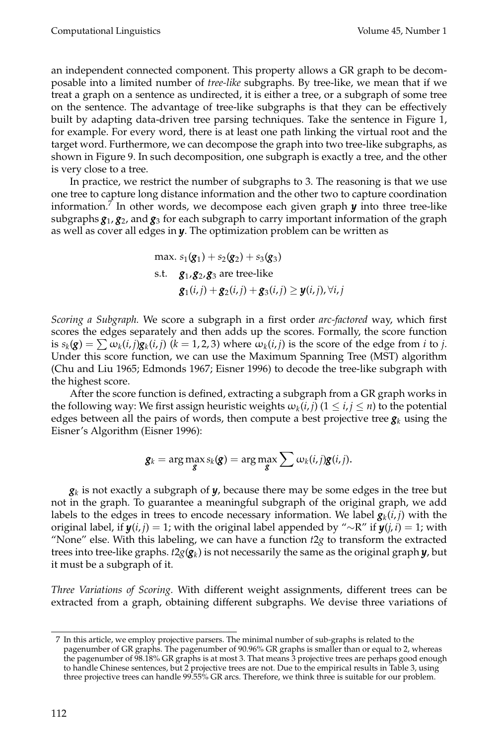an independent connected component. This property allows a GR graph to be decomposable into a limited number of *tree-like* subgraphs. By tree-like, we mean that if we treat a graph on a sentence as undirected, it is either a tree, or a subgraph of some tree on the sentence. The advantage of tree-like subgraphs is that they can be effectively built by adapting data-driven tree parsing techniques. Take the sentence in Figure 1, for example. For every word, there is at least one path linking the virtual root and the target word. Furthermore, we can decompose the graph into two tree-like subgraphs, as shown in Figure 9. In such decomposition, one subgraph is exactly a tree, and the other is very close to a tree.

In practice, we restrict the number of subgraphs to 3. The reasoning is that we use one tree to capture long distance information and the other two to capture coordination information.[7] In other words, we decompose each given graph $\boldsymbol{y}$ into three tree-like subgraphs $\boldsymbol{g}_1$, $\boldsymbol{g}_2$, and $\boldsymbol{g}_3$ for each subgraph to carry important information of the graph as well as cover all edges in $\boldsymbol{y}$. The optimization problem can be written as

$$
\begin{aligned}
\text{max.} \quad & s_1(\boldsymbol{g}_1) + s_2(\boldsymbol{g}_2) + s_3(\boldsymbol{g}_3) \\
\text{s.t.} \quad & \boldsymbol{g}_1, \boldsymbol{g}_2, \boldsymbol{g}_3 \text{ are tree-like} \\
& \boldsymbol{g}_1(i,j) + \boldsymbol{g}_2(i,j) + \boldsymbol{g}_3(i,j) \geq \boldsymbol{y}(i,j), \forall i,j
\end{aligned}
$$

*Scoring a Subgraph.* We score a subgraph in a first order *arc-factored* way, which first scores the edges separately and then adds up the scores. Formally, the score function is $s_k(\boldsymbol{g}) = \sum \omega_k(i,j)\boldsymbol{g}_k(i,j)$ $(k = 1, 2, 3)$ where $\omega_k(i,j)$ is the score of the edge from $i$ to $j$. Under this score function, we can use the Maximum Spanning Tree (MST) algorithm (Chu and Liu 1965; Edmonds 1967; Eisner 1996) to decode the tree-like subgraph with the highest score.

After the score function is defined, extracting a subgraph from a GR graph works in the following way: We first assign heuristic weights $\omega_k(i,j)$ $(1 \leq i,j \leq n)$ to the potential edges between all the pairs of words, then compute a best projective tree $\boldsymbol{g}_k$ using the Eisner's Algorithm (Eisner 1996):

$$
\boldsymbol{g}_k = \arg\max_{\boldsymbol{g}} s_k(\boldsymbol{g}) = \arg\max_{\boldsymbol{g}} \sum \omega_k(i,j)\boldsymbol{g}(i,j).
$$

$\boldsymbol{g}_k$ is not exactly a subgraph of $\boldsymbol{y}$, because there may be some edges in the tree but not in the graph. To guarantee a meaningful subgraph of the original graph, we add labels to the edges in trees to encode necessary information. We label $\boldsymbol{g}_k(i,j)$ with the original label, if $\boldsymbol{y}(i,j) = 1$; with the original label appended by "∼R" if $\boldsymbol{y}(j,i) = 1$; with "None" else. With this labeling, we can have a function *t2g* to transform the extracted trees into tree-like graphs. $t2g(\boldsymbol{g}_k)$ is not necessarily the same as the original graph $\boldsymbol{y}$, but it must be a subgraph of it.

*Three Variations of Scoring.* With different weight assignments, different trees can be extracted from a graph, obtaining different subgraphs. We devise three variations of

[7] In this article, we employ projective parsers. The minimal number of sub-graphs is related to the pagenumber of GR graphs. The pagenumber of 90.96% GR graphs is smaller than or equal to 2, whereas the pagenumber of 98.18% GR graphs is at most 3. That means 3 projective trees are perhaps good enough to handle Chinese sentences, but 2 projective trees are not. Due to the empirical results in Table 3, using three projective trees can handle 99.55% GR arcs. Therefore, we think three is suitable for our problem.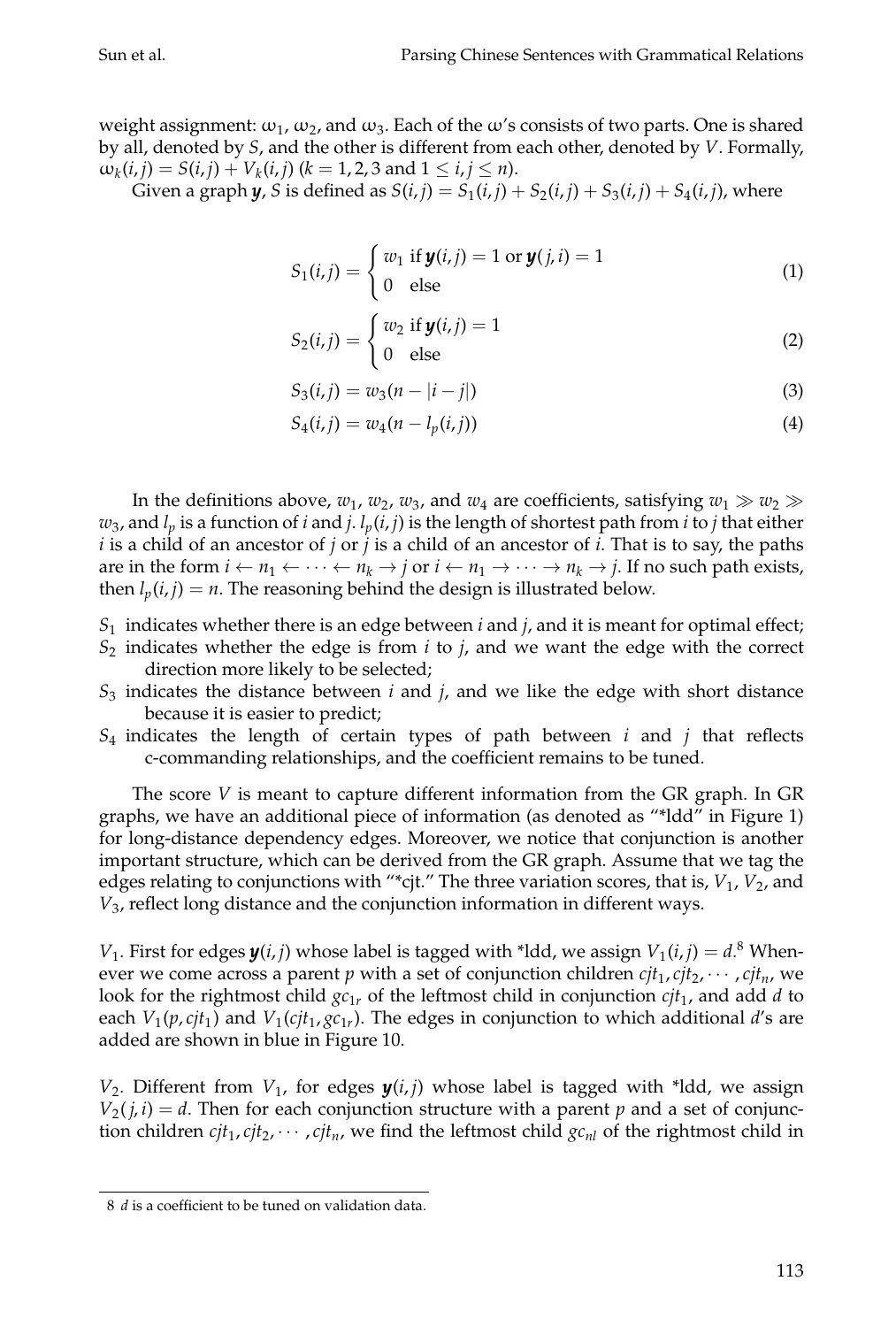weight assignment: $\omega_1$, $\omega_2$, and $\omega_3$. Each of the $\omega$'s consists of two parts. One is shared by all, denoted by $S$, and the other is different from each other, denoted by $V$. Formally, $\omega_k(i,j) = S(i,j) + V_k(i,j)$ ($k = 1, 2, 3$ and $1 \le i, j \le n$).

Given a graph $\boldsymbol{y}$, $S$ is defined as $S(i,j) = S_1(i,j) + S_2(i,j) + S_3(i,j) + S_4(i,j)$, where

$$S_1(i,j) = \begin{cases} w_1 \text{ if } \boldsymbol{y}(i,j) = 1 \text{ or } \boldsymbol{y}(j,i) = 1 \\ 0 \quad \text{else} \end{cases} \tag{1}$$

$$S_2(i,j) = \begin{cases} w_2 \text{ if } \boldsymbol{y}(i,j) = 1 \\ 0 \quad \text{else} \end{cases} \tag{2}$$

$$S_3(i,j) = w_3(n - |i - j|) \tag{3}$$

$$S_4(i,j) = w_4(n - l_p(i,j)) \tag{4}$$

In the definitions above, $w_1$, $w_2$, $w_3$, and $w_4$ are coefficients, satisfying $w_1 \gg w_2 \gg w_3$, and $l_p$ is a function of $i$ and $j$. $l_p(i,j)$ is the length of shortest path from $i$ to $j$ that either $i$ is a child of an ancestor of $j$ or $j$ is a child of an ancestor of $i$. That is to say, the paths are in the form $i \leftarrow n_1 \leftarrow \cdots \leftarrow n_k \rightarrow j$ or $i \leftarrow n_1 \rightarrow \cdots \rightarrow n_k \rightarrow j$. If no such path exists, then $l_p(i,j) = n$. The reasoning behind the design is illustrated below.

- $S_1$ indicates whether there is an edge between $i$ and $j$, and it is meant for optimal effect;
- $S_2$ indicates whether the edge is from $i$ to $j$, and we want the edge with the correct direction more likely to be selected;
- $S_3$ indicates the distance between $i$ and $j$, and we like the edge with short distance because it is easier to predict;
- $S_4$ indicates the length of certain types of path between $i$ and $j$ that reflects c-commanding relationships, and the coefficient remains to be tuned.

The score $V$ is meant to capture different information from the GR graph. In GR graphs, we have an additional piece of information (as denoted as "*ldd" in Figure 1) for long-distance dependency edges. Moreover, we notice that conjunction is another important structure, which can be derived from the GR graph. Assume that we tag the edges relating to conjunctions with "*cjt." The three variation scores, that is, $V_1$, $V_2$, and $V_3$, reflect long distance and the conjunction information in different ways.

$V_1$. First for edges $\boldsymbol{y}(i,j)$ whose label is tagged with *ldd, we assign $V_1(i,j) = d$.[8] Whenever we come across a parent $p$ with a set of conjunction children $cjt_1, cjt_2, \cdots, cjt_n$, we look for the rightmost child $gc_{1r}$ of the leftmost child in conjunction $cjt_1$, and add $d$ to each $V_1(p, cjt_1)$ and $V_1(cjt_1, gc_{1r})$. The edges in conjunction to which additional $d$'s are added are shown in blue in Figure 10.

$V_2$. Different from $V_1$, for edges $\boldsymbol{y}(i,j)$ whose label is tagged with *ldd, we assign $V_2(j,i) = d$. Then for each conjunction structure with a parent $p$ and a set of conjunction children $cjt_1, cjt_2, \cdots, cjt_n$, we find the leftmost child $gc_{nl}$ of the rightmost child in

8 $d$ is a coefficient to be tuned on validation data.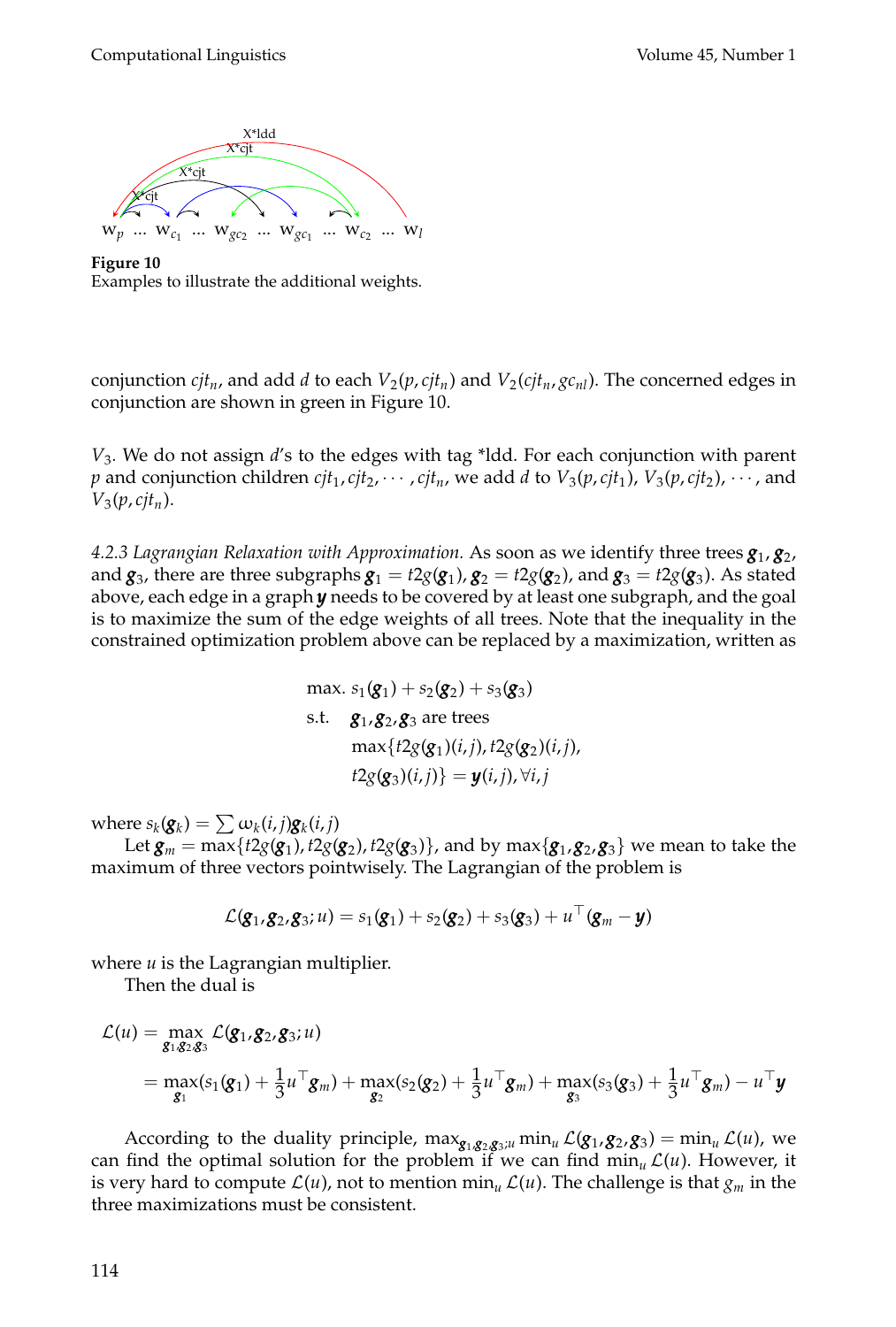Figure 10
Examples to illustrate the additional weights.

conjunction $cjt_n$, and add $d$ to each $V_2(p, cjt_n)$ and $V_2(cjt_n, gc_{nl})$. The concerned edges in conjunction are shown in green in Figure 10.

$V_3$. We do not assign $d$'s to the edges with tag *ldd. For each conjunction with parent $p$ and conjunction children $cjt_1, cjt_2, \cdots, cjt_n$, we add $d$ to $V_3(p, cjt_1)$, $V_3(p, cjt_2)$, $\cdots$, and $V_3(p, cjt_n)$.

*4.2.3 Lagrangian Relaxation with Approximation.* As soon as we identify three trees $\boldsymbol{g}_1$, $\boldsymbol{g}_2$, and $\boldsymbol{g}_3$, there are three subgraphs $\boldsymbol{g}_1 = t2g(\boldsymbol{g}_1)$, $\boldsymbol{g}_2 = t2g(\boldsymbol{g}_2)$, and $\boldsymbol{g}_3 = t2g(\boldsymbol{g}_3)$. As stated above, each edge in a graph $\boldsymbol{y}$ needs to be covered by at least one subgraph, and the goal is to maximize the sum of the edge weights of all trees. Note that the inequality in the constrained optimization problem above can be replaced by a maximization, written as

$$
\begin{aligned}
\text{max. } & s_1(\boldsymbol{g}_1) + s_2(\boldsymbol{g}_2) + s_3(\boldsymbol{g}_3) \\
\text{s.t. } & \boldsymbol{g}_1, \boldsymbol{g}_2, \boldsymbol{g}_3 \text{ are trees} \\
& \max\{t2g(\boldsymbol{g}_1)(i,j), t2g(\boldsymbol{g}_2)(i,j), \\
& t2g(\boldsymbol{g}_3)(i,j)\} = \boldsymbol{y}(i,j), \forall i,j
\end{aligned}
$$

where $s_k(\boldsymbol{g}_k) = \sum \omega_k(i,j)\boldsymbol{g}_k(i,j)$

Let $\boldsymbol{g}_m = \max\{t2g(\boldsymbol{g}_1), t2g(\boldsymbol{g}_2), t2g(\boldsymbol{g}_3)\}$, and by $\max\{\boldsymbol{g}_1, \boldsymbol{g}_2, \boldsymbol{g}_3\}$ we mean to take the maximum of three vectors pointwisely. The Lagrangian of the problem is

$$
\mathcal{L}(\boldsymbol{g}_1, \boldsymbol{g}_2, \boldsymbol{g}_3; u) = s_1(\boldsymbol{g}_1) + s_2(\boldsymbol{g}_2) + s_3(\boldsymbol{g}_3) + u^\top(\boldsymbol{g}_m - \boldsymbol{y})
$$

where $u$ is the Lagrangian multiplier.

Then the dual is

$$
\begin{aligned}
\mathcal{L}(u) &= \max_{\boldsymbol{g}_1, \boldsymbol{g}_2, \boldsymbol{g}_3} \mathcal{L}(\boldsymbol{g}_1, \boldsymbol{g}_2, \boldsymbol{g}_3; u) \\
&= \max_{\boldsymbol{g}_1}(s_1(\boldsymbol{g}_1) + \frac{1}{3}u^\top \boldsymbol{g}_m) + \max_{\boldsymbol{g}_2}(s_2(\boldsymbol{g}_2) + \frac{1}{3}u^\top \boldsymbol{g}_m) + \max_{\boldsymbol{g}_3}(s_3(\boldsymbol{g}_3) + \frac{1}{3}u^\top \boldsymbol{g}_m) - u^\top \boldsymbol{y}
\end{aligned}
$$

According to the duality principle, $\max_{\boldsymbol{g}_1, \boldsymbol{g}_2, \boldsymbol{g}_3; u} \min_u \mathcal{L}(\boldsymbol{g}_1, \boldsymbol{g}_2, \boldsymbol{g}_3) = \min_u \mathcal{L}(u)$, we can find the optimal solution for the problem if we can find $\min_u \mathcal{L}(u)$. However, it is very hard to compute $\mathcal{L}(u)$, not to mention $\min_u \mathcal{L}(u)$. The challenge is that $g_m$ in the three maximizations must be consistent.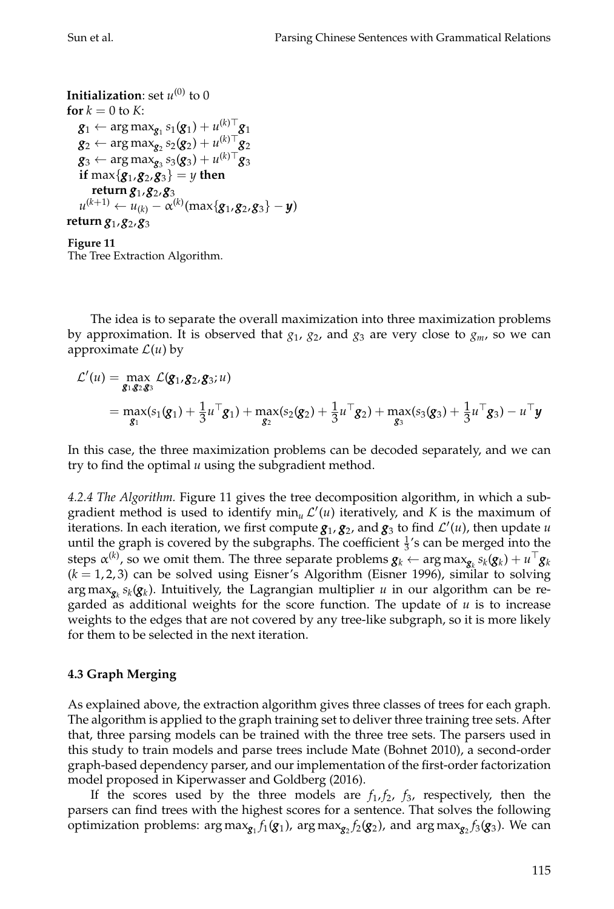**Initialization**: set $u^{(0)}$ to 0

**for** $k = 0$ to $K$:

  $\boldsymbol{g}_1 \leftarrow \arg\max_{\boldsymbol{g}_1} s_1(\boldsymbol{g}_1) + u^{(k)\top}\boldsymbol{g}_1$

  $\boldsymbol{g}_2 \leftarrow \arg\max_{\boldsymbol{g}_2} s_2(\boldsymbol{g}_2) + u^{(k)\top}\boldsymbol{g}_2$

  $\boldsymbol{g}_3 \leftarrow \arg\max_{\boldsymbol{g}_3} s_3(\boldsymbol{g}_3) + u^{(k)\top}\boldsymbol{g}_3$

  **if** $\max\{\boldsymbol{g}_1, \boldsymbol{g}_2, \boldsymbol{g}_3\} = y$ **then**

    **return** $\boldsymbol{g}_1, \boldsymbol{g}_2, \boldsymbol{g}_3$

  $u^{(k+1)} \leftarrow u_{(k)} - \alpha^{(k)}(\max\{\boldsymbol{g}_1, \boldsymbol{g}_2, \boldsymbol{g}_3\} - \boldsymbol{y})$

**return** $\boldsymbol{g}_1, \boldsymbol{g}_2, \boldsymbol{g}_3$

**Figure 11**
The Tree Extraction Algorithm.

The idea is to separate the overall maximization into three maximization problems by approximation. It is observed that $g_1$, $g_2$, and $g_3$ are very close to $g_m$, so we can approximate $\mathcal{L}(u)$ by

$$
\begin{aligned}
\mathcal{L}'(u) &= \max_{\boldsymbol{g}_1,\boldsymbol{g}_2,\boldsymbol{g}_3} \mathcal{L}(\boldsymbol{g}_1, \boldsymbol{g}_2, \boldsymbol{g}_3; u) \\
&= \max_{\boldsymbol{g}_1}(s_1(\boldsymbol{g}_1) + \frac{1}{3}u^\top \boldsymbol{g}_1) + \max_{\boldsymbol{g}_2}(s_2(\boldsymbol{g}_2) + \frac{1}{3}u^\top \boldsymbol{g}_2) + \max_{\boldsymbol{g}_3}(s_3(\boldsymbol{g}_3) + \frac{1}{3}u^\top \boldsymbol{g}_3) - u^\top \boldsymbol{y}
\end{aligned}
$$

In this case, the three maximization problems can be decoded separately, and we can try to find the optimal $u$ using the subgradient method.

*4.2.4 The Algorithm.* Figure 11 gives the tree decomposition algorithm, in which a subgradient method is used to identify $\min_u \mathcal{L}'(u)$ iteratively, and $K$ is the maximum of iterations. In each iteration, we first compute $\boldsymbol{g}_1$, $\boldsymbol{g}_2$, and $\boldsymbol{g}_3$ to find $\mathcal{L}'(u)$, then update $u$ until the graph is covered by the subgraphs. The coefficient $\frac{1}{3}$'s can be merged into the steps $\alpha^{(k)}$, so we omit them. The three separate problems $\boldsymbol{g}_k \leftarrow \arg\max_{\boldsymbol{g}_k} s_k(\boldsymbol{g}_k) + u^\top \boldsymbol{g}_k$ ($k = 1, 2, 3$) can be solved using Eisner's Algorithm (Eisner 1996), similar to solving $\arg\max_{\boldsymbol{g}_k} s_k(\boldsymbol{g}_k)$. Intuitively, the Lagrangian multiplier $u$ in our algorithm can be regarded as additional weights for the score function. The update of $u$ is to increase weights to the edges that are not covered by any tree-like subgraph, so it is more likely for them to be selected in the next iteration.

### 4.3 Graph Merging

As explained above, the extraction algorithm gives three classes of trees for each graph. The algorithm is applied to the graph training set to deliver three training tree sets. After that, three parsing models can be trained with the three tree sets. The parsers used in this study to train models and parse trees include Mate (Bohnet 2010), a second-order graph-based dependency parser, and our implementation of the first-order factorization model proposed in Kiperwasser and Goldberg (2016).

If the scores used by the three models are $f_1$, $f_2$, $f_3$, respectively, then the parsers can find trees with the highest scores for a sentence. That solves the following optimization problems: $\arg\max_{\boldsymbol{g}_1} f_1(\boldsymbol{g}_1)$, $\arg\max_{\boldsymbol{g}_2} f_2(\boldsymbol{g}_2)$, and $\arg\max_{\boldsymbol{g}_2} f_3(\boldsymbol{g}_3)$. We can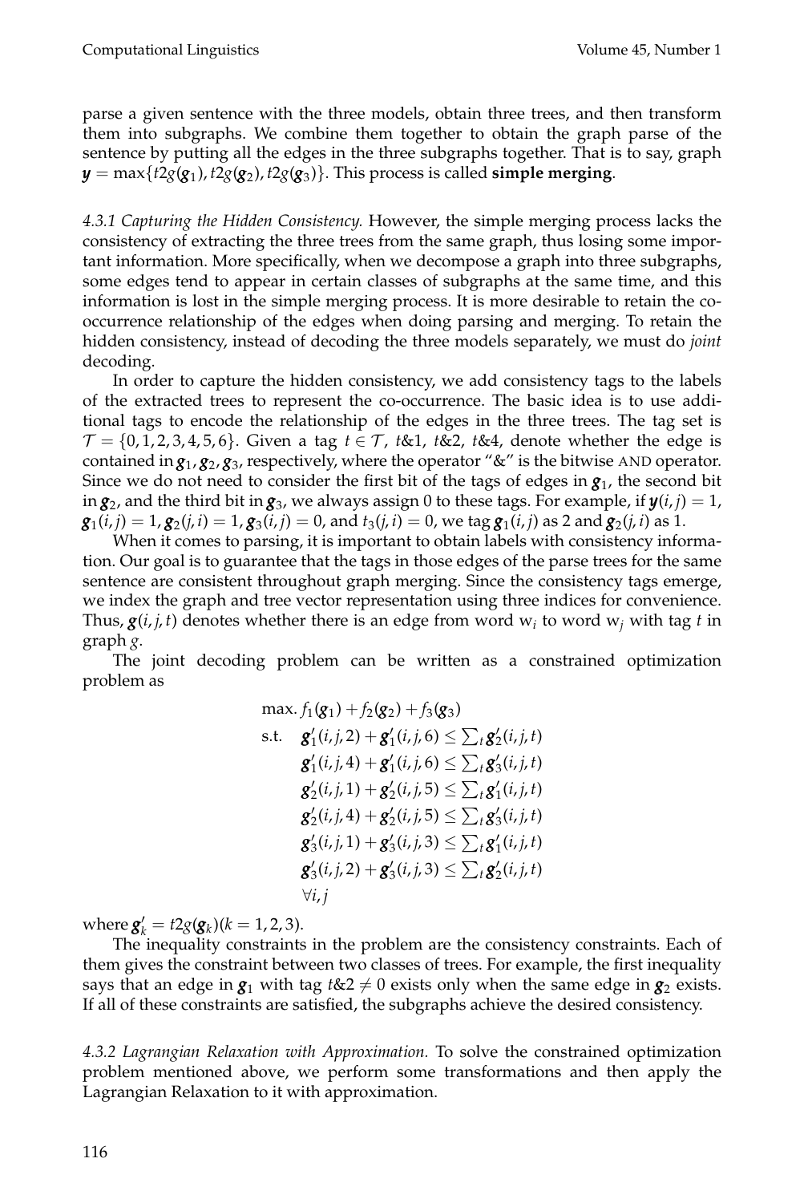parse a given sentence with the three models, obtain three trees, and then transform them into subgraphs. We combine them together to obtain the graph parse of the sentence by putting all the edges in the three subgraphs together. That is to say, graph $\boldsymbol{y} = \max\{t2g(\boldsymbol{g}_1), t2g(\boldsymbol{g}_2), t2g(\boldsymbol{g}_3)\}$. This process is called **simple merging**.

*4.3.1 Capturing the Hidden Consistency.* However, the simple merging process lacks the consistency of extracting the three trees from the same graph, thus losing some important information. More specifically, when we decompose a graph into three subgraphs, some edges tend to appear in certain classes of subgraphs at the same time, and this information is lost in the simple merging process. It is more desirable to retain the co-occurrence relationship of the edges when doing parsing and merging. To retain the hidden consistency, instead of decoding the three models separately, we must do *joint* decoding.

In order to capture the hidden consistency, we add consistency tags to the labels of the extracted trees to represent the co-occurrence. The basic idea is to use additional tags to encode the relationship of the edges in the three trees. The tag set is $\mathcal{T} = \{0, 1, 2, 3, 4, 5, 6\}$. Given a tag $t \in \mathcal{T}$, $t\&1$, $t\&2$, $t\&4$, denote whether the edge is contained in $\boldsymbol{g}_1, \boldsymbol{g}_2, \boldsymbol{g}_3$, respectively, where the operator "&" is the bitwise AND operator. Since we do not need to consider the first bit of the tags of edges in $\boldsymbol{g}_1$, the second bit in $\boldsymbol{g}_2$, and the third bit in $\boldsymbol{g}_3$, we always assign 0 to these tags. For example, if $\boldsymbol{y}(i, j) = 1$, $\boldsymbol{g}_1(i, j) = 1, \boldsymbol{g}_2(j, i) = 1, \boldsymbol{g}_3(i, j) = 0$, and $t_3(j, i) = 0$, we tag $\boldsymbol{g}_1(i, j)$ as 2 and $\boldsymbol{g}_2(j, i)$ as 1.

When it comes to parsing, it is important to obtain labels with consistency information. Our goal is to guarantee that the tags in those edges of the parse trees for the same sentence are consistent throughout graph merging. Since the consistency tags emerge, we index the graph and tree vector representation using three indices for convenience. Thus, $\boldsymbol{g}(i, j, t)$ denotes whether there is an edge from word $w_i$ to word $w_j$ with tag $t$ in graph $g$.

The joint decoding problem can be written as a constrained optimization problem as

$$
\begin{aligned}
\text{max.} \ & f_1(\boldsymbol{g}_1) + f_2(\boldsymbol{g}_2) + f_3(\boldsymbol{g}_3) \\
\text{s.t.} \ & \boldsymbol{g}'_1(i, j, 2) + \boldsymbol{g}'_1(i, j, 6) \leq \textstyle\sum_t \boldsymbol{g}'_2(i, j, t) \\
& \boldsymbol{g}'_1(i, j, 4) + \boldsymbol{g}'_1(i, j, 6) \leq \textstyle\sum_t \boldsymbol{g}'_3(i, j, t) \\
& \boldsymbol{g}'_2(i, j, 1) + \boldsymbol{g}'_2(i, j, 5) \leq \textstyle\sum_t \boldsymbol{g}'_1(i, j, t) \\
& \boldsymbol{g}'_2(i, j, 4) + \boldsymbol{g}'_2(i, j, 5) \leq \textstyle\sum_t \boldsymbol{g}'_3(i, j, t) \\
& \boldsymbol{g}'_3(i, j, 1) + \boldsymbol{g}'_3(i, j, 3) \leq \textstyle\sum_t \boldsymbol{g}'_1(i, j, t) \\
& \boldsymbol{g}'_3(i, j, 2) + \boldsymbol{g}'_3(i, j, 3) \leq \textstyle\sum_t \boldsymbol{g}'_2(i, j, t) \\
& \forall i, j
\end{aligned}
$$

where $\boldsymbol{g}'_k = t2g(\boldsymbol{g}_k)(k = 1, 2, 3)$.

The inequality constraints in the problem are the consistency constraints. Each of them gives the constraint between two classes of trees. For example, the first inequality says that an edge in $\boldsymbol{g}_1$ with tag $t\&2 \neq 0$ exists only when the same edge in $\boldsymbol{g}_2$ exists. If all of these constraints are satisfied, the subgraphs achieve the desired consistency.

*4.3.2 Lagrangian Relaxation with Approximation.* To solve the constrained optimization problem mentioned above, we perform some transformations and then apply the Lagrangian Relaxation to it with approximation.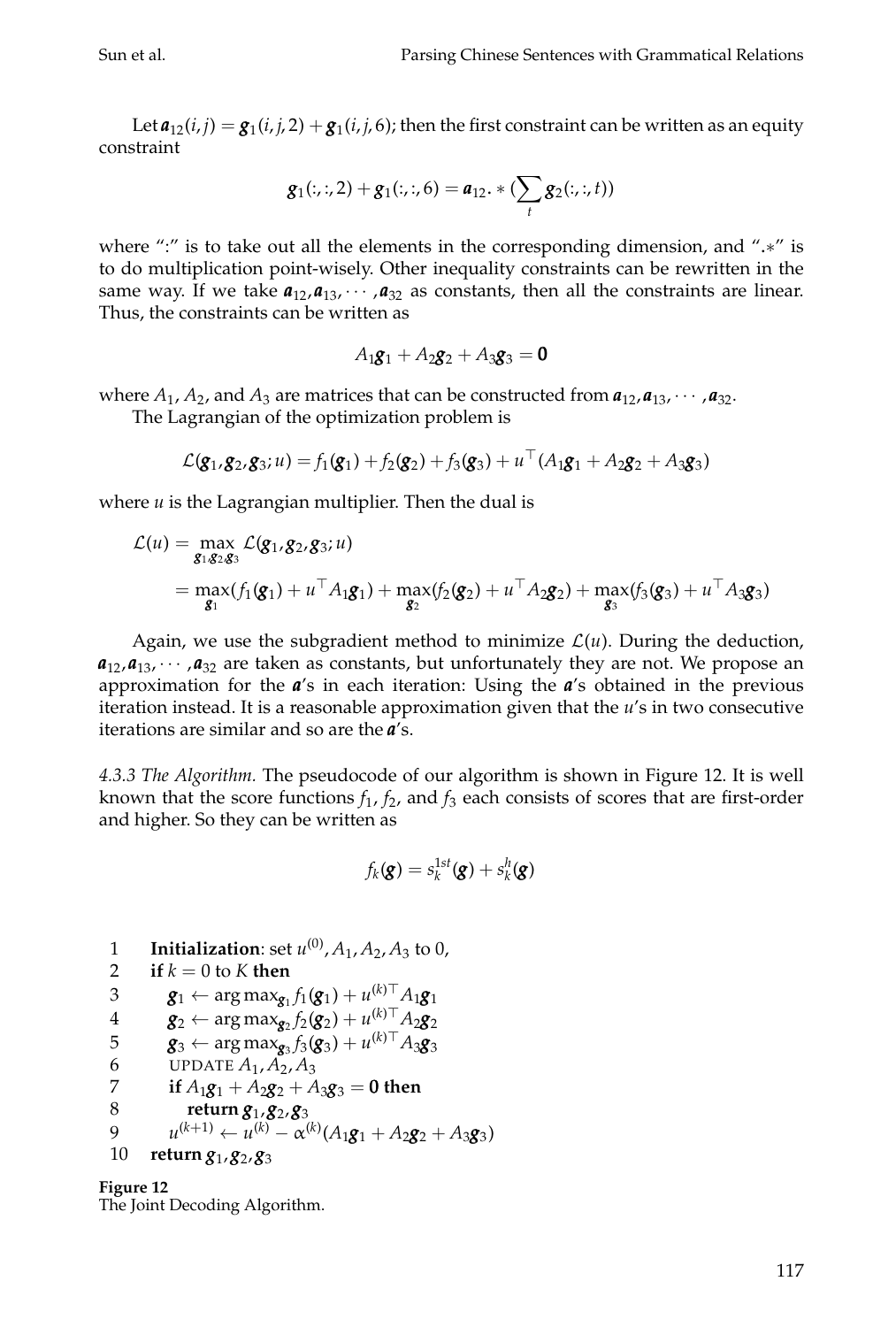Let $\boldsymbol{a}_{12}(i,j) = \boldsymbol{g}_1(i,j,2) + \boldsymbol{g}_1(i,j,6)$; then the first constraint can be written as an equity constraint

$$\boldsymbol{g}_1(:,:,2) + \boldsymbol{g}_1(:,:,6) = \boldsymbol{a}_{12}.*(\sum_t \boldsymbol{g}_2(:,:,t))$$

where ":" is to take out all the elements in the corresponding dimension, and ".∗" is to do multiplication point-wisely. Other inequality constraints can be rewritten in the same way. If we take $\boldsymbol{a}_{12}, \boldsymbol{a}_{13}, \cdots, \boldsymbol{a}_{32}$ as constants, then all the constraints are linear. Thus, the constraints can be written as

$$A_1\boldsymbol{g}_1 + A_2\boldsymbol{g}_2 + A_3\boldsymbol{g}_3 = \mathbf{0}$$

where $A_1$, $A_2$, and $A_3$ are matrices that can be constructed from $\boldsymbol{a}_{12}, \boldsymbol{a}_{13}, \cdots, \boldsymbol{a}_{32}$.

The Lagrangian of the optimization problem is

$$\mathcal{L}(\boldsymbol{g}_1, \boldsymbol{g}_2, \boldsymbol{g}_3; u) = f_1(\boldsymbol{g}_1) + f_2(\boldsymbol{g}_2) + f_3(\boldsymbol{g}_3) + u^\top(A_1\boldsymbol{g}_1 + A_2\boldsymbol{g}_2 + A_3\boldsymbol{g}_3)$$

where $u$ is the Lagrangian multiplier. Then the dual is

$$\begin{aligned}\mathcal{L}(u) &= \max_{\boldsymbol{g}_1, \boldsymbol{g}_2, \boldsymbol{g}_3} \mathcal{L}(\boldsymbol{g}_1, \boldsymbol{g}_2, \boldsymbol{g}_3; u) \\ &= \max_{\boldsymbol{g}_1}(f_1(\boldsymbol{g}_1) + u^\top A_1\boldsymbol{g}_1) + \max_{\boldsymbol{g}_2}(f_2(\boldsymbol{g}_2) + u^\top A_2\boldsymbol{g}_2) + \max_{\boldsymbol{g}_3}(f_3(\boldsymbol{g}_3) + u^\top A_3\boldsymbol{g}_3)\end{aligned}$$

Again, we use the subgradient method to minimize $\mathcal{L}(u)$. During the deduction, $\boldsymbol{a}_{12}, \boldsymbol{a}_{13}, \cdots, \boldsymbol{a}_{32}$ are taken as constants, but unfortunately they are not. We propose an approximation for the $\boldsymbol{a}$'s in each iteration: Using the $\boldsymbol{a}$'s obtained in the previous iteration instead. It is a reasonable approximation given that the $u$'s in two consecutive iterations are similar and so are the $\boldsymbol{a}$'s.

*4.3.3 The Algorithm.* The pseudocode of our algorithm is shown in Figure 12. It is well known that the score functions $f_1$, $f_2$, and $f_3$ each consists of scores that are first-order and higher. So they can be written as

$$f_k(\boldsymbol{g}) = s_k^{1st}(\boldsymbol{g}) + s_k^h(\boldsymbol{g})$$

```
1   Initialization: set u^(0), A_1, A_2, A_3 to 0,
2   if k = 0 to K then
3       g_1 ← argmax_{g_1} f_1(g_1) + u^(k)⊤ A_1 g_1
4       g_2 ← argmax_{g_2} f_2(g_2) + u^(k)⊤ A_2 g_2
5       g_3 ← argmax_{g_3} f_3(g_3) + u^(k)⊤ A_3 g_3
6       UPDATE A_1, A_2, A_3
7       if A_1 g_1 + A_2 g_2 + A_3 g_3 = 0 then
8           return g_1, g_2, g_3
9       u^(k+1) ← u^(k) − α^(k) (A_1 g_1 + A_2 g_2 + A_3 g_3)
10  return g_1, g_2, g_3
```

**Figure 12**
The Joint Decoding Algorithm.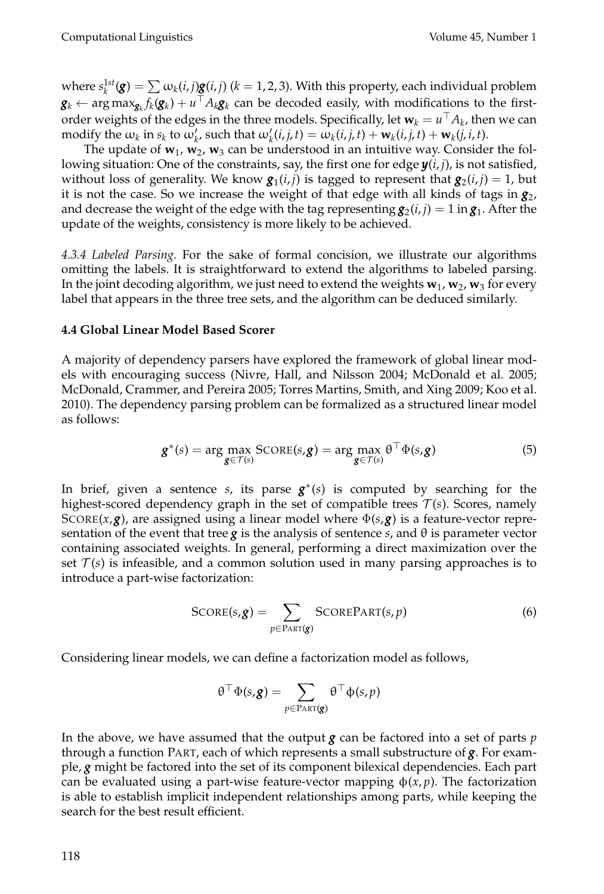where $s_k^{1st}(\boldsymbol{g}) = \sum \omega_k(i,j)\boldsymbol{g}(i,j)$ $(k = 1,2,3)$. With this property, each individual problem $\boldsymbol{g}_k \leftarrow \arg\max_{\boldsymbol{g}_k} f_k(\boldsymbol{g}_k) + u^\top A_k \boldsymbol{g}_k$ can be decoded easily, with modifications to the first-order weights of the edges in the three models. Specifically, let $\mathbf{w}_k = u^\top A_k$, then we can modify the $\omega_k$ in $s_k$ to $\omega'_k$, such that $\omega'_k(i,j,t) = \omega_k(i,j,t) + \mathbf{w}_k(i,j,t) + \mathbf{w}_k(j,i,t)$.

The update of $\mathbf{w}_1$, $\mathbf{w}_2$, $\mathbf{w}_3$ can be understood in an intuitive way. Consider the following situation: One of the constraints, say, the first one for edge $\boldsymbol{y}(i,j)$, is not satisfied, without loss of generality. We know $\boldsymbol{g}_1(i,j)$ is tagged to represent that $\boldsymbol{g}_2(i,j) = 1$, but it is not the case. So we increase the weight of that edge with all kinds of tags in $\boldsymbol{g}_2$, and decrease the weight of the edge with the tag representing $\boldsymbol{g}_2(i,j) = 1$ in $\boldsymbol{g}_1$. After the update of the weights, consistency is more likely to be achieved.

*4.3.4 Labeled Parsing.* For the sake of formal concision, we illustrate our algorithms omitting the labels. It is straightforward to extend the algorithms to labeled parsing. In the joint decoding algorithm, we just need to extend the weights $\mathbf{w}_1$, $\mathbf{w}_2$, $\mathbf{w}_3$ for every label that appears in the three tree sets, and the algorithm can be deduced similarly.

### 4.4 Global Linear Model Based Scorer

A majority of dependency parsers have explored the framework of global linear models with encouraging success (Nivre, Hall, and Nilsson 2004; McDonald et al. 2005; McDonald, Crammer, and Pereira 2005; Torres Martins, Smith, and Xing 2009; Koo et al. 2010). The dependency parsing problem can be formalized as a structured linear model as follows:

$$\boldsymbol{g}^*(s) = \arg\max_{\boldsymbol{g} \in \mathcal{T}(s)} \text{SCORE}(s, \boldsymbol{g}) = \arg\max_{\boldsymbol{g} \in \mathcal{T}(s)} \theta^\top \Phi(s, \boldsymbol{g}) \tag{5}$$

In brief, given a sentence $s$, its parse $\boldsymbol{g}^*(s)$ is computed by searching for the highest-scored dependency graph in the set of compatible trees $\mathcal{T}(s)$. Scores, namely $\text{SCORE}(x, \boldsymbol{g})$, are assigned using a linear model where $\Phi(s, \boldsymbol{g})$ is a feature-vector representation of the event that tree $\boldsymbol{g}$ is the analysis of sentence $s$, and $\theta$ is parameter vector containing associated weights. In general, performing a direct maximization over the set $\mathcal{T}(s)$ is infeasible, and a common solution used in many parsing approaches is to introduce a part-wise factorization:

$$\text{SCORE}(s, \boldsymbol{g}) = \sum_{p \in \text{PART}(\boldsymbol{g})} \text{SCOREPART}(s, p) \tag{6}$$

Considering linear models, we can define a factorization model as follows,

$$\theta^\top \Phi(s, \boldsymbol{g}) = \sum_{p \in \text{PART}(\boldsymbol{g})} \theta^\top \phi(s, p)$$

In the above, we have assumed that the output $\boldsymbol{g}$ can be factored into a set of parts $p$ through a function PART, each of which represents a small substructure of $\boldsymbol{g}$. For example, $\boldsymbol{g}$ might be factored into the set of its component bilexical dependencies. Each part can be evaluated using a part-wise feature-vector mapping $\phi(x, p)$. The factorization is able to establish implicit independent relationships among parts, while keeping the search for the best result efficient.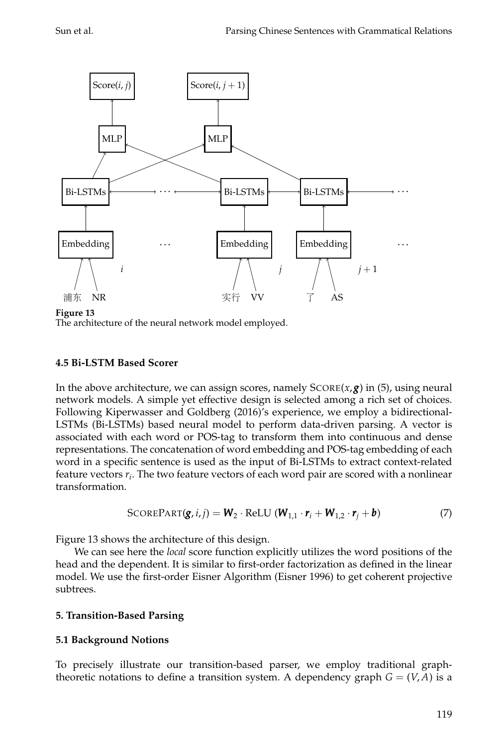**Figure 13**
The architecture of the neural network model employed.

### 4.5 Bi-LSTM Based Scorer

In the above architecture, we can assign scores, namely $\text{SCORE}(x, \boldsymbol{g})$ in (5), using neural network models. A simple yet effective design is selected among a rich set of choices. Following Kiperwasser and Goldberg (2016)'s experience, we employ a bidirectional-LSTMs (Bi-LSTMs) based neural model to perform data-driven parsing. A vector is associated with each word or POS-tag to transform them into continuous and dense representations. The concatenation of word embedding and POS-tag embedding of each word in a specific sentence is used as the input of Bi-LSTMs to extract context-related feature vectors $r_i$. The two feature vectors of each word pair are scored with a nonlinear transformation.

$$\text{SCOREPART}(\boldsymbol{g}, i, j) = \boldsymbol{W}_2 \cdot \text{ReLU}\ (\boldsymbol{W}_{1,1} \cdot \boldsymbol{r}_i + \boldsymbol{W}_{1,2} \cdot \boldsymbol{r}_j + \boldsymbol{b}) \tag{7}$$

Figure 13 shows the architecture of this design.

We can see here the *local* score function explicitly utilizes the word positions of the head and the dependent. It is similar to first-order factorization as defined in the linear model. We use the first-order Eisner Algorithm (Eisner 1996) to get coherent projective subtrees.

## 5. Transition-Based Parsing

### 5.1 Background Notions

To precisely illustrate our transition-based parser, we employ traditional graph-theoretic notations to define a transition system. A dependency graph $G = (V, A)$ is a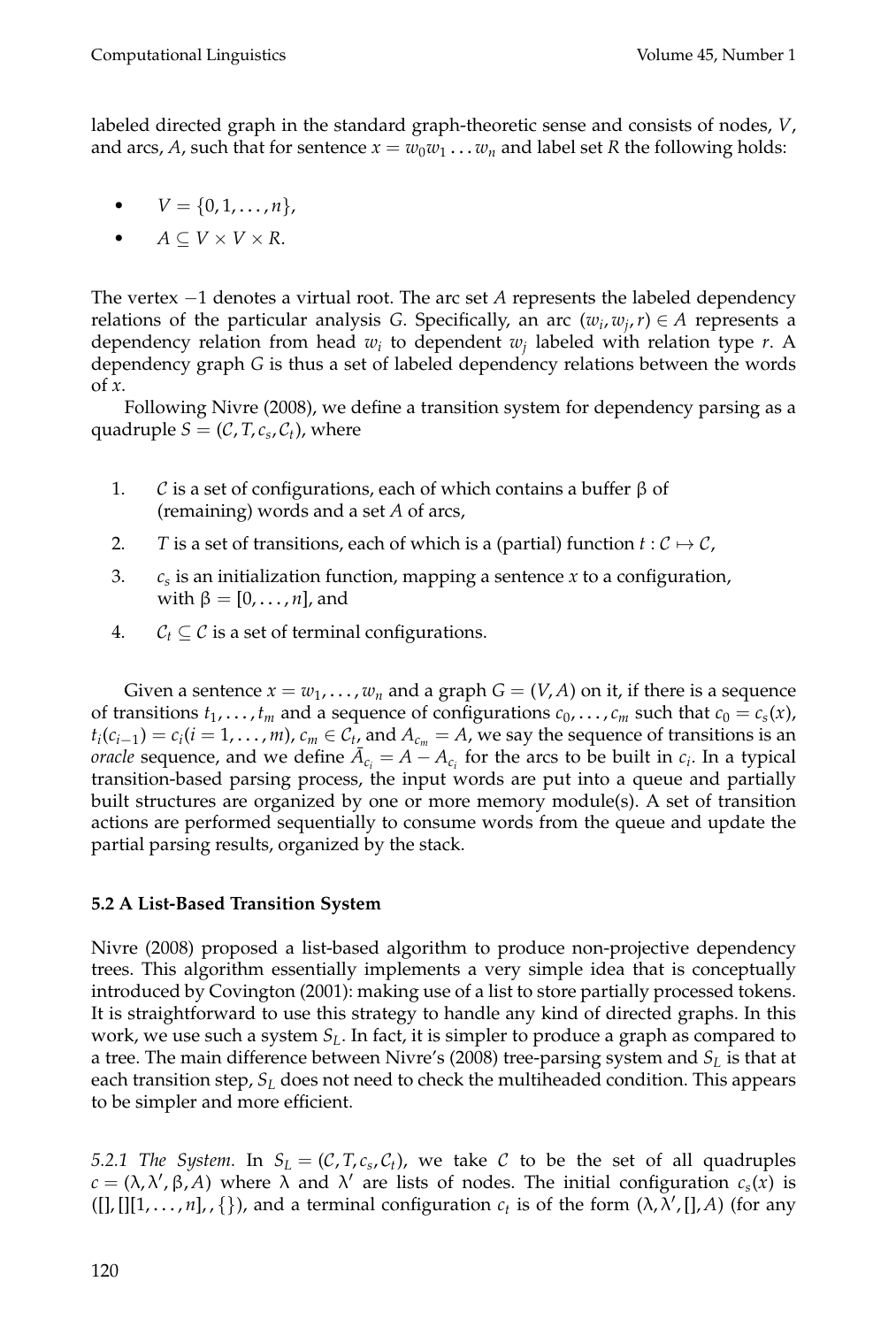labeled directed graph in the standard graph-theoretic sense and consists of nodes, $V$, and arcs, $A$, such that for sentence $x = w_0 w_1 \ldots w_n$ and label set $R$ the following holds:

- $V = \{0, 1, \ldots, n\}$,
- $A \subseteq V \times V \times R$.

The vertex $-1$ denotes a virtual root. The arc set $A$ represents the labeled dependency relations of the particular analysis $G$. Specifically, an arc $(w_i, w_j, r) \in A$ represents a dependency relation from head $w_i$ to dependent $w_j$ labeled with relation type $r$. A dependency graph $G$ is thus a set of labeled dependency relations between the words of $x$.

Following Nivre (2008), we define a transition system for dependency parsing as a quadruple $S = (\mathcal{C}, T, c_s, \mathcal{C}_t)$, where

1. $\mathcal{C}$ is a set of configurations, each of which contains a buffer β of (remaining) words and a set $A$ of arcs,
2. $T$ is a set of transitions, each of which is a (partial) function $t : \mathcal{C} \mapsto \mathcal{C}$,
3. $c_s$ is an initialization function, mapping a sentence $x$ to a configuration, with $\beta = [0, \ldots, n]$, and
4. $\mathcal{C}_t \subseteq \mathcal{C}$ is a set of terminal configurations.

Given a sentence $x = w_1, \ldots, w_n$ and a graph $G = (V, A)$ on it, if there is a sequence of transitions $t_1, \ldots, t_m$ and a sequence of configurations $c_0, \ldots, c_m$ such that $c_0 = c_s(x)$, $t_i(c_{i-1}) = c_i (i = 1, \ldots, m)$, $c_m \in \mathcal{C}_t$, and $A_{c_m} = A$, we say the sequence of transitions is an *oracle* sequence, and we define $\bar{A}_{c_i} = A - A_{c_i}$ for the arcs to be built in $c_i$. In a typical transition-based parsing process, the input words are put into a queue and partially built structures are organized by one or more memory module(s). A set of transition actions are performed sequentially to consume words from the queue and update the partial parsing results, organized by the stack.

### 5.2 A List-Based Transition System

Nivre (2008) proposed a list-based algorithm to produce non-projective dependency trees. This algorithm essentially implements a very simple idea that is conceptually introduced by Covington (2001): making use of a list to store partially processed tokens. It is straightforward to use this strategy to handle any kind of directed graphs. In this work, we use such a system $S_L$. In fact, it is simpler to produce a graph as compared to a tree. The main difference between Nivre's (2008) tree-parsing system and $S_L$ is that at each transition step, $S_L$ does not need to check the multiheaded condition. This appears to be simpler and more efficient.

*5.2.1 The System.* In $S_L = (\mathcal{C}, T, c_s, \mathcal{C}_t)$, we take $\mathcal{C}$ to be the set of all quadruples $c = (\lambda, \lambda', \beta, A)$ where $\lambda$ and $\lambda'$ are lists of nodes. The initial configuration $c_s(x)$ is $([], [][1, \ldots, n], , \{\})$, and a terminal configuration $c_t$ is of the form $(\lambda, \lambda', [], A)$ (for any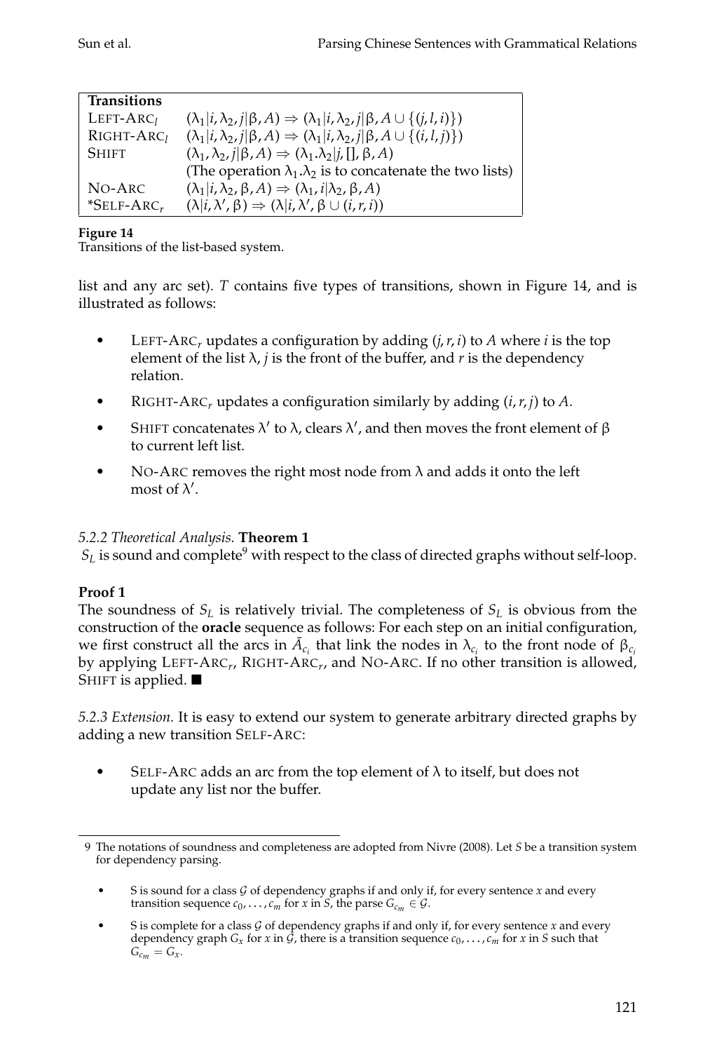| **Transitions** | |
|---|---|
| LEFT-ARC$_l$ | $(\lambda_1 \vert i, \lambda_2, j \vert \beta, A) \Rightarrow (\lambda_1 \vert i, \lambda_2, j \vert \beta, A \cup \{(j, l, i)\})$ |
| RIGHT-ARC$_l$ | $(\lambda_1 \vert i, \lambda_2, j \vert \beta, A) \Rightarrow (\lambda_1 \vert i, \lambda_2, j \vert \beta, A \cup \{(i, l, j)\})$ |
| SHIFT | $(\lambda_1, \lambda_2, j \vert \beta, A) \Rightarrow (\lambda_1.\lambda_2 \vert j, [], \beta, A)$ |
| | (The operation $\lambda_1.\lambda_2$ is to concatenate the two lists) |
| NO-ARC | $(\lambda_1 \vert i, \lambda_2, \beta, A) \Rightarrow (\lambda_1, i \vert \lambda_2, \beta, A)$ |
| *SELF-ARC$_r$ | $(\lambda \vert i, \lambda', \beta) \Rightarrow (\lambda \vert i, \lambda', \beta \cup (i, r, i))$ |

**Figure 14**
Transitions of the list-based system.

list and any arc set). $T$ contains five types of transitions, shown in Figure 14, and is illustrated as follows:

- LEFT-ARC$_r$ updates a configuration by adding $(j, r, i)$ to $A$ where $i$ is the top element of the list $\lambda$, $j$ is the front of the buffer, and $r$ is the dependency relation.
- RIGHT-ARC$_r$ updates a configuration similarly by adding $(i, r, j)$ to $A$.
- SHIFT concatenates $\lambda'$ to $\lambda$, clears $\lambda'$, and then moves the front element of $\beta$ to current left list.
- NO-ARC removes the right most node from $\lambda$ and adds it onto the left most of $\lambda'$.

*5.2.2 Theoretical Analysis.* **Theorem 1**
$S_L$ is sound and complete[9] with respect to the class of directed graphs without self-loop.

**Proof 1**
The soundness of $S_L$ is relatively trivial. The completeness of $S_L$ is obvious from the construction of the **oracle** sequence as follows: For each step on an initial configuration, we first construct all the arcs in $\bar{A}_{c_i}$ that link the nodes in $\lambda_{c_i}$ to the front node of $\beta_{c_i}$ by applying LEFT-ARC$_r$, RIGHT-ARC$_r$, and NO-ARC. If no other transition is allowed, SHIFT is applied. ■

*5.2.3 Extension.* It is easy to extend our system to generate arbitrary directed graphs by adding a new transition SELF-ARC:

- SELF-ARC adds an arc from the top element of $\lambda$ to itself, but does not update any list nor the buffer.

---

9 The notations of soundness and completeness are adopted from Nivre (2008). Let $S$ be a transition system for dependency parsing.

- S is sound for a class $\mathcal{G}$ of dependency graphs if and only if, for every sentence $x$ and every transition sequence $c_0, \ldots, c_m$ for $x$ in $S$, the parse $G_{c_m} \in \mathcal{G}$.
- S is complete for a class $\mathcal{G}$ of dependency graphs if and only if, for every sentence $x$ and every dependency graph $G_x$ for $x$ in $\mathcal{G}$, there is a transition sequence $c_0, \ldots, c_m$ for $x$ in $S$ such that $G_{c_m} = G_x$.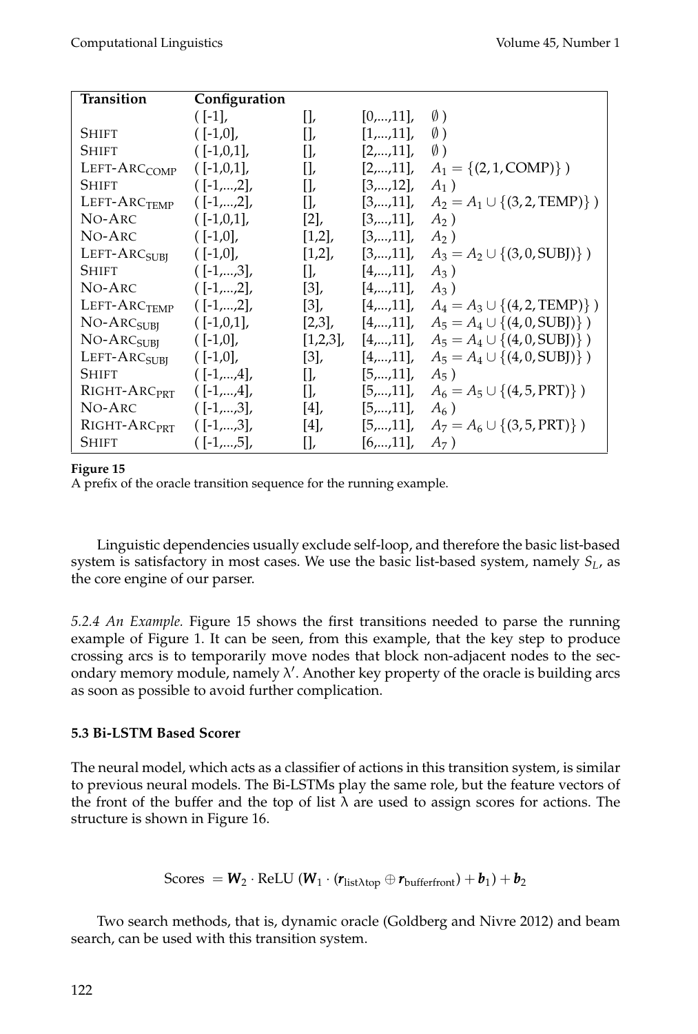| Transition | Configuration | | | |
|---|---|---|---|---|
| | ( [-1], | [], | [0,...,11], | $\emptyset$ ) |
| SHIFT | ( [-1,0], | [], | [1,...,11], | $\emptyset$ ) |
| SHIFT | ( [-1,0,1], | [], | [2,...,11], | $\emptyset$ ) |
| LEFT-ARC$_{\text{COMP}}$ | ( [-1,0,1], | [], | [2,...,11], | $A_1 = \{(2, 1, \text{COMP})\}$ ) |
| SHIFT | ( [-1,...,2], | [], | [3,...,12], | $A_1$ ) |
| LEFT-ARC$_{\text{TEMP}}$ | ( [-1,...,2], | [], | [3,...,11], | $A_2 = A_1 \cup \{(3, 2, \text{TEMP})\}$ ) |
| NO-ARC | ( [-1,0,1], | [2], | [3,...,11], | $A_2$ ) |
| NO-ARC | ( [-1,0], | [1,2], | [3,...,11], | $A_2$ ) |
| LEFT-ARC$_{\text{SUBJ}}$ | ( [-1,0], | [1,2], | [3,...,11], | $A_3 = A_2 \cup \{(3, 0, \text{SUBJ})\}$ ) |
| SHIFT | ( [-1,...,3], | [], | [4,...,11], | $A_3$ ) |
| NO-ARC | ( [-1,...,2], | [3], | [4,...,11], | $A_3$ ) |
| LEFT-ARC$_{\text{TEMP}}$ | ( [-1,...,2], | [3], | [4,...,11], | $A_4 = A_3 \cup \{(4, 2, \text{TEMP})\}$ ) |
| NO-ARC$_{\text{SUBJ}}$ | ( [-1,0,1], | [2,3], | [4,...,11], | $A_5 = A_4 \cup \{(4, 0, \text{SUBJ})\}$ ) |
| NO-ARC$_{\text{SUBJ}}$ | ( [-1,0], | [1,2,3], | [4,...,11], | $A_5 = A_4 \cup \{(4, 0, \text{SUBJ})\}$ ) |
| LEFT-ARC$_{\text{SUBJ}}$ | ( [-1,0], | [3], | [4,...,11], | $A_5 = A_4 \cup \{(4, 0, \text{SUBJ})\}$ ) |
| SHIFT | ( [-1,...,4], | [], | [5,...,11], | $A_5$ ) |
| RIGHT-ARC$_{\text{PRT}}$ | ( [-1,...,4], | [], | [5,...,11], | $A_6 = A_5 \cup \{(4, 5, \text{PRT})\}$ ) |
| NO-ARC | ( [-1,...,3], | [4], | [5,...,11], | $A_6$ ) |
| RIGHT-ARC$_{\text{PRT}}$ | ( [-1,...,3], | [4], | [5,...,11], | $A_7 = A_6 \cup \{(3, 5, \text{PRT})\}$ ) |
| SHIFT | ( [-1,...,5], | [], | [6,...,11], | $A_7$ ) |

**Figure 15**
A prefix of the oracle transition sequence for the running example.

Linguistic dependencies usually exclude self-loop, and therefore the basic list-based system is satisfactory in most cases. We use the basic list-based system, namely $S_L$, as the core engine of our parser.

*5.2.4 An Example.* Figure 15 shows the first transitions needed to parse the running example of Figure 1. It can be seen, from this example, that the key step to produce crossing arcs is to temporarily move nodes that block non-adjacent nodes to the secondary memory module, namely $\lambda'$. Another key property of the oracle is building arcs as soon as possible to avoid further complication.

### 5.3 Bi-LSTM Based Scorer

The neural model, which acts as a classifier of actions in this transition system, is similar to previous neural models. The Bi-LSTMs play the same role, but the feature vectors of the front of the buffer and the top of list $\lambda$ are used to assign scores for actions. The structure is shown in Figure 16.

$$\text{Scores } = \boldsymbol{W}_2 \cdot \text{ReLU } (\boldsymbol{W}_1 \cdot (\boldsymbol{r}_{\text{list}\lambda\text{top}} \oplus \boldsymbol{r}_{\text{bufferfront}}) + \boldsymbol{b}_1) + \boldsymbol{b}_2$$

Two search methods, that is, dynamic oracle (Goldberg and Nivre 2012) and beam search, can be used with this transition system.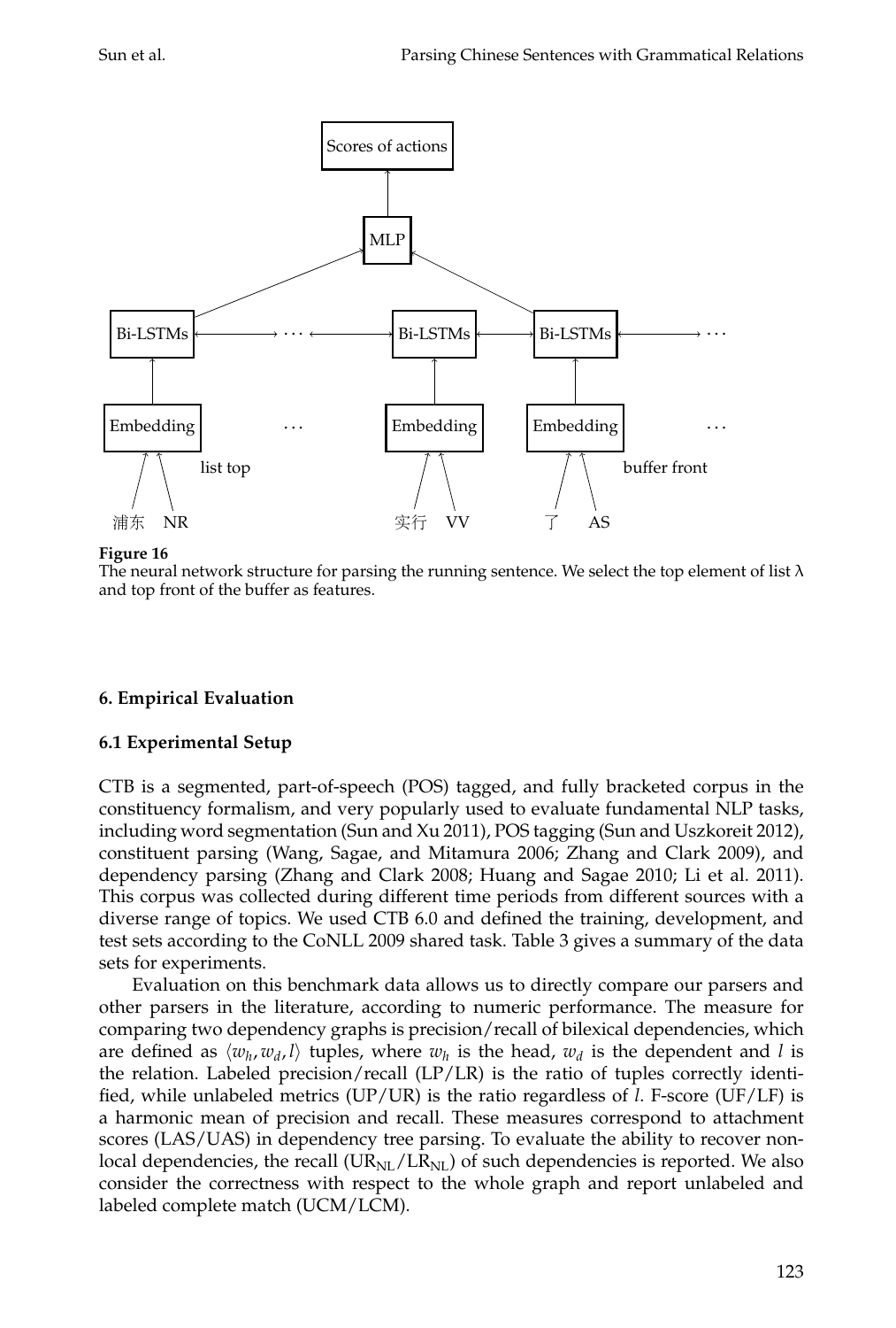**Figure 16**
The neural network structure for parsing the running sentence. We select the top element of list λ and top front of the buffer as features.

## 6. Empirical Evaluation

### 6.1 Experimental Setup

CTB is a segmented, part-of-speech (POS) tagged, and fully bracketed corpus in the constituency formalism, and very popularly used to evaluate fundamental NLP tasks, including word segmentation (Sun and Xu 2011), POS tagging (Sun and Uszkoreit 2012), constituent parsing (Wang, Sagae, and Mitamura 2006; Zhang and Clark 2009), and dependency parsing (Zhang and Clark 2008; Huang and Sagae 2010; Li et al. 2011). This corpus was collected during different time periods from different sources with a diverse range of topics. We used CTB 6.0 and defined the training, development, and test sets according to the CoNLL 2009 shared task. Table 3 gives a summary of the data sets for experiments.

Evaluation on this benchmark data allows us to directly compare our parsers and other parsers in the literature, according to numeric performance. The measure for comparing two dependency graphs is precision/recall of bilexical dependencies, which are defined as $\langle w_h, w_d, l \rangle$ tuples, where $w_h$ is the head, $w_d$ is the dependent and $l$ is the relation. Labeled precision/recall (LP/LR) is the ratio of tuples correctly identified, while unlabeled metrics (UP/UR) is the ratio regardless of $l$. F-score (UF/LF) is a harmonic mean of precision and recall. These measures correspond to attachment scores (LAS/UAS) in dependency tree parsing. To evaluate the ability to recover non-local dependencies, the recall ($UR_{NL}$/$LR_{NL}$) of such dependencies is reported. We also consider the correctness with respect to the whole graph and report unlabeled and labeled complete match (UCM/LCM).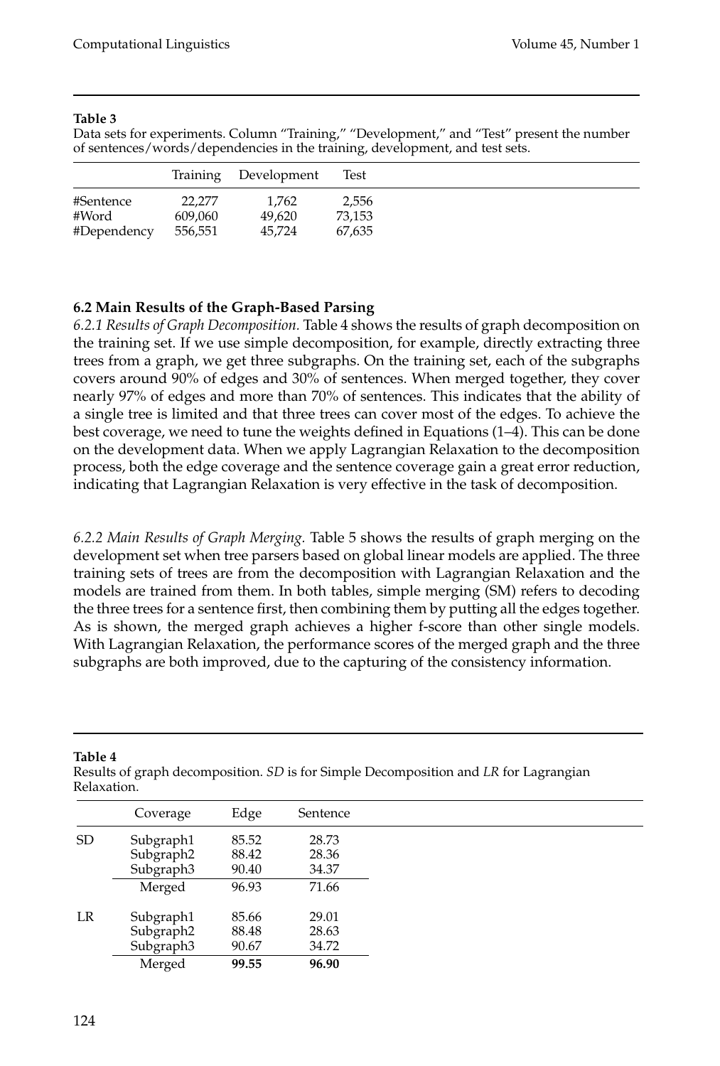**Table 3**
Data sets for experiments. Column "Training," "Development," and "Test" present the number of sentences/words/dependencies in the training, development, and test sets.

| | Training | Development | Test |
|---|---|---|---|
| #Sentence | 22,277 | 1,762 | 2,556 |
| #Word | 609,060 | 49,620 | 73,153 |
| #Dependency | 556,551 | 45,724 | 67,635 |

### 6.2 Main Results of the Graph-Based Parsing

*6.2.1 Results of Graph Decomposition.* Table 4 shows the results of graph decomposition on the training set. If we use simple decomposition, for example, directly extracting three trees from a graph, we get three subgraphs. On the training set, each of the subgraphs covers around 90% of edges and 30% of sentences. When merged together, they cover nearly 97% of edges and more than 70% of sentences. This indicates that the ability of a single tree is limited and that three trees can cover most of the edges. To achieve the best coverage, we need to tune the weights defined in Equations (1–4). This can be done on the development data. When we apply Lagrangian Relaxation to the decomposition process, both the edge coverage and the sentence coverage gain a great error reduction, indicating that Lagrangian Relaxation is very effective in the task of decomposition.

*6.2.2 Main Results of Graph Merging.* Table 5 shows the results of graph merging on the development set when tree parsers based on global linear models are applied. The three training sets of trees are from the decomposition with Lagrangian Relaxation and the models are trained from them. In both tables, simple merging (SM) refers to decoding the three trees for a sentence first, then combining them by putting all the edges together. As is shown, the merged graph achieves a higher f-score than other single models. With Lagrangian Relaxation, the performance scores of the merged graph and the three subgraphs are both improved, due to the capturing of the consistency information.

**Table 4**
Results of graph decomposition. *SD* is for Simple Decomposition and *LR* for Lagrangian Relaxation.

| | Coverage | Edge | Sentence |
|---|---|---|---|
| SD | Subgraph1 | 85.52 | 28.73 |
| | Subgraph2 | 88.42 | 28.36 |
| | Subgraph3 | 90.40 | 34.37 |
| | Merged | 96.93 | 71.66 |
| LR | Subgraph1 | 85.66 | 29.01 |
| | Subgraph2 | 88.48 | 28.63 |
| | Subgraph3 | 90.67 | 34.72 |
| | Merged | **99.55** | **96.90** |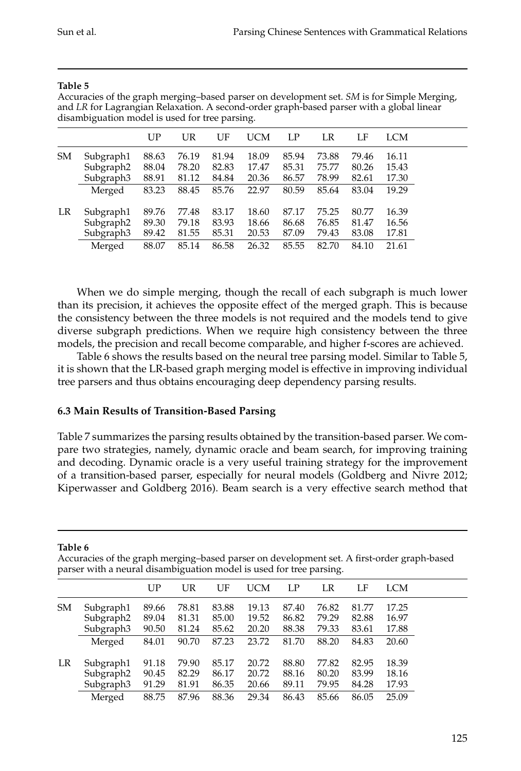**Table 5**

Accuracies of the graph merging–based parser on development set. *SM* is for Simple Merging, and *LR* for Lagrangian Relaxation. A second-order graph-based parser with a global linear disambiguation model is used for tree parsing.

| | | UP | UR | UF | UCM | LP | LR | LF | LCM |
|---|---|---|---|---|---|---|---|---|---|
| SM | Subgraph1 | 88.63 | 76.19 | 81.94 | 18.09 | 85.94 | 73.88 | 79.46 | 16.11 |
| | Subgraph2 | 88.04 | 78.20 | 82.83 | 17.47 | 85.31 | 75.77 | 80.26 | 15.43 |
| | Subgraph3 | 88.91 | 81.12 | 84.84 | 20.36 | 86.57 | 78.99 | 82.61 | 17.30 |
| | Merged | 83.23 | 88.45 | 85.76 | 22.97 | 80.59 | 85.64 | 83.04 | 19.29 |
| LR | Subgraph1 | 89.76 | 77.48 | 83.17 | 18.60 | 87.17 | 75.25 | 80.77 | 16.39 |
| | Subgraph2 | 89.30 | 79.18 | 83.93 | 18.66 | 86.68 | 76.85 | 81.47 | 16.56 |
| | Subgraph3 | 89.42 | 81.55 | 85.31 | 20.53 | 87.09 | 79.43 | 83.08 | 17.81 |
| | Merged | 88.07 | 85.14 | 86.58 | 26.32 | 85.55 | 82.70 | 84.10 | 21.61 |

When we do simple merging, though the recall of each subgraph is much lower than its precision, it achieves the opposite effect of the merged graph. This is because the consistency between the three models is not required and the models tend to give diverse subgraph predictions. When we require high consistency between the three models, the precision and recall become comparable, and higher f-scores are achieved.

Table 6 shows the results based on the neural tree parsing model. Similar to Table 5, it is shown that the LR-based graph merging model is effective in improving individual tree parsers and thus obtains encouraging deep dependency parsing results.

### 6.3 Main Results of Transition-Based Parsing

Table 7 summarizes the parsing results obtained by the transition-based parser. We compare two strategies, namely, dynamic oracle and beam search, for improving training and decoding. Dynamic oracle is a very useful training strategy for the improvement of a transition-based parser, especially for neural models (Goldberg and Nivre 2012; Kiperwasser and Goldberg 2016). Beam search is a very effective search method that

**Table 6**

Accuracies of the graph merging–based parser on development set. A first-order graph-based parser with a neural disambiguation model is used for tree parsing.

| | | UP | UR | UF | UCM | LP | LR | LF | LCM |
|---|---|---|---|---|---|---|---|---|---|
| SM | Subgraph1 | 89.66 | 78.81 | 83.88 | 19.13 | 87.40 | 76.82 | 81.77 | 17.25 |
| | Subgraph2 | 89.04 | 81.31 | 85.00 | 19.52 | 86.82 | 79.29 | 82.88 | 16.97 |
| | Subgraph3 | 90.50 | 81.24 | 85.62 | 20.20 | 88.38 | 79.33 | 83.61 | 17.88 |
| | Merged | 84.01 | 90.70 | 87.23 | 23.72 | 81.70 | 88.20 | 84.83 | 20.60 |
| LR | Subgraph1 | 91.18 | 79.90 | 85.17 | 20.72 | 88.80 | 77.82 | 82.95 | 18.39 |
| | Subgraph2 | 90.45 | 82.29 | 86.17 | 20.72 | 88.16 | 80.20 | 83.99 | 18.16 |
| | Subgraph3 | 91.29 | 81.91 | 86.35 | 20.66 | 89.11 | 79.95 | 84.28 | 17.93 |
| | Merged | 88.75 | 87.96 | 88.36 | 29.34 | 86.43 | 85.66 | 86.05 | 25.09 |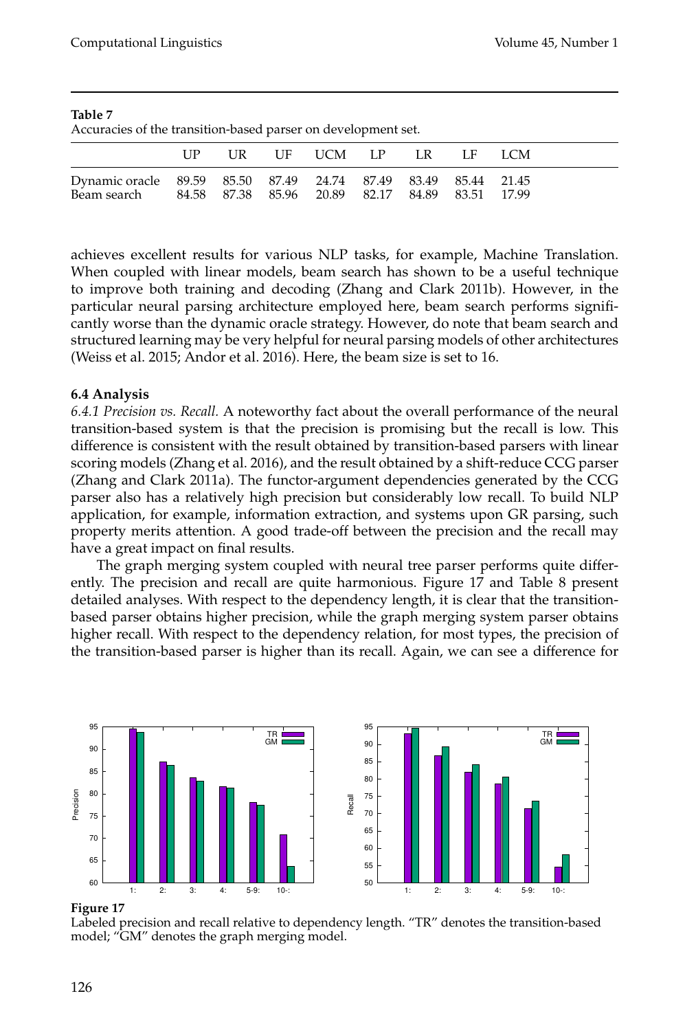**Table 7**
Accuracies of the transition-based parser on development set.

| | UP | UR | UF | UCM | LP | LR | LF | LCM |
|---|---|---|---|---|---|---|---|---|
| Dynamic oracle | 89.59 | 85.50 | 87.49 | 24.74 | 87.49 | 83.49 | 85.44 | 21.45 |
| Beam search | 84.58 | 87.38 | 85.96 | 20.89 | 82.17 | 84.89 | 83.51 | 17.99 |

achieves excellent results for various NLP tasks, for example, Machine Translation. When coupled with linear models, beam search has shown to be a useful technique to improve both training and decoding (Zhang and Clark 2011b). However, in the particular neural parsing architecture employed here, beam search performs significantly worse than the dynamic oracle strategy. However, do note that beam search and structured learning may be very helpful for neural parsing models of other architectures (Weiss et al. 2015; Andor et al. 2016). Here, the beam size is set to 16.

### 6.4 Analysis

*6.4.1 Precision vs. Recall.* A noteworthy fact about the overall performance of the neural transition-based system is that the precision is promising but the recall is low. This difference is consistent with the result obtained by transition-based parsers with linear scoring models (Zhang et al. 2016), and the result obtained by a shift-reduce CCG parser (Zhang and Clark 2011a). The functor-argument dependencies generated by the CCG parser also has a relatively high precision but considerably low recall. To build NLP application, for example, information extraction, and systems upon GR parsing, such property merits attention. A good trade-off between the precision and the recall may have a great impact on final results.

The graph merging system coupled with neural tree parser performs quite differently. The precision and recall are quite harmonious. Figure 17 and Table 8 present detailed analyses. With respect to the dependency length, it is clear that the transition-based parser obtains higher precision, while the graph merging system parser obtains higher recall. With respect to the dependency relation, for most types, the precision of the transition-based parser is higher than its recall. Again, we can see a difference for

**Figure 17**
Labeled precision and recall relative to dependency length. "TR" denotes the transition-based model; "GM" denotes the graph merging model.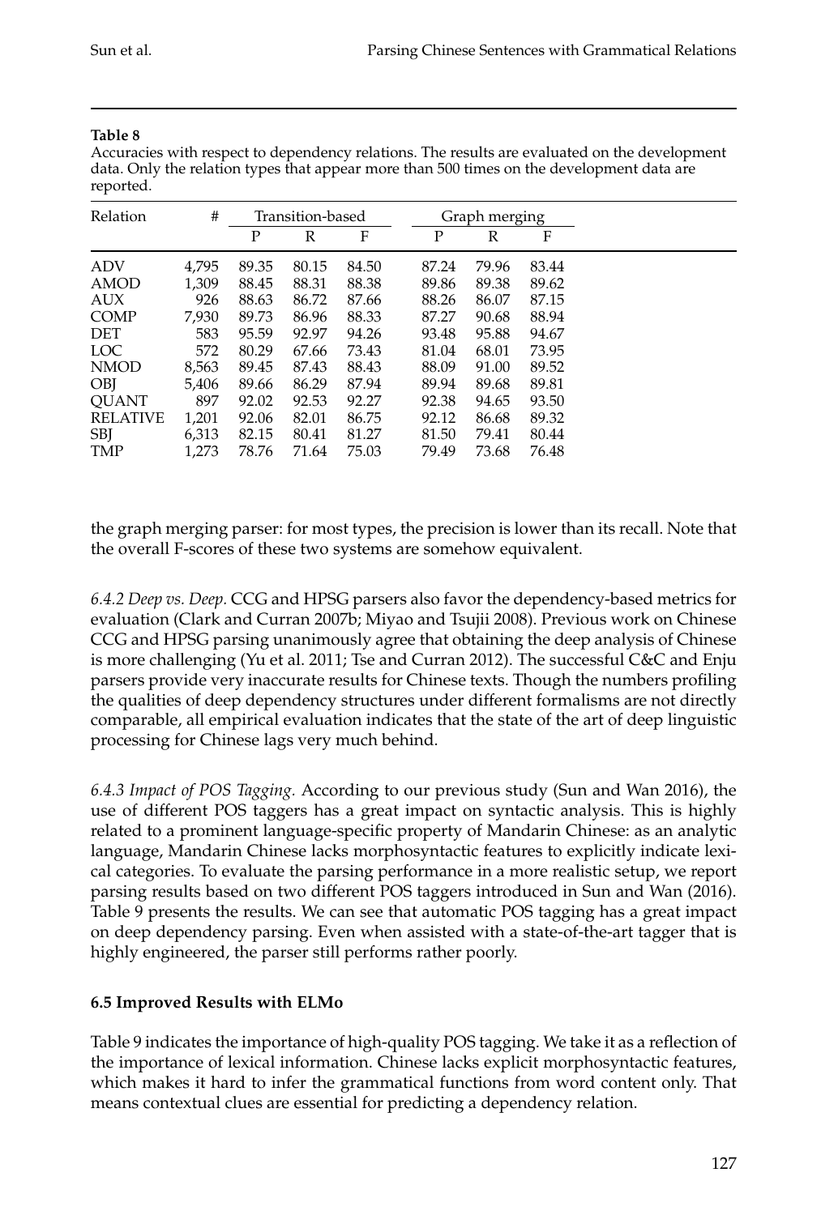**Table 8**

Accuracies with respect to dependency relations. The results are evaluated on the development data. Only the relation types that appear more than 500 times on the development data are reported.

| Relation | # | Transition-based | | | Graph merging | | |
|---|---|---|---|---|---|---|---|
| | | P | R | F | P | R | F |
| ADV | 4,795 | 89.35 | 80.15 | 84.50 | 87.24 | 79.96 | 83.44 |
| AMOD | 1,309 | 88.45 | 88.31 | 88.38 | 89.86 | 89.38 | 89.62 |
| AUX | 926 | 88.63 | 86.72 | 87.66 | 88.26 | 86.07 | 87.15 |
| COMP | 7,930 | 89.73 | 86.96 | 88.33 | 87.27 | 90.68 | 88.94 |
| DET | 583 | 95.59 | 92.97 | 94.26 | 93.48 | 95.88 | 94.67 |
| LOC | 572 | 80.29 | 67.66 | 73.43 | 81.04 | 68.01 | 73.95 |
| NMOD | 8,563 | 89.45 | 87.43 | 88.43 | 88.09 | 91.00 | 89.52 |
| OBJ | 5,406 | 89.66 | 86.29 | 87.94 | 89.94 | 89.68 | 89.81 |
| QUANT | 897 | 92.02 | 92.53 | 92.27 | 92.38 | 94.65 | 93.50 |
| RELATIVE | 1,201 | 92.06 | 82.01 | 86.75 | 92.12 | 86.68 | 89.32 |
| SBJ | 6,313 | 82.15 | 80.41 | 81.27 | 81.50 | 79.41 | 80.44 |
| TMP | 1,273 | 78.76 | 71.64 | 75.03 | 79.49 | 73.68 | 76.48 |

the graph merging parser: for most types, the precision is lower than its recall. Note that the overall F-scores of these two systems are somehow equivalent.

*6.4.2 Deep vs. Deep.* CCG and HPSG parsers also favor the dependency-based metrics for evaluation (Clark and Curran 2007b; Miyao and Tsujii 2008). Previous work on Chinese CCG and HPSG parsing unanimously agree that obtaining the deep analysis of Chinese is more challenging (Yu et al. 2011; Tse and Curran 2012). The successful C&C and Enju parsers provide very inaccurate results for Chinese texts. Though the numbers profiling the qualities of deep dependency structures under different formalisms are not directly comparable, all empirical evaluation indicates that the state of the art of deep linguistic processing for Chinese lags very much behind.

*6.4.3 Impact of POS Tagging.* According to our previous study (Sun and Wan 2016), the use of different POS taggers has a great impact on syntactic analysis. This is highly related to a prominent language-specific property of Mandarin Chinese: as an analytic language, Mandarin Chinese lacks morphosyntactic features to explicitly indicate lexical categories. To evaluate the parsing performance in a more realistic setup, we report parsing results based on two different POS taggers introduced in Sun and Wan (2016). Table 9 presents the results. We can see that automatic POS tagging has a great impact on deep dependency parsing. Even when assisted with a state-of-the-art tagger that is highly engineered, the parser still performs rather poorly.

### 6.5 Improved Results with ELMo

Table 9 indicates the importance of high-quality POS tagging. We take it as a reflection of the importance of lexical information. Chinese lacks explicit morphosyntactic features, which makes it hard to infer the grammatical functions from word content only. That means contextual clues are essential for predicting a dependency relation.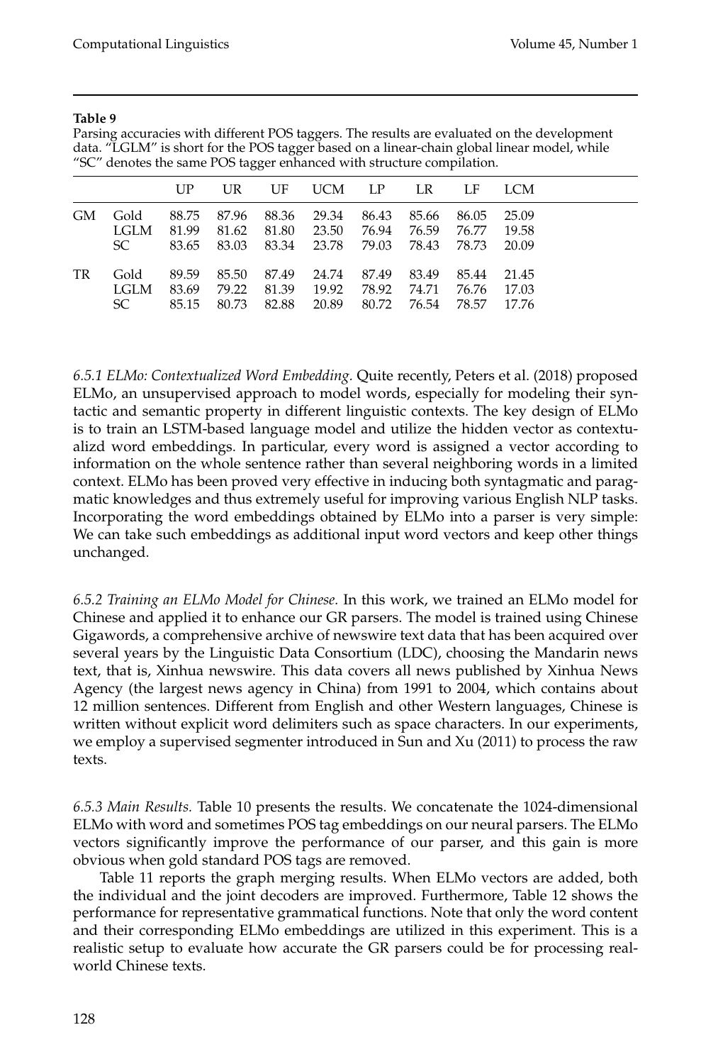**Table 9**

Parsing accuracies with different POS taggers. The results are evaluated on the development data. "LGLM" is short for the POS tagger based on a linear-chain global linear model, while "SC" denotes the same POS tagger enhanced with structure compilation.

| | | UP | UR | UF | UCM | LP | LR | LF | LCM |
|---|---|---|---|---|---|---|---|---|---|
| GM | Gold | 88.75 | 87.96 | 88.36 | 29.34 | 86.43 | 85.66 | 86.05 | 25.09 |
| | LGLM | 81.99 | 81.62 | 81.80 | 23.50 | 76.94 | 76.59 | 76.77 | 19.58 |
| | SC | 83.65 | 83.03 | 83.34 | 23.78 | 79.03 | 78.43 | 78.73 | 20.09 |
| TR | Gold | 89.59 | 85.50 | 87.49 | 24.74 | 87.49 | 83.49 | 85.44 | 21.45 |
| | LGLM | 83.69 | 79.22 | 81.39 | 19.92 | 78.92 | 74.71 | 76.76 | 17.03 |
| | SC | 85.15 | 80.73 | 82.88 | 20.89 | 80.72 | 76.54 | 78.57 | 17.76 |

*6.5.1 ELMo: Contextualized Word Embedding.* Quite recently, Peters et al. (2018) proposed ELMo, an unsupervised approach to model words, especially for modeling their syntactic and semantic property in different linguistic contexts. The key design of ELMo is to train an LSTM-based language model and utilize the hidden vector as contextualizd word embeddings. In particular, every word is assigned a vector according to information on the whole sentence rather than several neighboring words in a limited context. ELMo has been proved very effective in inducing both syntagmatic and paragmatic knowledges and thus extremely useful for improving various English NLP tasks. Incorporating the word embeddings obtained by ELMo into a parser is very simple: We can take such embeddings as additional input word vectors and keep other things unchanged.

*6.5.2 Training an ELMo Model for Chinese.* In this work, we trained an ELMo model for Chinese and applied it to enhance our GR parsers. The model is trained using Chinese Gigawords, a comprehensive archive of newswire text data that has been acquired over several years by the Linguistic Data Consortium (LDC), choosing the Mandarin news text, that is, Xinhua newswire. This data covers all news published by Xinhua News Agency (the largest news agency in China) from 1991 to 2004, which contains about 12 million sentences. Different from English and other Western languages, Chinese is written without explicit word delimiters such as space characters. In our experiments, we employ a supervised segmenter introduced in Sun and Xu (2011) to process the raw texts.

*6.5.3 Main Results.* Table 10 presents the results. We concatenate the 1024-dimensional ELMo with word and sometimes POS tag embeddings on our neural parsers. The ELMo vectors significantly improve the performance of our parser, and this gain is more obvious when gold standard POS tags are removed.

Table 11 reports the graph merging results. When ELMo vectors are added, both the individual and the joint decoders are improved. Furthermore, Table 12 shows the performance for representative grammatical functions. Note that only the word content and their corresponding ELMo embeddings are utilized in this experiment. This is a realistic setup to evaluate how accurate the GR parsers could be for processing real-world Chinese texts.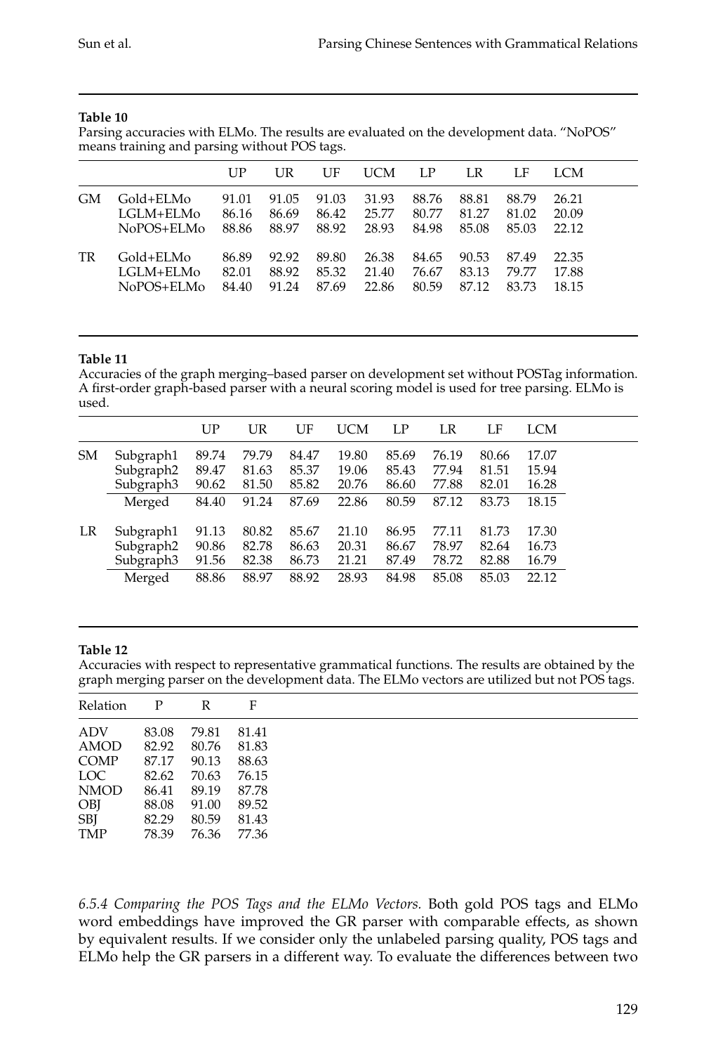**Table 10**
Parsing accuracies with ELMo. The results are evaluated on the development data. "NoPOS" means training and parsing without POS tags.

| | | UP | UR | UF | UCM | LP | LR | LF | LCM |
|---|---|---|---|---|---|---|---|---|---|
| GM | Gold+ELMo | 91.01 | 91.05 | 91.03 | 31.93 | 88.76 | 88.81 | 88.79 | 26.21 |
| | LGLM+ELMo | 86.16 | 86.69 | 86.42 | 25.77 | 80.77 | 81.27 | 81.02 | 20.09 |
| | NoPOS+ELMo | 88.86 | 88.97 | 88.92 | 28.93 | 84.98 | 85.08 | 85.03 | 22.12 |
| TR | Gold+ELMo | 86.89 | 92.92 | 89.80 | 26.38 | 84.65 | 90.53 | 87.49 | 22.35 |
| | LGLM+ELMo | 82.01 | 88.92 | 85.32 | 21.40 | 76.67 | 83.13 | 79.77 | 17.88 |
| | NoPOS+ELMo | 84.40 | 91.24 | 87.69 | 22.86 | 80.59 | 87.12 | 83.73 | 18.15 |

**Table 11**
Accuracies of the graph merging–based parser on development set without POSTag information. A first-order graph-based parser with a neural scoring model is used for tree parsing. ELMo is used.

| | | UP | UR | UF | UCM | LP | LR | LF | LCM |
|---|---|---|---|---|---|---|---|---|---|
| SM | Subgraph1 | 89.74 | 79.79 | 84.47 | 19.80 | 85.69 | 76.19 | 80.66 | 17.07 |
| | Subgraph2 | 89.47 | 81.63 | 85.37 | 19.06 | 85.43 | 77.94 | 81.51 | 15.94 |
| | Subgraph3 | 90.62 | 81.50 | 85.82 | 20.76 | 86.60 | 77.88 | 82.01 | 16.28 |
| | Merged | 84.40 | 91.24 | 87.69 | 22.86 | 80.59 | 87.12 | 83.73 | 18.15 |
| LR | Subgraph1 | 91.13 | 80.82 | 85.67 | 21.10 | 86.95 | 77.11 | 81.73 | 17.30 |
| | Subgraph2 | 90.86 | 82.78 | 86.63 | 20.31 | 86.67 | 78.97 | 82.64 | 16.73 |
| | Subgraph3 | 91.56 | 82.38 | 86.73 | 21.21 | 87.49 | 78.72 | 82.88 | 16.79 |
| | Merged | 88.86 | 88.97 | 88.92 | 28.93 | 84.98 | 85.08 | 85.03 | 22.12 |

**Table 12**
Accuracies with respect to representative grammatical functions. The results are obtained by the graph merging parser on the development data. The ELMo vectors are utilized but not POS tags.

| Relation | P | R | F |
|---|---|---|---|
| ADV | 83.08 | 79.81 | 81.41 |
| AMOD | 82.92 | 80.76 | 81.83 |
| COMP | 87.17 | 90.13 | 88.63 |
| LOC | 82.62 | 70.63 | 76.15 |
| NMOD | 86.41 | 89.19 | 87.78 |
| OBJ | 88.08 | 91.00 | 89.52 |
| SBJ | 82.29 | 80.59 | 81.43 |
| TMP | 78.39 | 76.36 | 77.36 |

*6.5.4 Comparing the POS Tags and the ELMo Vectors.* Both gold POS tags and ELMo word embeddings have improved the GR parser with comparable effects, as shown by equivalent results. If we consider only the unlabeled parsing quality, POS tags and ELMo help the GR parsers in a different way. To evaluate the differences between two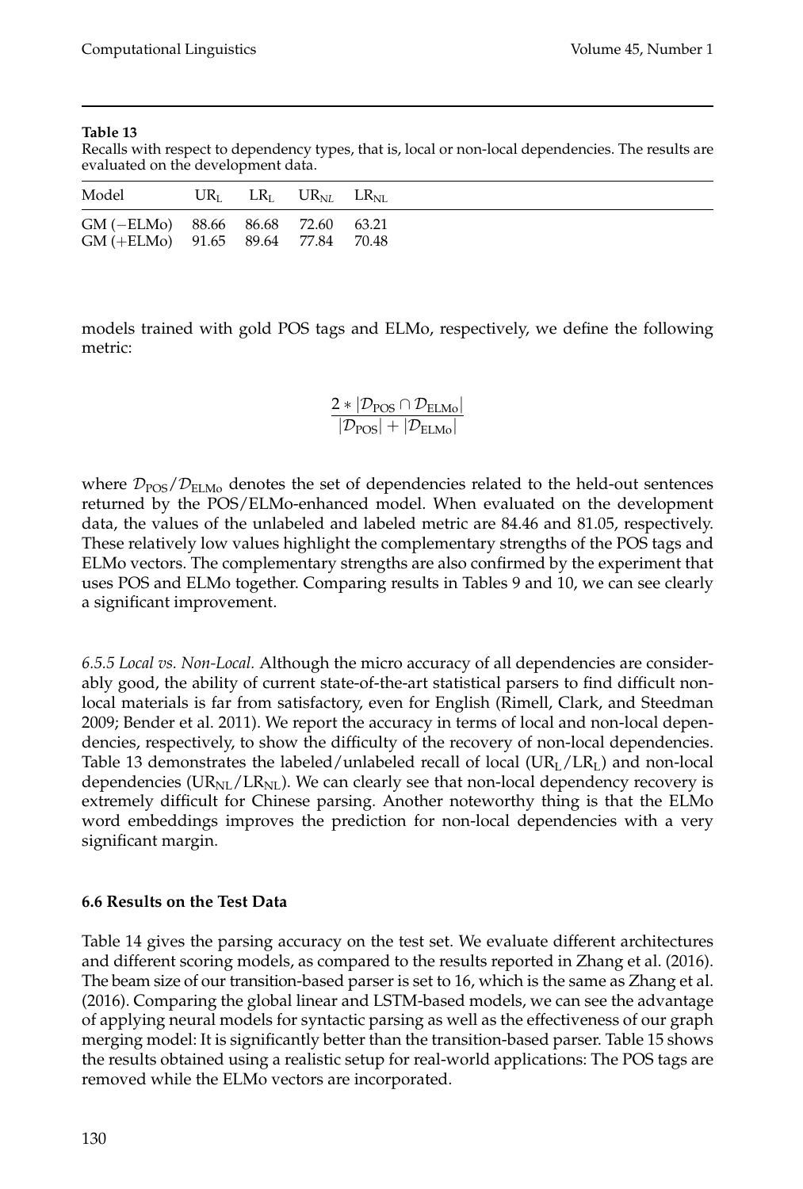**Table 13**

Recalls with respect to dependency types, that is, local or non-local dependencies. The results are evaluated on the development data.

| Model | $UR_L$ | $LR_L$ | $UR_{NL}$ | $LR_{NL}$ |
|---|---|---|---|---|
| GM (−ELMo) | 88.66 | 86.68 | 72.60 | 63.21 |
| GM (+ELMo) | 91.65 | 89.64 | 77.84 | 70.48 |

models trained with gold POS tags and ELMo, respectively, we define the following metric:

$$\frac{2 * |\mathcal{D}_{\text{POS}} \cap \mathcal{D}_{\text{ELMo}}|}{|\mathcal{D}_{\text{POS}}| + |\mathcal{D}_{\text{ELMo}}|}$$

where $\mathcal{D}_{\text{POS}}/\mathcal{D}_{\text{ELMo}}$ denotes the set of dependencies related to the held-out sentences returned by the POS/ELMo-enhanced model. When evaluated on the development data, the values of the unlabeled and labeled metric are 84.46 and 81.05, respectively. These relatively low values highlight the complementary strengths of the POS tags and ELMo vectors. The complementary strengths are also confirmed by the experiment that uses POS and ELMo together. Comparing results in Tables 9 and 10, we can see clearly a significant improvement.

*6.5.5 Local vs. Non-Local.* Although the micro accuracy of all dependencies are considerably good, the ability of current state-of-the-art statistical parsers to find difficult non-local materials is far from satisfactory, even for English (Rimell, Clark, and Steedman 2009; Bender et al. 2011). We report the accuracy in terms of local and non-local dependencies, respectively, to show the difficulty of the recovery of non-local dependencies. Table 13 demonstrates the labeled/unlabeled recall of local ($UR_L/LR_L$) and non-local dependencies ($UR_{NL}/LR_{NL}$). We can clearly see that non-local dependency recovery is extremely difficult for Chinese parsing. Another noteworthy thing is that the ELMo word embeddings improves the prediction for non-local dependencies with a very significant margin.

### 6.6 Results on the Test Data

Table 14 gives the parsing accuracy on the test set. We evaluate different architectures and different scoring models, as compared to the results reported in Zhang et al. (2016). The beam size of our transition-based parser is set to 16, which is the same as Zhang et al. (2016). Comparing the global linear and LSTM-based models, we can see the advantage of applying neural models for syntactic parsing as well as the effectiveness of our graph merging model: It is significantly better than the transition-based parser. Table 15 shows the results obtained using a realistic setup for real-world applications: The POS tags are removed while the ELMo vectors are incorporated.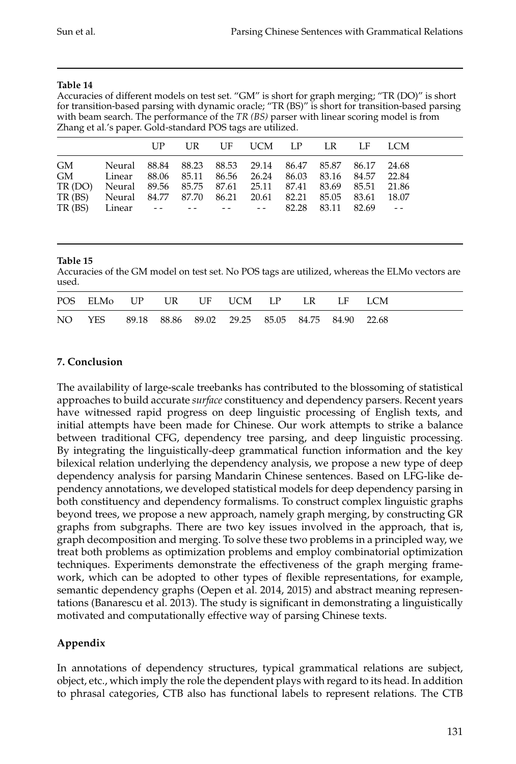**Table 14**

Accuracies of different models on test set. "GM" is short for graph merging; "TR (DO)" is short for transition-based parsing with dynamic oracle; "TR (BS)" is short for transition-based parsing with beam search. The performance of the *TR (BS)* parser with linear scoring model is from Zhang et al.'s paper. Gold-standard POS tags are utilized.

| | | UP | UR | UF | UCM | LP | LR | LF | LCM |
|---|---|---|---|---|---|---|---|---|---|
| GM | Neural | 88.84 | 88.23 | 88.53 | 29.14 | 86.47 | 85.87 | 86.17 | 24.68 |
| GM | Linear | 88.06 | 85.11 | 86.56 | 26.24 | 86.03 | 83.16 | 84.57 | 22.84 |
| TR (DO) | Neural | 89.56 | 85.75 | 87.61 | 25.11 | 87.41 | 83.69 | 85.51 | 21.86 |
| TR (BS) | Neural | 84.77 | 87.70 | 86.21 | 20.61 | 82.21 | 85.05 | 83.61 | 18.07 |
| TR (BS) | Linear | - - | - - | - - | - - | 82.28 | 83.11 | 82.69 | - - |

**Table 15**

Accuracies of the GM model on test set. No POS tags are utilized, whereas the ELMo vectors are used.

| POS | ELMo | UP | UR | UF | UCM | LP | LR | LF | LCM |
|---|---|---|---|---|---|---|---|---|---|
| NO | YES | 89.18 | 88.86 | 89.02 | 29.25 | 85.05 | 84.75 | 84.90 | 22.68 |

## 7. Conclusion

The availability of large-scale treebanks has contributed to the blossoming of statistical approaches to build accurate *surface* constituency and dependency parsers. Recent years have witnessed rapid progress on deep linguistic processing of English texts, and initial attempts have been made for Chinese. Our work attempts to strike a balance between traditional CFG, dependency tree parsing, and deep linguistic processing. By integrating the linguistically-deep grammatical function information and the key bilexical relation underlying the dependency analysis, we propose a new type of deep dependency analysis for parsing Mandarin Chinese sentences. Based on LFG-like dependency annotations, we developed statistical models for deep dependency parsing in both constituency and dependency formalisms. To construct complex linguistic graphs beyond trees, we propose a new approach, namely graph merging, by constructing GR graphs from subgraphs. There are two key issues involved in the approach, that is, graph decomposition and merging. To solve these two problems in a principled way, we treat both problems as optimization problems and employ combinatorial optimization techniques. Experiments demonstrate the effectiveness of the graph merging framework, which can be adopted to other types of flexible representations, for example, semantic dependency graphs (Oepen et al. 2014, 2015) and abstract meaning representations (Banarescu et al. 2013). The study is significant in demonstrating a linguistically motivated and computationally effective way of parsing Chinese texts.

## Appendix

In annotations of dependency structures, typical grammatical relations are subject, object, etc., which imply the role the dependent plays with regard to its head. In addition to phrasal categories, CTB also has functional labels to represent relations. The CTB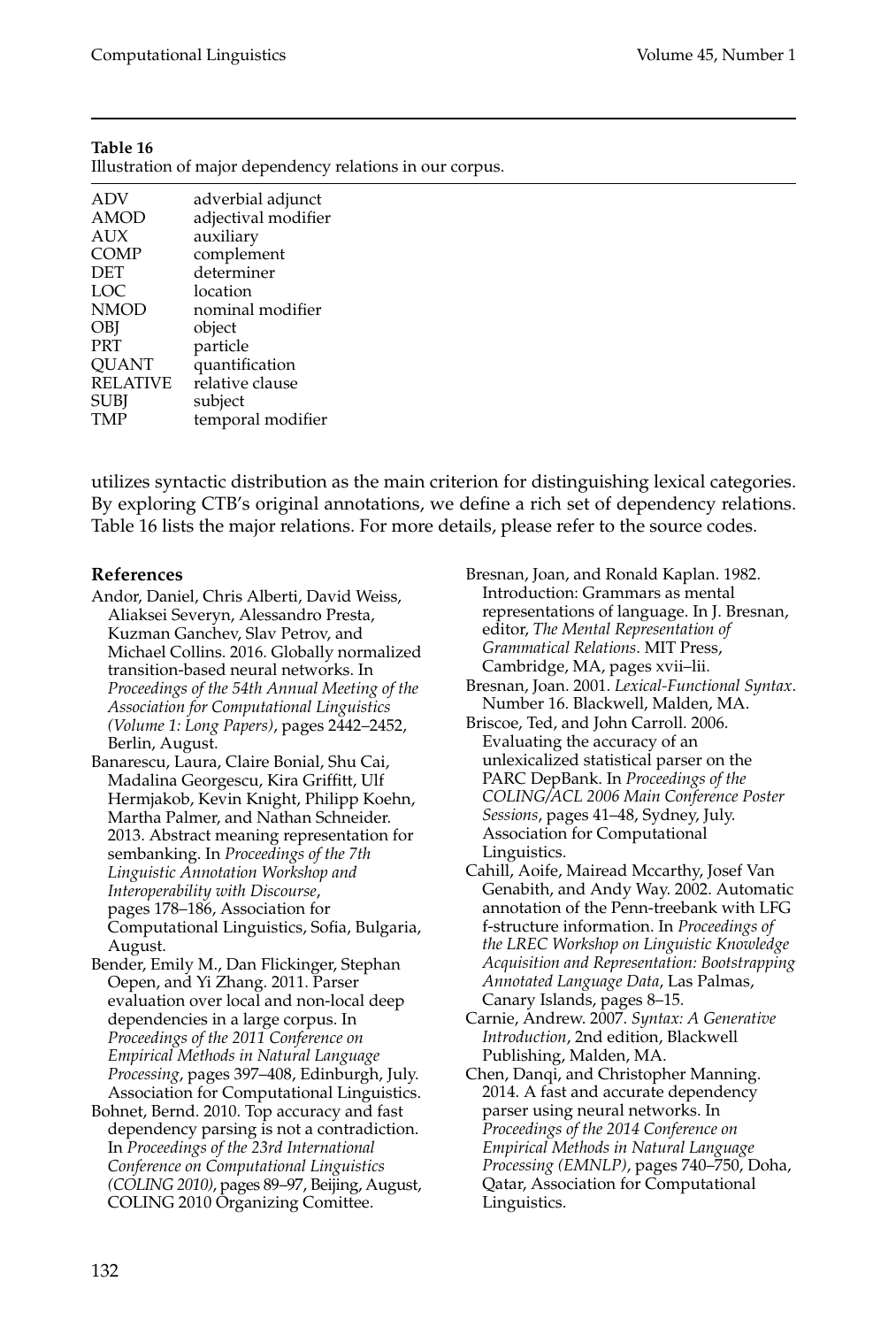**Table 16**
Illustration of major dependency relations in our corpus.

| | |
|---|---|
| ADV | adverbial adjunct |
| AMOD | adjectival modifier |
| AUX | auxiliary |
| COMP | complement |
| DET | determiner |
| LOC | location |
| NMOD | nominal modifier |
| OBJ | object |
| PRT | particle |
| QUANT | quantification |
| RELATIVE | relative clause |
| SUBJ | subject |
| TMP | temporal modifier |

utilizes syntactic distribution as the main criterion for distinguishing lexical categories. By exploring CTB's original annotations, we define a rich set of dependency relations. Table 16 lists the major relations. For more details, please refer to the source codes.

## References

Andor, Daniel, Chris Alberti, David Weiss, Aliaksei Severyn, Alessandro Presta, Kuzman Ganchev, Slav Petrov, and Michael Collins. 2016. Globally normalized transition-based neural networks. In *Proceedings of the 54th Annual Meeting of the Association for Computational Linguistics (Volume 1: Long Papers)*, pages 2442–2452, Berlin, August.

Banarescu, Laura, Claire Bonial, Shu Cai, Madalina Georgescu, Kira Griffitt, Ulf Hermjakob, Kevin Knight, Philipp Koehn, Martha Palmer, and Nathan Schneider. 2013. Abstract meaning representation for sembanking. In *Proceedings of the 7th Linguistic Annotation Workshop and Interoperability with Discourse*, pages 178–186, Association for Computational Linguistics, Sofia, Bulgaria, August.

Bender, Emily M., Dan Flickinger, Stephan Oepen, and Yi Zhang. 2011. Parser evaluation over local and non-local deep dependencies in a large corpus. In *Proceedings of the 2011 Conference on Empirical Methods in Natural Language Processing*, pages 397–408, Edinburgh, July. Association for Computational Linguistics.

Bohnet, Bernd. 2010. Top accuracy and fast dependency parsing is not a contradiction. In *Proceedings of the 23rd International Conference on Computational Linguistics (COLING 2010)*, pages 89–97, Beijing, August, COLING 2010 Organizing Comittee.

Bresnan, Joan, and Ronald Kaplan. 1982. Introduction: Grammars as mental representations of language. In J. Bresnan, editor, *The Mental Representation of Grammatical Relations*. MIT Press, Cambridge, MA, pages xvii–lii.

Bresnan, Joan. 2001. *Lexical-Functional Syntax*. Number 16. Blackwell, Malden, MA.

Briscoe, Ted, and John Carroll. 2006. Evaluating the accuracy of an unlexicalized statistical parser on the PARC DepBank. In *Proceedings of the COLING/ACL 2006 Main Conference Poster Sessions*, pages 41–48, Sydney, July. Association for Computational Linguistics.

Cahill, Aoife, Mairead Mccarthy, Josef Van Genabith, and Andy Way. 2002. Automatic annotation of the Penn-treebank with LFG f-structure information. In *Proceedings of the LREC Workshop on Linguistic Knowledge Acquisition and Representation: Bootstrapping Annotated Language Data*, Las Palmas, Canary Islands, pages 8–15.

Carnie, Andrew. 2007. *Syntax: A Generative Introduction*, 2nd edition, Blackwell Publishing, Malden, MA.

Chen, Danqi, and Christopher Manning. 2014. A fast and accurate dependency parser using neural networks. In *Proceedings of the 2014 Conference on Empirical Methods in Natural Language Processing (EMNLP)*, pages 740–750, Doha, Qatar, Association for Computational Linguistics.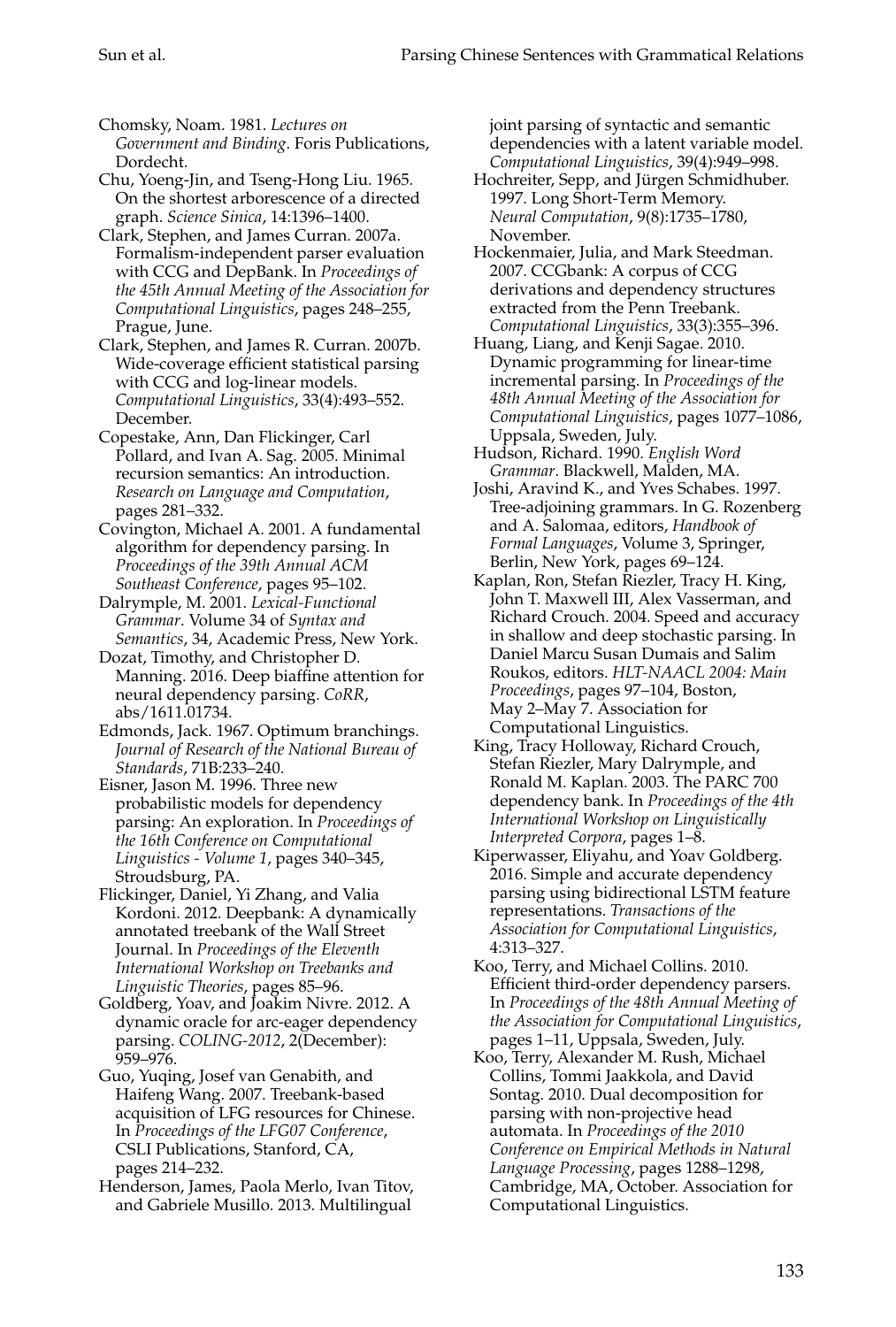Chomsky, Noam. 1981. *Lectures on Government and Binding*. Foris Publications, Dordecht.

Chu, Yoeng-Jin, and Tseng-Hong Liu. 1965. On the shortest arborescence of a directed graph. *Science Sinica*, 14:1396–1400.

Clark, Stephen, and James Curran. 2007a. Formalism-independent parser evaluation with CCG and DepBank. In *Proceedings of the 45th Annual Meeting of the Association for Computational Linguistics*, pages 248–255, Prague, June.

Clark, Stephen, and James R. Curran. 2007b. Wide-coverage efficient statistical parsing with CCG and log-linear models. *Computational Linguistics*, 33(4):493–552. December.

Copestake, Ann, Dan Flickinger, Carl Pollard, and Ivan A. Sag. 2005. Minimal recursion semantics: An introduction. *Research on Language and Computation*, pages 281–332.

Covington, Michael A. 2001. A fundamental algorithm for dependency parsing. In *Proceedings of the 39th Annual ACM Southeast Conference*, pages 95–102.

Dalrymple, M. 2001. *Lexical-Functional Grammar*. Volume 34 of *Syntax and Semantics*, 34, Academic Press, New York.

Dozat, Timothy, and Christopher D. Manning. 2016. Deep biaffine attention for neural dependency parsing. *CoRR*, abs/1611.01734.

Edmonds, Jack. 1967. Optimum branchings. *Journal of Research of the National Bureau of Standards*, 71B:233–240.

Eisner, Jason M. 1996. Three new probabilistic models for dependency parsing: An exploration. In *Proceedings of the 16th Conference on Computational Linguistics - Volume 1*, pages 340–345, Stroudsburg, PA.

Flickinger, Daniel, Yi Zhang, and Valia Kordoni. 2012. Deepbank: A dynamically annotated treebank of the Wall Street Journal. In *Proceedings of the Eleventh International Workshop on Treebanks and Linguistic Theories*, pages 85–96.

Goldberg, Yoav, and Joakim Nivre. 2012. A dynamic oracle for arc-eager dependency parsing. *COLING-2012*, 2(December): 959–976.

Guo, Yuqing, Josef van Genabith, and Haifeng Wang. 2007. Treebank-based acquisition of LFG resources for Chinese. In *Proceedings of the LFG07 Conference*, CSLI Publications, Stanford, CA, pages 214–232.

Henderson, James, Paola Merlo, Ivan Titov, and Gabriele Musillo. 2013. Multilingual joint parsing of syntactic and semantic dependencies with a latent variable model. *Computational Linguistics*, 39(4):949–998.

Hochreiter, Sepp, and Jürgen Schmidhuber. 1997. Long Short-Term Memory. *Neural Computation*, 9(8):1735–1780, November.

Hockenmaier, Julia, and Mark Steedman. 2007. CCGbank: A corpus of CCG derivations and dependency structures extracted from the Penn Treebank. *Computational Linguistics*, 33(3):355–396.

Huang, Liang, and Kenji Sagae. 2010. Dynamic programming for linear-time incremental parsing. In *Proceedings of the 48th Annual Meeting of the Association for Computational Linguistics*, pages 1077–1086, Uppsala, Sweden, July.

Hudson, Richard. 1990. *English Word Grammar*. Blackwell, Malden, MA.

Joshi, Aravind K., and Yves Schabes. 1997. Tree-adjoining grammars. In G. Rozenberg and A. Salomaa, editors, *Handbook of Formal Languages*, Volume 3, Springer, Berlin, New York, pages 69–124.

Kaplan, Ron, Stefan Riezler, Tracy H. King, John T. Maxwell III, Alex Vasserman, and Richard Crouch. 2004. Speed and accuracy in shallow and deep stochastic parsing. In Daniel Marcu Susan Dumais and Salim Roukos, editors. *HLT-NAACL 2004: Main Proceedings*, pages 97–104, Boston, May 2–May 7. Association for Computational Linguistics.

King, Tracy Holloway, Richard Crouch, Stefan Riezler, Mary Dalrymple, and Ronald M. Kaplan. 2003. The PARC 700 dependency bank. In *Proceedings of the 4th International Workshop on Linguistically Interpreted Corpora*, pages 1–8.

Kiperwasser, Eliyahu, and Yoav Goldberg. 2016. Simple and accurate dependency parsing using bidirectional LSTM feature representations. *Transactions of the Association for Computational Linguistics*, 4:313–327.

Koo, Terry, and Michael Collins. 2010. Efficient third-order dependency parsers. In *Proceedings of the 48th Annual Meeting of the Association for Computational Linguistics*, pages 1–11, Uppsala, Sweden, July.

Koo, Terry, Alexander M. Rush, Michael Collins, Tommi Jaakkola, and David Sontag. 2010. Dual decomposition for parsing with non-projective head automata. In *Proceedings of the 2010 Conference on Empirical Methods in Natural Language Processing*, pages 1288–1298, Cambridge, MA, October. Association for Computational Linguistics.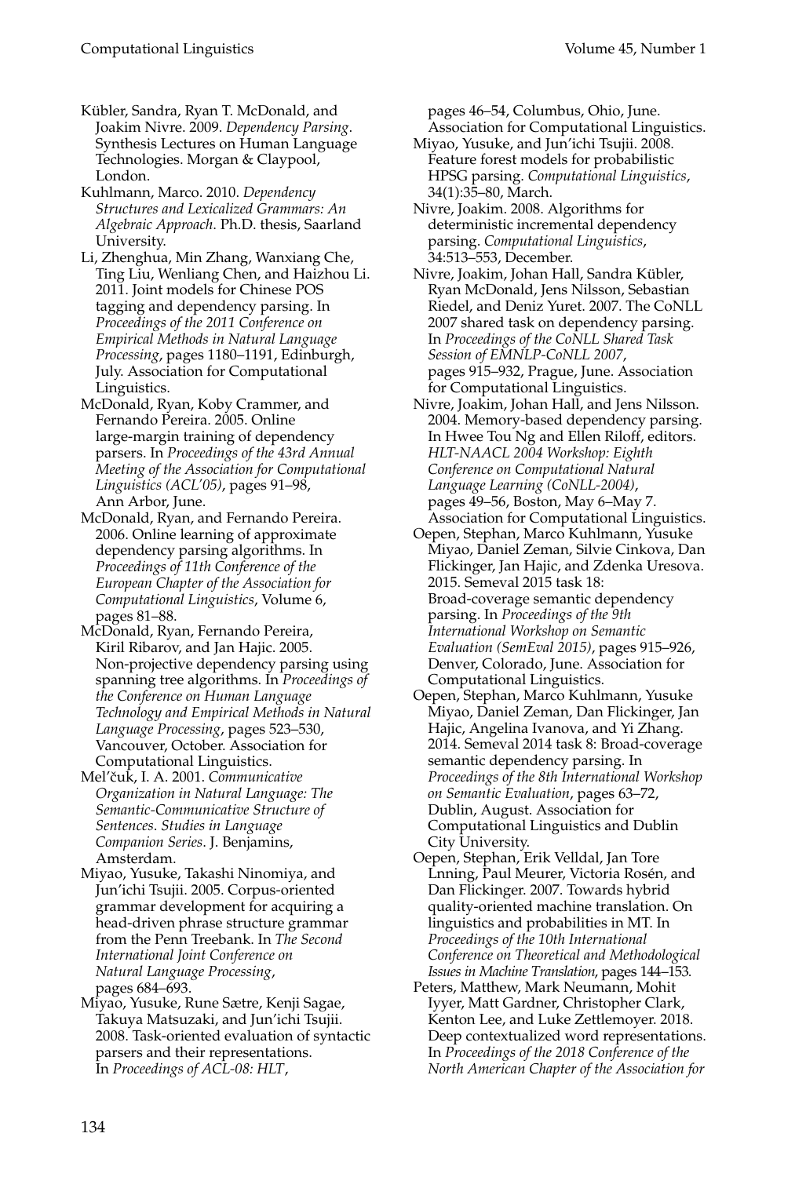Kübler, Sandra, Ryan T. McDonald, and Joakim Nivre. 2009. *Dependency Parsing*. Synthesis Lectures on Human Language Technologies. Morgan & Claypool, London.

Kuhlmann, Marco. 2010. *Dependency Structures and Lexicalized Grammars: An Algebraic Approach*. Ph.D. thesis, Saarland University.

Li, Zhenghua, Min Zhang, Wanxiang Che, Ting Liu, Wenliang Chen, and Haizhou Li. 2011. Joint models for Chinese POS tagging and dependency parsing. In *Proceedings of the 2011 Conference on Empirical Methods in Natural Language Processing*, pages 1180–1191, Edinburgh, July. Association for Computational Linguistics.

McDonald, Ryan, Koby Crammer, and Fernando Pereira. 2005. Online large-margin training of dependency parsers. In *Proceedings of the 43rd Annual Meeting of the Association for Computational Linguistics (ACL'05)*, pages 91–98, Ann Arbor, June.

McDonald, Ryan, and Fernando Pereira. 2006. Online learning of approximate dependency parsing algorithms. In *Proceedings of 11th Conference of the European Chapter of the Association for Computational Linguistics*, Volume 6, pages 81–88.

McDonald, Ryan, Fernando Pereira, Kiril Ribarov, and Jan Hajic. 2005. Non-projective dependency parsing using spanning tree algorithms. In *Proceedings of the Conference on Human Language Technology and Empirical Methods in Natural Language Processing*, pages 523–530, Vancouver, October. Association for Computational Linguistics.

Mel'čuk, I. A. 2001. *Communicative Organization in Natural Language: The Semantic-Communicative Structure of Sentences*. *Studies in Language Companion Series*. J. Benjamins, Amsterdam.

Miyao, Yusuke, Takashi Ninomiya, and Jun'ichi Tsujii. 2005. Corpus-oriented grammar development for acquiring a head-driven phrase structure grammar from the Penn Treebank. In *The Second International Joint Conference on Natural Language Processing*, pages 684–693.

Miyao, Yusuke, Rune Sætre, Kenji Sagae, Takuya Matsuzaki, and Jun'ichi Tsujii. 2008. Task-oriented evaluation of syntactic parsers and their representations. In *Proceedings of ACL-08: HLT*, pages 46–54, Columbus, Ohio, June. Association for Computational Linguistics.

Miyao, Yusuke, and Jun'ichi Tsujii. 2008. Feature forest models for probabilistic HPSG parsing. *Computational Linguistics*, 34(1):35–80, March.

Nivre, Joakim. 2008. Algorithms for deterministic incremental dependency parsing. *Computational Linguistics*, 34:513–553, December.

Nivre, Joakim, Johan Hall, Sandra Kübler, Ryan McDonald, Jens Nilsson, Sebastian Riedel, and Deniz Yuret. 2007. The CoNLL 2007 shared task on dependency parsing. In *Proceedings of the CoNLL Shared Task Session of EMNLP-CoNLL 2007*, pages 915–932, Prague, June. Association for Computational Linguistics.

Nivre, Joakim, Johan Hall, and Jens Nilsson. 2004. Memory-based dependency parsing. In Hwee Tou Ng and Ellen Riloff, editors. *HLT-NAACL 2004 Workshop: Eighth Conference on Computational Natural Language Learning (CoNLL-2004)*, pages 49–56, Boston, May 6–May 7. Association for Computational Linguistics.

Oepen, Stephan, Marco Kuhlmann, Yusuke Miyao, Daniel Zeman, Silvie Cinkova, Dan Flickinger, Jan Hajic, and Zdenka Uresova. 2015. Semeval 2015 task 18: Broad-coverage semantic dependency parsing. In *Proceedings of the 9th International Workshop on Semantic Evaluation (SemEval 2015)*, pages 915–926, Denver, Colorado, June. Association for Computational Linguistics.

Oepen, Stephan, Marco Kuhlmann, Yusuke Miyao, Daniel Zeman, Dan Flickinger, Jan Hajic, Angelina Ivanova, and Yi Zhang. 2014. Semeval 2014 task 8: Broad-coverage semantic dependency parsing. In *Proceedings of the 8th International Workshop on Semantic Evaluation*, pages 63–72, Dublin, August. Association for Computational Linguistics and Dublin City University.

Oepen, Stephan, Erik Velldal, Jan Tore Lnning, Paul Meurer, Victoria Rosén, and Dan Flickinger. 2007. Towards hybrid quality-oriented machine translation. On linguistics and probabilities in MT. In *Proceedings of the 10th International Conference on Theoretical and Methodological Issues in Machine Translation*, pages 144–153.

Peters, Matthew, Mark Neumann, Mohit Iyyer, Matt Gardner, Christopher Clark, Kenton Lee, and Luke Zettlemoyer. 2018. Deep contextualized word representations. In *Proceedings of the 2018 Conference of the North American Chapter of the Association for*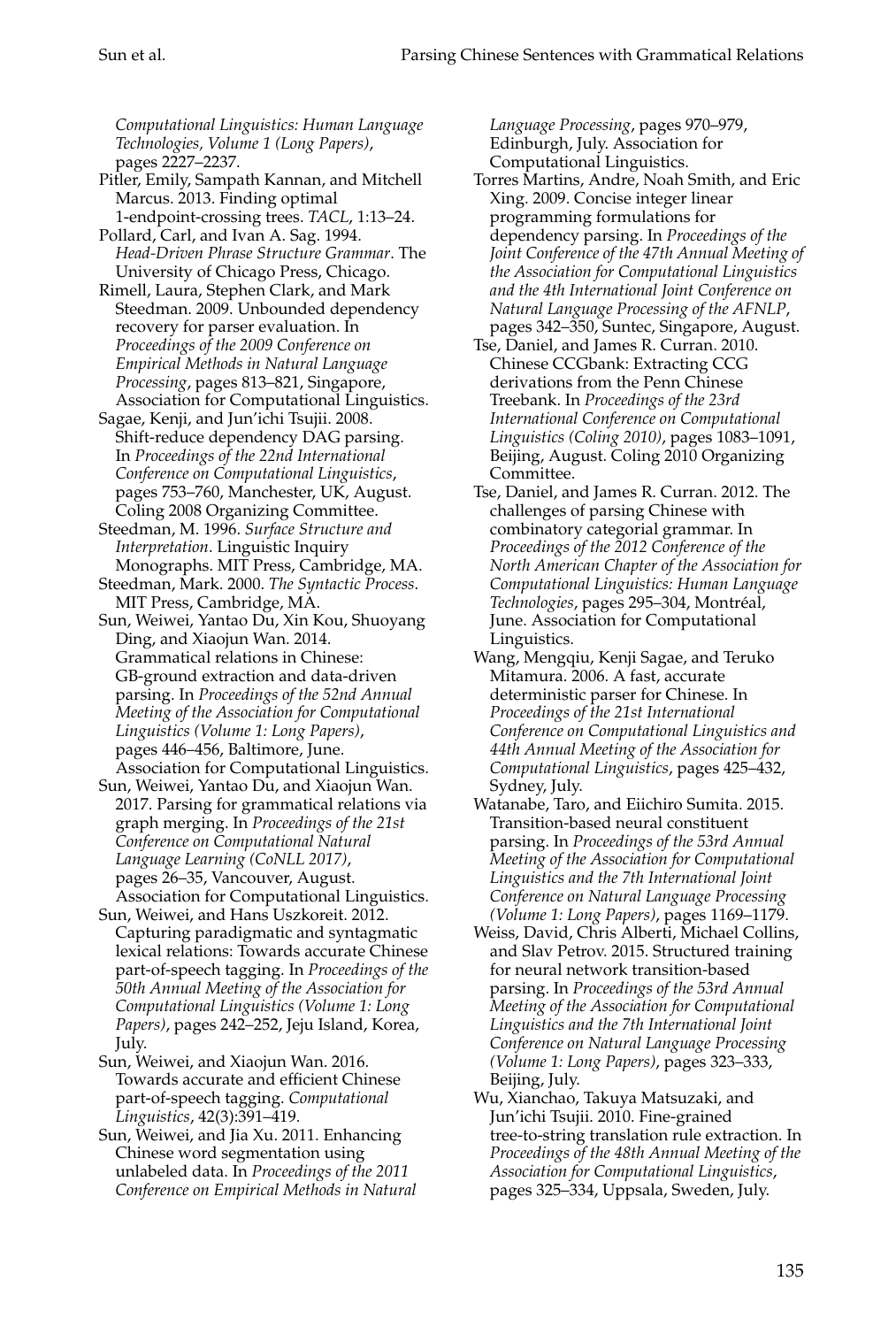*Computational Linguistics: Human Language Technologies, Volume 1 (Long Papers)*, pages 2227–2237.

Pitler, Emily, Sampath Kannan, and Mitchell Marcus. 2013. Finding optimal 1-endpoint-crossing trees. *TACL*, 1:13–24.

Pollard, Carl, and Ivan A. Sag. 1994. *Head-Driven Phrase Structure Grammar*. The University of Chicago Press, Chicago.

Rimell, Laura, Stephen Clark, and Mark Steedman. 2009. Unbounded dependency recovery for parser evaluation. In *Proceedings of the 2009 Conference on Empirical Methods in Natural Language Processing*, pages 813–821, Singapore, Association for Computational Linguistics.

Sagae, Kenji, and Jun'ichi Tsujii. 2008. Shift-reduce dependency DAG parsing. In *Proceedings of the 22nd International Conference on Computational Linguistics*, pages 753–760, Manchester, UK, August. Coling 2008 Organizing Committee.

Steedman, M. 1996. *Surface Structure and Interpretation*. Linguistic Inquiry Monographs. MIT Press, Cambridge, MA.

Steedman, Mark. 2000. *The Syntactic Process*. MIT Press, Cambridge, MA.

Sun, Weiwei, Yantao Du, Xin Kou, Shuoyang Ding, and Xiaojun Wan. 2014. Grammatical relations in Chinese: GB-ground extraction and data-driven parsing. In *Proceedings of the 52nd Annual Meeting of the Association for Computational Linguistics (Volume 1: Long Papers)*, pages 446–456, Baltimore, June. Association for Computational Linguistics.

Sun, Weiwei, Yantao Du, and Xiaojun Wan. 2017. Parsing for grammatical relations via graph merging. In *Proceedings of the 21st Conference on Computational Natural Language Learning (CoNLL 2017)*, pages 26–35, Vancouver, August. Association for Computational Linguistics.

Sun, Weiwei, and Hans Uszkoreit. 2012. Capturing paradigmatic and syntagmatic lexical relations: Towards accurate Chinese part-of-speech tagging. In *Proceedings of the 50th Annual Meeting of the Association for Computational Linguistics (Volume 1: Long Papers)*, pages 242–252, Jeju Island, Korea, July.

Sun, Weiwei, and Xiaojun Wan. 2016. Towards accurate and efficient Chinese part-of-speech tagging. *Computational Linguistics*, 42(3):391–419.

Sun, Weiwei, and Jia Xu. 2011. Enhancing Chinese word segmentation using unlabeled data. In *Proceedings of the 2011 Conference on Empirical Methods in Natural Language Processing*, pages 970–979, Edinburgh, July. Association for Computational Linguistics.

Torres Martins, Andre, Noah Smith, and Eric Xing. 2009. Concise integer linear programming formulations for dependency parsing. In *Proceedings of the Joint Conference of the 47th Annual Meeting of the Association for Computational Linguistics and the 4th International Joint Conference on Natural Language Processing of the AFNLP*, pages 342–350, Suntec, Singapore, August.

Tse, Daniel, and James R. Curran. 2010. Chinese CCGbank: Extracting CCG derivations from the Penn Chinese Treebank. In *Proceedings of the 23rd International Conference on Computational Linguistics (Coling 2010)*, pages 1083–1091, Beijing, August. Coling 2010 Organizing Committee.

Tse, Daniel, and James R. Curran. 2012. The challenges of parsing Chinese with combinatory categorial grammar. In *Proceedings of the 2012 Conference of the North American Chapter of the Association for Computational Linguistics: Human Language Technologies*, pages 295–304, Montréal, June. Association for Computational Linguistics.

Wang, Mengqiu, Kenji Sagae, and Teruko Mitamura. 2006. A fast, accurate deterministic parser for Chinese. In *Proceedings of the 21st International Conference on Computational Linguistics and 44th Annual Meeting of the Association for Computational Linguistics*, pages 425–432, Sydney, July.

Watanabe, Taro, and Eiichiro Sumita. 2015. Transition-based neural constituent parsing. In *Proceedings of the 53rd Annual Meeting of the Association for Computational Linguistics and the 7th International Joint Conference on Natural Language Processing (Volume 1: Long Papers)*, pages 1169–1179.

Weiss, David, Chris Alberti, Michael Collins, and Slav Petrov. 2015. Structured training for neural network transition-based parsing. In *Proceedings of the 53rd Annual Meeting of the Association for Computational Linguistics and the 7th International Joint Conference on Natural Language Processing (Volume 1: Long Papers)*, pages 323–333, Beijing, July.

Wu, Xianchao, Takuya Matsuzaki, and Jun'ichi Tsujii. 2010. Fine-grained tree-to-string translation rule extraction. In *Proceedings of the 48th Annual Meeting of the Association for Computational Linguistics*, pages 325–334, Uppsala, Sweden, July.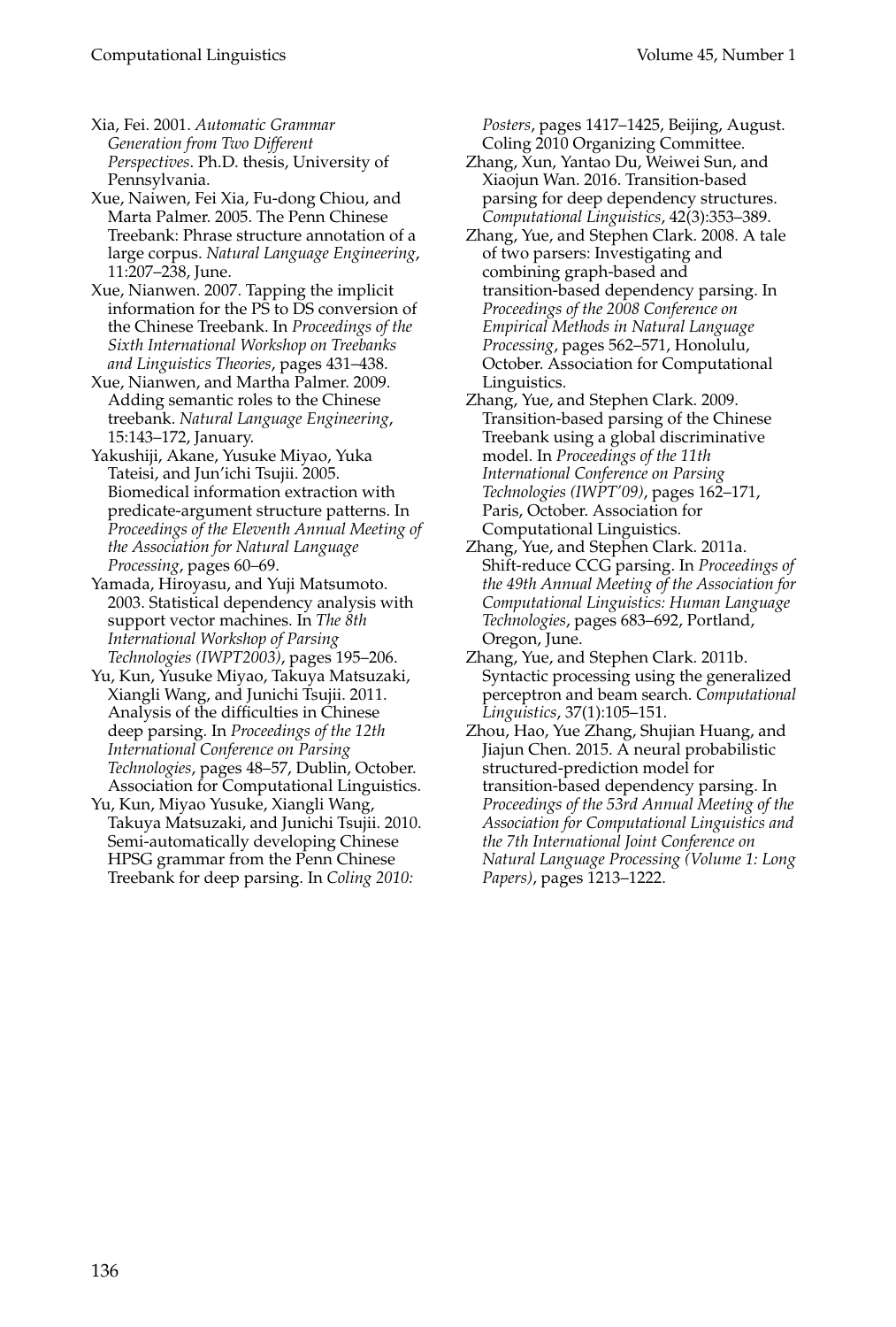Xia, Fei. 2001. *Automatic Grammar Generation from Two Different Perspectives*. Ph.D. thesis, University of Pennsylvania.

Xue, Naiwen, Fei Xia, Fu-dong Chiou, and Marta Palmer. 2005. The Penn Chinese Treebank: Phrase structure annotation of a large corpus. *Natural Language Engineering*, 11:207–238, June.

Xue, Nianwen. 2007. Tapping the implicit information for the PS to DS conversion of the Chinese Treebank. In *Proceedings of the Sixth International Workshop on Treebanks and Linguistics Theories*, pages 431–438.

Xue, Nianwen, and Martha Palmer. 2009. Adding semantic roles to the Chinese treebank. *Natural Language Engineering*, 15:143–172, January.

Yakushiji, Akane, Yusuke Miyao, Yuka Tateisi, and Jun'ichi Tsujii. 2005. Biomedical information extraction with predicate-argument structure patterns. In *Proceedings of the Eleventh Annual Meeting of the Association for Natural Language Processing*, pages 60–69.

Yamada, Hiroyasu, and Yuji Matsumoto. 2003. Statistical dependency analysis with support vector machines. In *The 8th International Workshop of Parsing Technologies (IWPT2003)*, pages 195–206.

Yu, Kun, Yusuke Miyao, Takuya Matsuzaki, Xiangli Wang, and Junichi Tsujii. 2011. Analysis of the difficulties in Chinese deep parsing. In *Proceedings of the 12th International Conference on Parsing Technologies*, pages 48–57, Dublin, October. Association for Computational Linguistics.

Yu, Kun, Miyao Yusuke, Xiangli Wang, Takuya Matsuzaki, and Junichi Tsujii. 2010. Semi-automatically developing Chinese HPSG grammar from the Penn Chinese Treebank for deep parsing. In *Coling 2010: Posters*, pages 1417–1425, Beijing, August. Coling 2010 Organizing Committee.

Zhang, Xun, Yantao Du, Weiwei Sun, and Xiaojun Wan. 2016. Transition-based parsing for deep dependency structures. *Computational Linguistics*, 42(3):353–389.

Zhang, Yue, and Stephen Clark. 2008. A tale of two parsers: Investigating and combining graph-based and transition-based dependency parsing. In *Proceedings of the 2008 Conference on Empirical Methods in Natural Language Processing*, pages 562–571, Honolulu, October. Association for Computational Linguistics.

Zhang, Yue, and Stephen Clark. 2009. Transition-based parsing of the Chinese Treebank using a global discriminative model. In *Proceedings of the 11th International Conference on Parsing Technologies (IWPT'09)*, pages 162–171, Paris, October. Association for Computational Linguistics.

Zhang, Yue, and Stephen Clark. 2011a. Shift-reduce CCG parsing. In *Proceedings of the 49th Annual Meeting of the Association for Computational Linguistics: Human Language Technologies*, pages 683–692, Portland, Oregon, June.

Zhang, Yue, and Stephen Clark. 2011b. Syntactic processing using the generalized perceptron and beam search. *Computational Linguistics*, 37(1):105–151.

Zhou, Hao, Yue Zhang, Shujian Huang, and Jiajun Chen. 2015. A neural probabilistic structured-prediction model for transition-based dependency parsing. In *Proceedings of the 53rd Annual Meeting of the Association for Computational Linguistics and the 7th International Joint Conference on Natural Language Processing (Volume 1: Long Papers)*, pages 1213–1222.